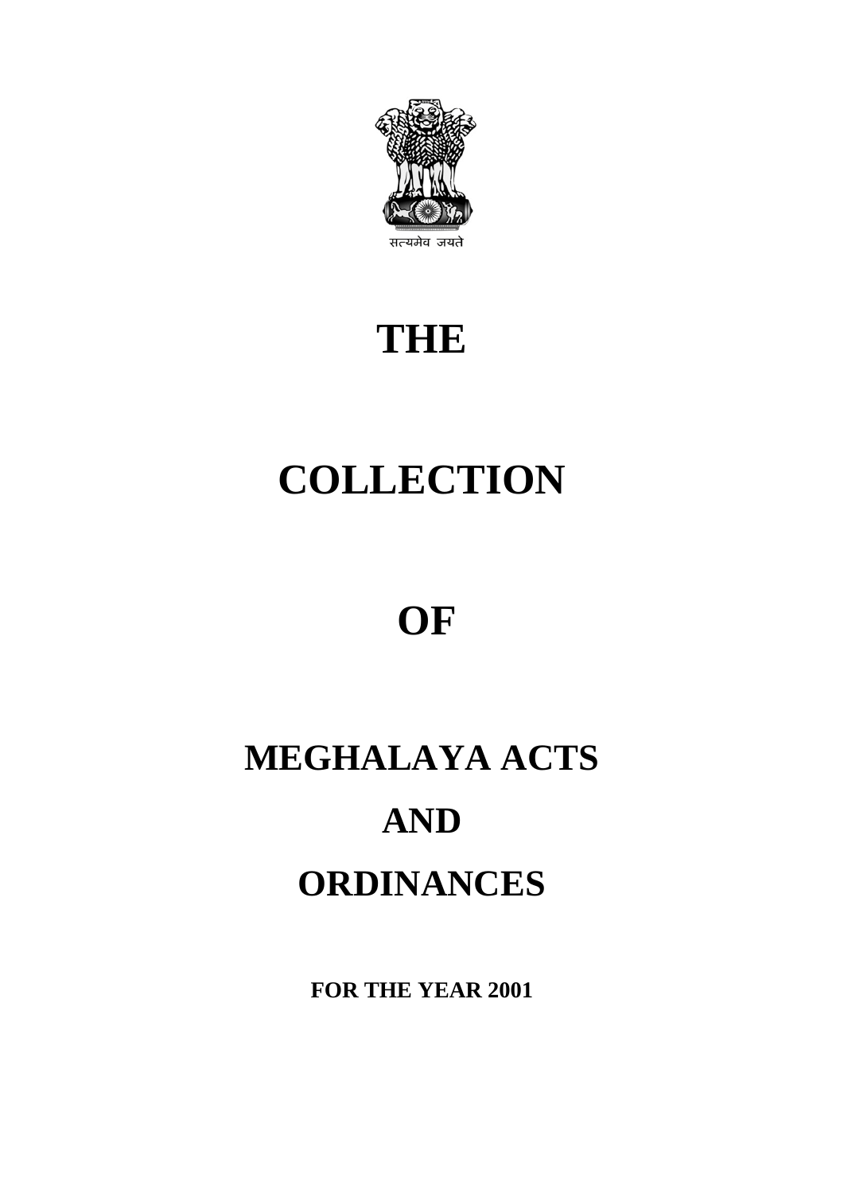सत्यमेव जयते

# THE

# COLLECTION

# OF

# MEGHALAYA ACTS

# AND

# ORDINANCES

**FOR THE YEAR 2001**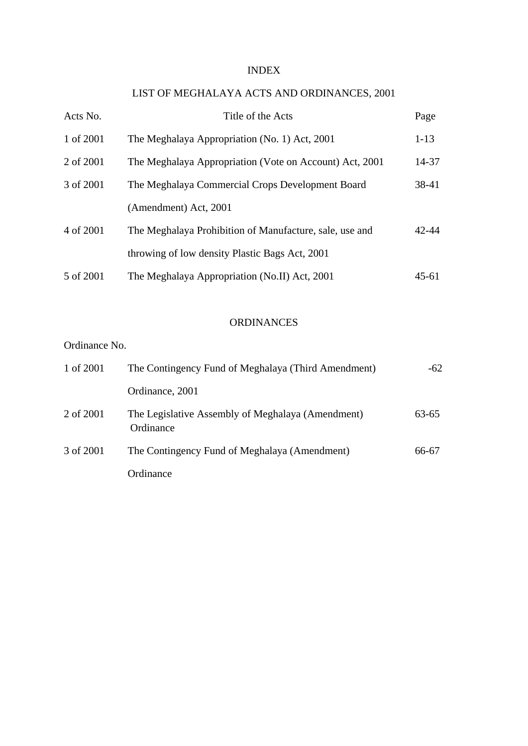# INDEX

## LIST OF MEGHALAYA ACTS AND ORDINANCES, 2001

| Acts No. | Title of the Acts | Page |
|---|---|---|
| 1 of 2001 | The Meghalaya Appropriation (No. 1) Act, 2001 | 1-13 |
| 2 of 2001 | The Meghalaya Appropriation (Vote on Account) Act, 2001 | 14-37 |
| 3 of 2001 | The Meghalaya Commercial Crops Development Board (Amendment) Act, 2001 | 38-41 |
| 4 of 2001 | The Meghalaya Prohibition of Manufacture, sale, use and throwing of low density Plastic Bags Act, 2001 | 42-44 |
| 5 of 2001 | The Meghalaya Appropriation (No.II) Act, 2001 | 45-61 |

## ORDINANCES

| Ordinance No. | | |
|---|---|---|
| 1 of 2001 | The Contingency Fund of Meghalaya (Third Amendment) Ordinance, 2001 | -62 |
| 2 of 2001 | The Legislative Assembly of Meghalaya (Amendment) Ordinance | 63-65 |
| 3 of 2001 | The Contingency Fund of Meghalaya (Amendment) Ordinance | 66-67 |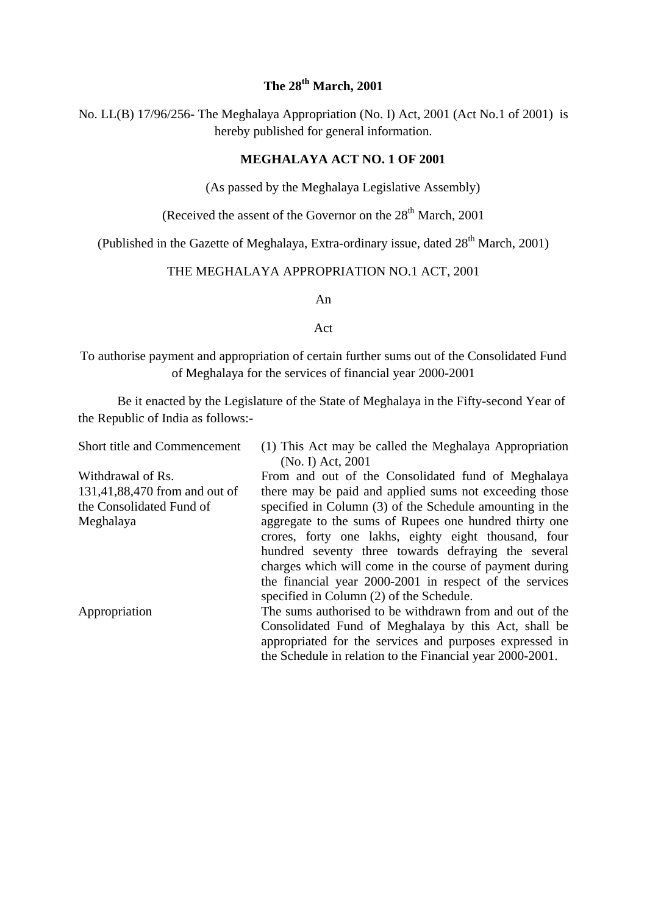**The 28th March, 2001**

No. LL(B) 17/96/256- The Meghalaya Appropriation (No. I) Act, 2001 (Act No.1 of 2001) is hereby published for general information.

**MEGHALAYA ACT NO. 1 OF 2001**

(As passed by the Meghalaya Legislative Assembly)

(Received the assent of the Governor on the 28th March, 2001

(Published in the Gazette of Meghalaya, Extra-ordinary issue, dated 28th March, 2001)

THE MEGHALAYA APPROPRIATION NO.1 ACT, 2001

An

Act

To authorise payment and appropriation of certain further sums out of the Consolidated Fund of Meghalaya for the services of financial year 2000-2001

Be it enacted by the Legislature of the State of Meghalaya in the Fifty-second Year of the Republic of India as follows:-

| | |
|---|---|
| Short title and Commencement | (1) This Act may be called the Meghalaya Appropriation (No. I) Act, 2001 |
| Withdrawal of Rs. 131,41,88,470 from and out of the Consolidated Fund of Meghalaya | From and out of the Consolidated fund of Meghalaya there may be paid and applied sums not exceeding those specified in Column (3) of the Schedule amounting in the aggregate to the sums of Rupees one hundred thirty one crores, forty one lakhs, eighty eight thousand, four hundred seventy three towards defraying the several charges which will come in the course of payment during the financial year 2000-2001 in respect of the services specified in Column (2) of the Schedule. |
| Appropriation | The sums authorised to be withdrawn from and out of the Consolidated Fund of Meghalaya by this Act, shall be appropriated for the services and purposes expressed in the Schedule in relation to the Financial year 2000-2001. |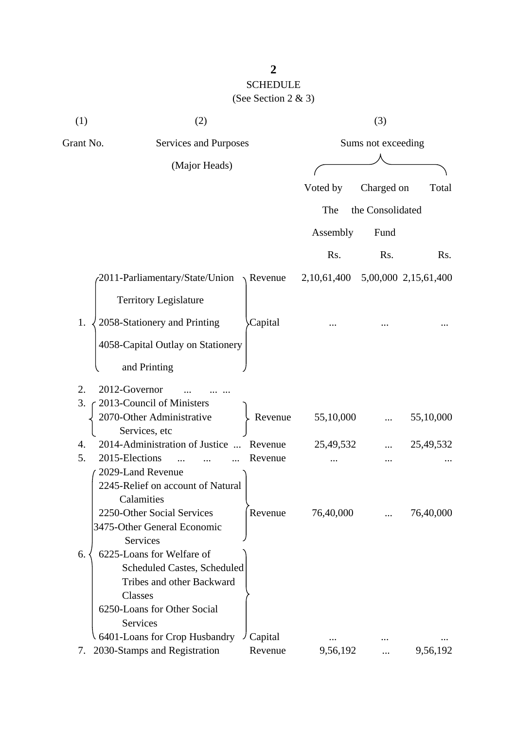## SCHEDULE

(See Section 2 & 3)

| (1) | (2) | | (3) | | |
|---|---|---|---|---|---|
| Grant No. | Services and Purposes (Major Heads) | | Sums not exceeding | | |
| | | | Voted by The Assembly | Charged on the Consolidated Fund | Total |
| | | | Rs. | Rs. | Rs. |
| 1. | 2011-Parliamentary/State/Union Territory Legislature<br>2058-Stationery and Printing | Revenue | 2,10,61,400 | 5,00,000 | 2,15,61,400 |
| | 4058-Capital Outlay on Stationery and Printing | Capital | ... | ... | ... |
| 2. | 2012-Governor ... ... ... | | | | |
| 3. | 2013-Council of Ministers<br>2070-Other Administrative Services, etc | Revenue | 55,10,000 | ... | 55,10,000 |
| 4. | 2014-Administration of Justice ... | Revenue | 25,49,532 | ... | 25,49,532 |
| 5. | 2015-Elections ... ... ... | Revenue | ... | ... | ... |
| 6. | 2029-Land Revenue<br>2245-Relief on account of Natural Calamities<br>2250-Other Social Services<br>3475-Other General Economic Services | Revenue | 76,40,000 | ... | 76,40,000 |
| | 6225-Loans for Welfare of Scheduled Castes, Scheduled Tribes and other Backward Classes<br>6250-Loans for Other Social Services<br>6401-Loans for Crop Husbandry | Capital | ... | ... | ... |
| 7. | 2030-Stamps and Registration | Revenue | 9,56,192 | ... | 9,56,192 |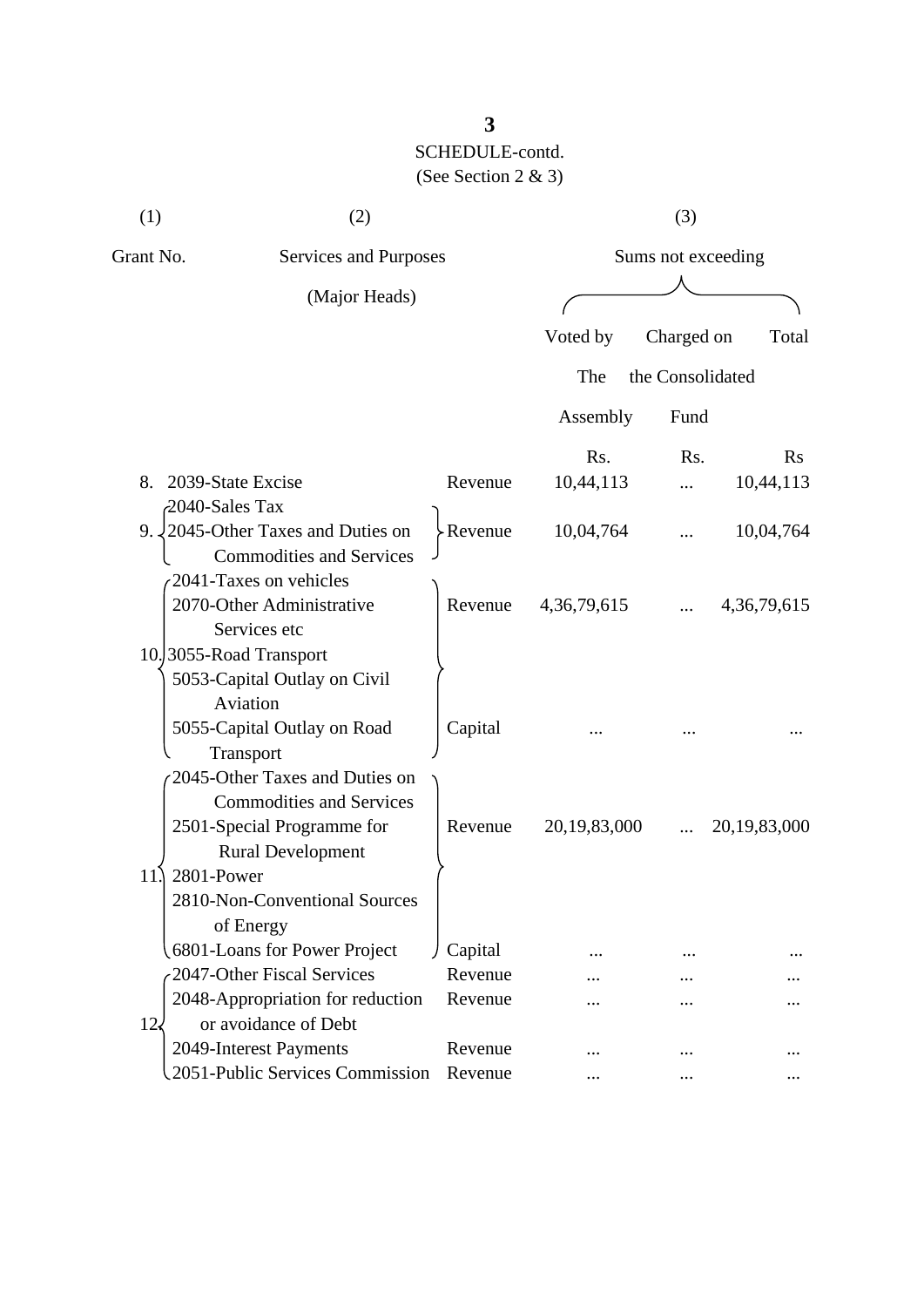SCHEDULE-contd.

(See Section 2 & 3)

| (1) | (2) | | (3) | | |
|---|---|---|---|---|---|
| Grant No. | Services and Purposes (Major Heads) | | Sums not exceeding | | |
| | | | Voted by The Assembly | Charged on the Consolidated Fund | Total |
| | | | Rs. | Rs. | Rs |
| 8. | 2039-State Excise | Revenue | 10,44,113 | ... | 10,44,113 |
| 9. | 2040-Sales Tax<br>2045-Other Taxes and Duties on Commodities and Services | Revenue | 10,04,764 | ... | 10,04,764 |
| 10. | 2041-Taxes on vehicles<br>2070-Other Administrative Services etc<br>3055-Road Transport | Revenue | 4,36,79,615 | ... | 4,36,79,615 |
| | 5053-Capital Outlay on Civil Aviation<br>5055-Capital Outlay on Road Transport | Capital | ... | ... | ... |
| 11. | 2045-Other Taxes and Duties on Commodities and Services<br>2501-Special Programme for Rural Development<br>2801-Power<br>2810-Non-Conventional Sources of Energy | Revenue | 20,19,83,000 | ... | 20,19,83,000 |
| | 6801-Loans for Power Project | Capital | ... | ... | ... |
| 12. | 2047-Other Fiscal Services | Revenue | ... | ... | ... |
| | 2048-Appropriation for reduction or avoidance of Debt | Revenue | ... | ... | ... |
| | 2049-Interest Payments | Revenue | ... | ... | ... |
| | 2051-Public Services Commission | Revenue | ... | ... | ... |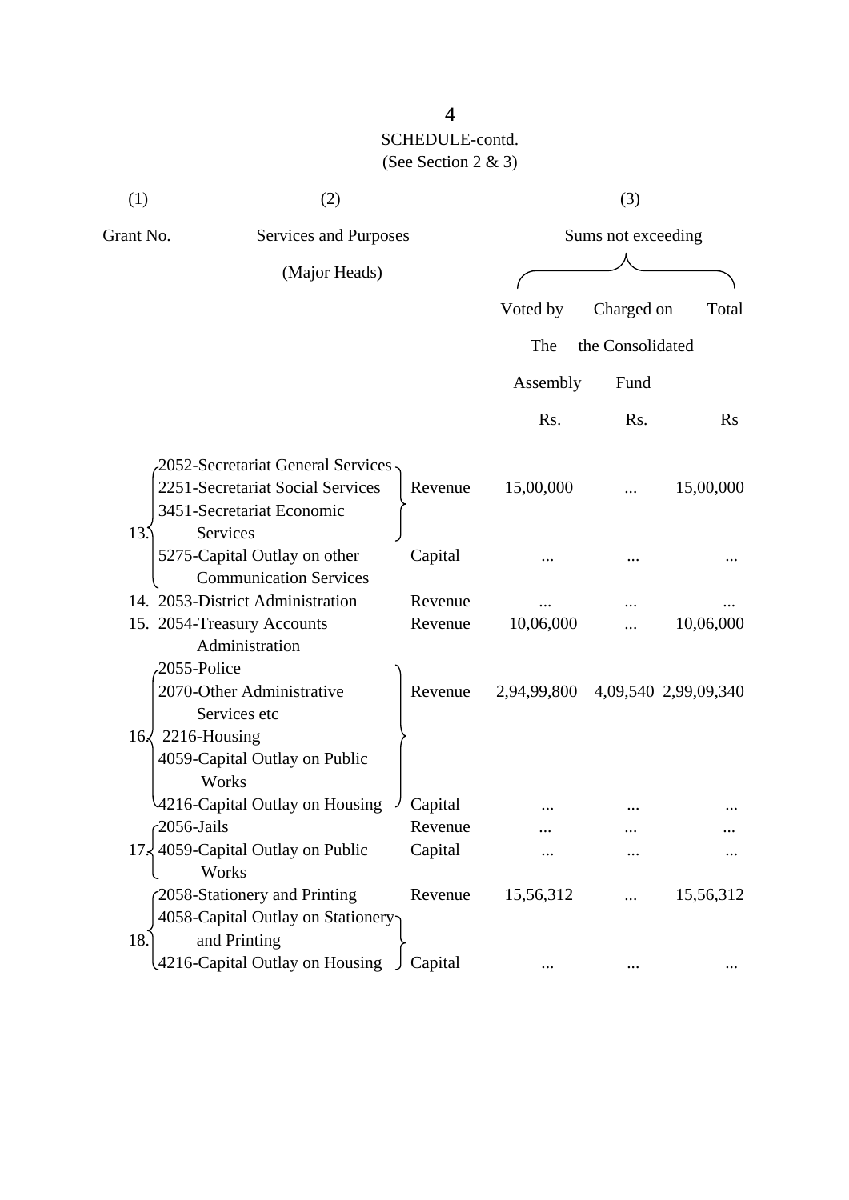SCHEDULE-contd.
(See Section 2 & 3)

| (1) | (2) | | (3) | | |
|---|---|---|---|---|---|
| Grant No. | Services and Purposes (Major Heads) | | Sums not exceeding | | |
| | | | Voted by The Assembly | Charged on the Consolidated Fund | Total |
| | | | Rs. | Rs. | Rs |
| 13. | 2052-Secretariat General Services<br>2251-Secretariat Social Services<br>3451-Secretariat Economic Services | Revenue | 15,00,000 | ... | 15,00,000 |
| | 5275-Capital Outlay on other Communication Services | Capital | ... | ... | ... |
| 14. | 2053-District Administration | Revenue | ... | ... | ... |
| 15. | 2054-Treasury Accounts Administration | Revenue | 10,06,000 | ... | 10,06,000 |
| 16. | 2055-Police<br>2070-Other Administrative Services etc<br>2216-Housing<br>4059-Capital Outlay on Public Works | Revenue | 2,94,99,800 | 4,09,540 | 2,99,09,340 |
| | 4216-Capital Outlay on Housing | Capital | ... | ... | ... |
| 17. | 2056-Jails | Revenue | ... | ... | ... |
| | 4059-Capital Outlay on Public Works | Capital | ... | ... | ... |
| 18. | 2058-Stationery and Printing | Revenue | 15,56,312 | ... | 15,56,312 |
| | 4058-Capital Outlay on Stationery and Printing<br>4216-Capital Outlay on Housing | Capital | ... | ... | ... |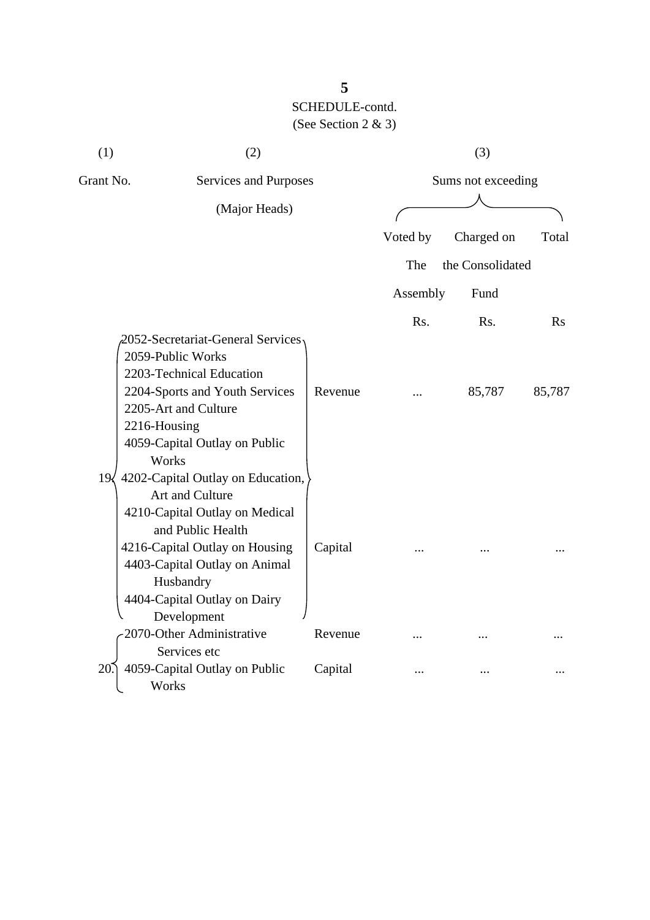SCHEDULE-contd.

(See Section 2 & 3)

| (1) | (2) | | (3) | | |
|---|---|---|---|---|---|
| Grant No. | Services and Purposes (Major Heads) | | Sums not exceeding | | |
| | | | Voted by The Assembly | Charged on the Consolidated Fund | Total |
| | | | Rs. | Rs. | Rs |
| 19 | 2052-Secretariat-General Services<br>2059-Public Works<br>2203-Technical Education<br>2204-Sports and Youth Services<br>2205-Art and Culture<br>2216-Housing | Revenue | ... | 85,787 | 85,787 |
| | 4059-Capital Outlay on Public Works<br>4202-Capital Outlay on Education, Art and Culture<br>4210-Capital Outlay on Medical and Public Health<br>4216-Capital Outlay on Housing<br>4403-Capital Outlay on Animal Husbandry<br>4404-Capital Outlay on Dairy Development | Capital | ... | ... | ... |
| 20. | 2070-Other Administrative Services etc | Revenue | ... | ... | ... |
| | 4059-Capital Outlay on Public Works | Capital | ... | ... | ... |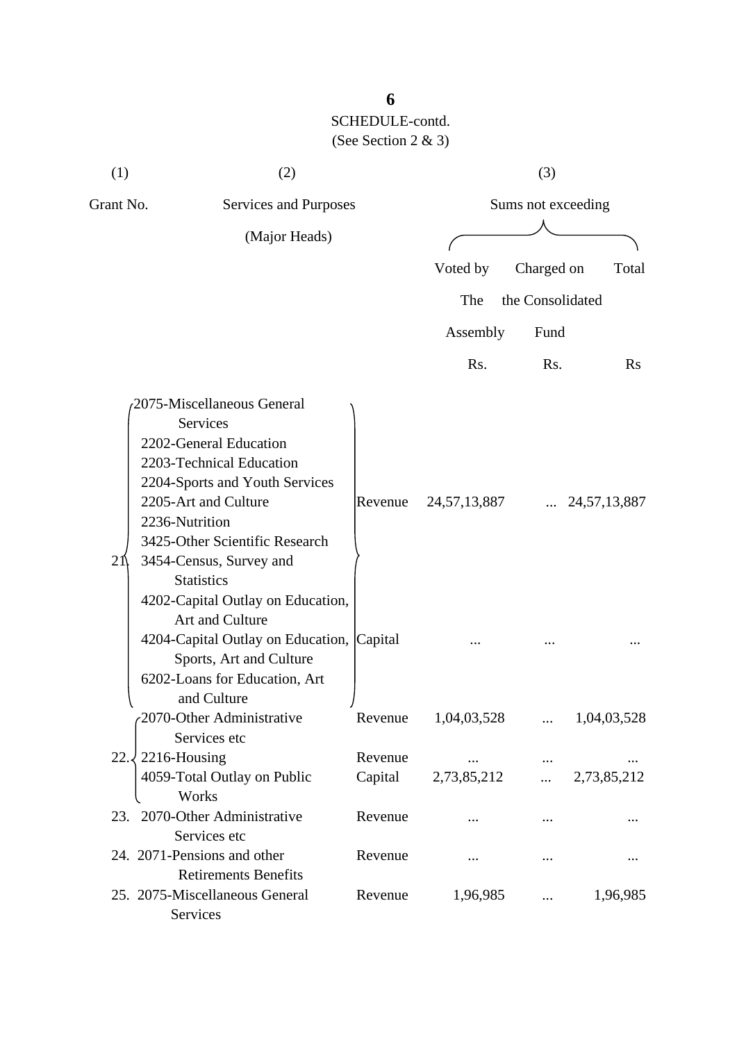SCHEDULE-contd.

(See Section 2 & 3)

| (1) | (2) | | (3) | | |
|---|---|---|---|---|---|
| Grant No. | Services and Purposes (Major Heads) | | Sums not exceeding | | |
| | | | Voted by The Assembly | Charged on the Consolidated Fund | Total |
| | | | Rs. | Rs. | Rs |
| 21. | 2075-Miscellaneous General Services<br>2202-General Education<br>2203-Technical Education<br>2204-Sports and Youth Services<br>2205-Art and Culture<br>2236-Nutrition<br>3425-Other Scientific Research<br>3454-Census, Survey and Statistics | Revenue | 24,57,13,887 | ... | 24,57,13,887 |
| | 4202-Capital Outlay on Education, Art and Culture<br>4204-Capital Outlay on Education, Sports, Art and Culture<br>6202-Loans for Education, Art and Culture | Capital | ... | ... | ... |
| 22. | 2070-Other Administrative Services etc | Revenue | 1,04,03,528 | ... | 1,04,03,528 |
| | 2216-Housing | Revenue | ... | ... | ... |
| | 4059-Total Outlay on Public Works | Capital | 2,73,85,212 | ... | 2,73,85,212 |
| 23. | 2070-Other Administrative Services etc | Revenue | ... | ... | ... |
| 24. | 2071-Pensions and other Retirements Benefits | Revenue | ... | ... | ... |
| 25. | 2075-Miscellaneous General Services | Revenue | 1,96,985 | ... | 1,96,985 |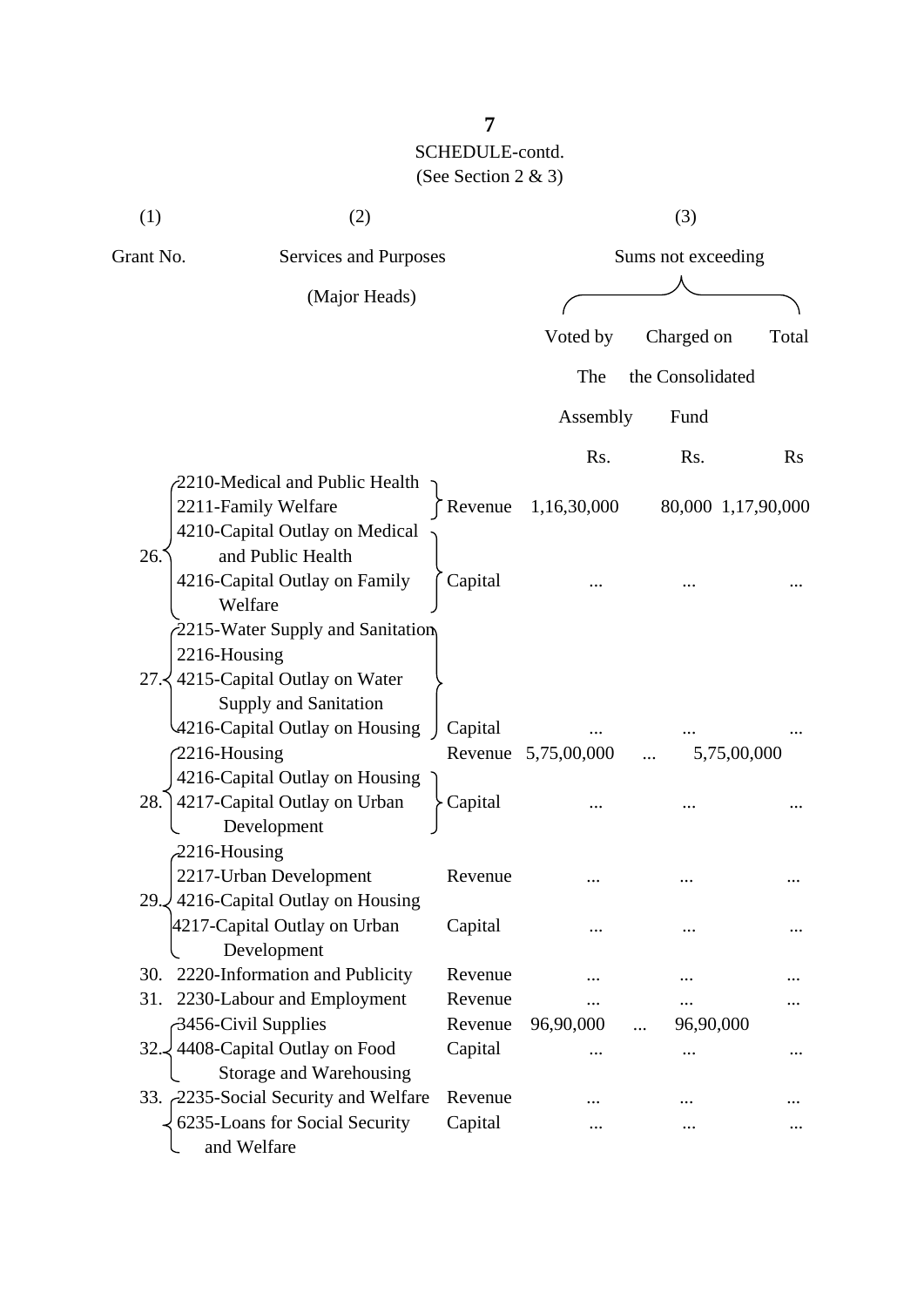SCHEDULE-contd.

(See Section 2 & 3)

| (1) | (2) | | (3) | | |
|---|---|---|---|---|---|
| Grant No. | Services and Purposes (Major Heads) | | Sums not exceeding | | |
| | | | Voted by The Assembly | Charged on the Consolidated Fund | Total |
| | | | Rs. | Rs. | Rs |
| 26. | 2210-Medical and Public Health<br>2211-Family Welfare | Revenue | 1,16,30,000 | 80,000 | 1,17,90,000 |
| | 4210-Capital Outlay on Medical and Public Health<br>4216-Capital Outlay on Family Welfare | Capital | ... | ... | ... |
| 27. | 2215-Water Supply and Sanitation<br>2216-Housing<br>4215-Capital Outlay on Water Supply and Sanitation<br>4216-Capital Outlay on Housing | Capital | ... | ... | ... |
| 28. | 2216-Housing | Revenue | 5,75,00,000 | ... | 5,75,00,000 |
| | 4216-Capital Outlay on Housing<br>4217-Capital Outlay on Urban Development | Capital | ... | ... | ... |
| 29. | 2216-Housing<br>2217-Urban Development | Revenue | ... | ... | ... |
| | 4216-Capital Outlay on Housing<br>4217-Capital Outlay on Urban Development | Capital | ... | ... | ... |
| 30. | 2220-Information and Publicity | Revenue | ... | ... | ... |
| 31. | 2230-Labour and Employment | Revenue | ... | ... | ... |
| 32. | 3456-Civil Supplies | Revenue | 96,90,000 | ... | 96,90,000 |
| | 4408-Capital Outlay on Food Storage and Warehousing | Capital | ... | ... | ... |
| 33. | 2235-Social Security and Welfare | Revenue | ... | ... | ... |
| | 6235-Loans for Social Security and Welfare | Capital | ... | ... | ... |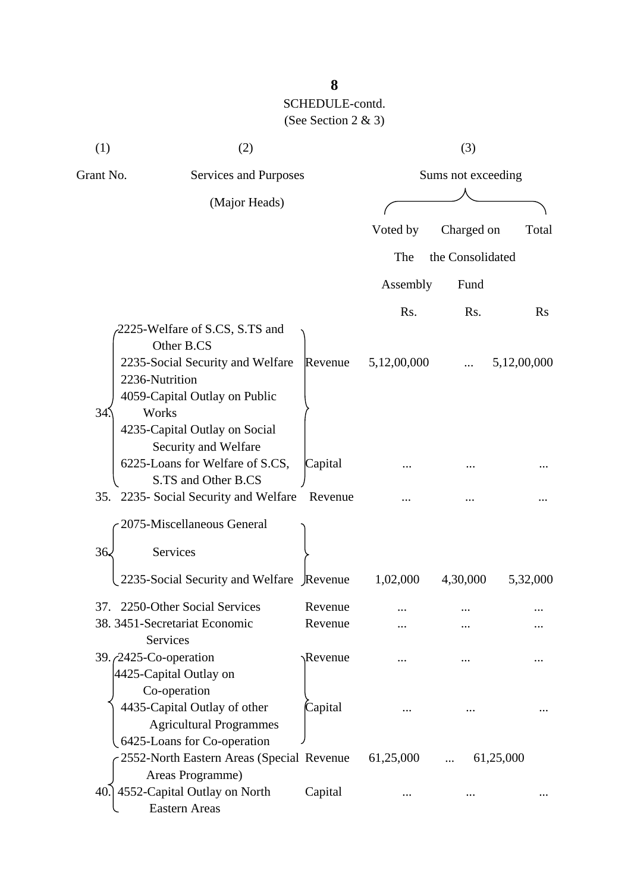SCHEDULE-contd.

(See Section 2 & 3)

| (1) | (2) | | (3) | | |
|---|---|---|---|---|---|
| Grant No. | Services and Purposes (Major Heads) | | Sums not exceeding | | |
| | | | Voted by The Assembly | Charged on the Consolidated Fund | Total |
| | | | Rs. | Rs. | Rs |
| 34. | 2225-Welfare of S.CS, S.TS and Other B.CS<br>2235-Social Security and Welfare<br>2236-Nutrition | Revenue | 5,12,00,000 | ... | 5,12,00,000 |
| | 4059-Capital Outlay on Public Works<br>4235-Capital Outlay on Social Security and Welfare<br>6225-Loans for Welfare of S.CS, S.TS and Other B.CS | Capital | ... | ... | ... |
| 35. | 2235- Social Security and Welfare | Revenue | ... | ... | ... |
| 36. | 2075-Miscellaneous General Services<br>2235-Social Security and Welfare | Revenue | 1,02,000 | 4,30,000 | 5,32,000 |
| 37. | 2250-Other Social Services | Revenue | ... | ... | ... |
| 38. | 3451-Secretariat Economic Services | Revenue | ... | ... | ... |
| 39. | 2425-Co-operation | Revenue | ... | ... | ... |
| | 4425-Capital Outlay on Co-operation<br>4435-Capital Outlay of other Agricultural Programmes<br>6425-Loans for Co-operation | Capital | ... | ... | ... |
| 40. | 2552-North Eastern Areas (Special Areas Programme) | Revenue | 61,25,000 | ... | 61,25,000 |
| | 4552-Capital Outlay on North Eastern Areas | Capital | ... | ... | ... |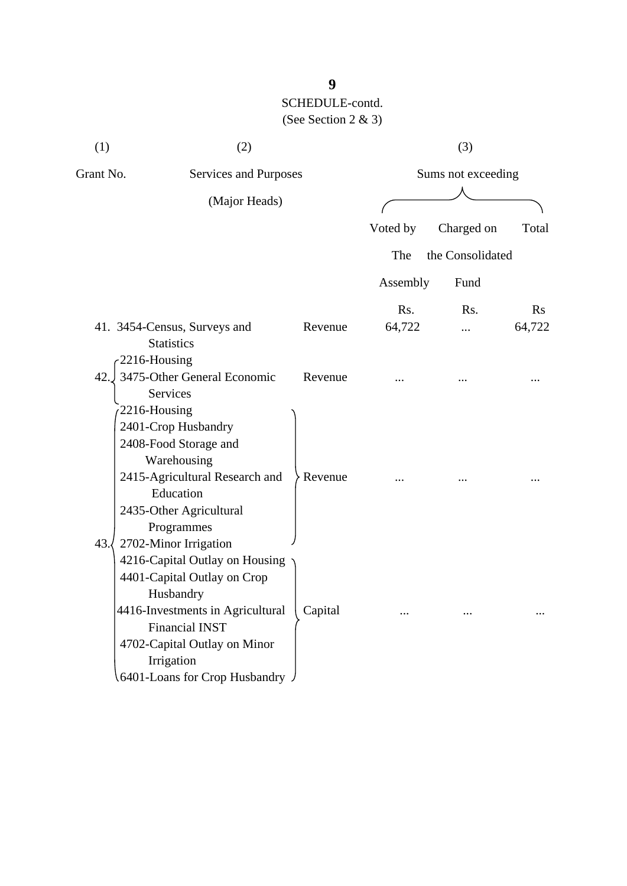SCHEDULE-contd.
(See Section 2 & 3)

| (1) | (2) | | (3) | | |
|---|---|---|---|---|---|
| Grant No. | Services and Purposes (Major Heads) | | Sums not exceeding | | |
| | | | Voted by The Assembly | Charged on the Consolidated Fund | Total |
| | | | Rs. | Rs. | Rs |
| 41. | 3454-Census, Surveys and Statistics | Revenue | 64,722 | ... | 64,722 |
| 42. | 2216-Housing<br>3475-Other General Economic Services | Revenue | ... | ... | ... |
| 43. | 2216-Housing<br>2401-Crop Husbandry<br>2408-Food Storage and Warehousing<br>2415-Agricultural Research and Education<br>2435-Other Agricultural Programmes<br>2702-Minor Irrigation | Revenue | ... | ... | ... |
| | 4216-Capital Outlay on Housing<br>4401-Capital Outlay on Crop Husbandry<br>4416-Investments in Agricultural Financial INST<br>4702-Capital Outlay on Minor Irrigation<br>6401-Loans for Crop Husbandry | Capital | ... | ... | ... |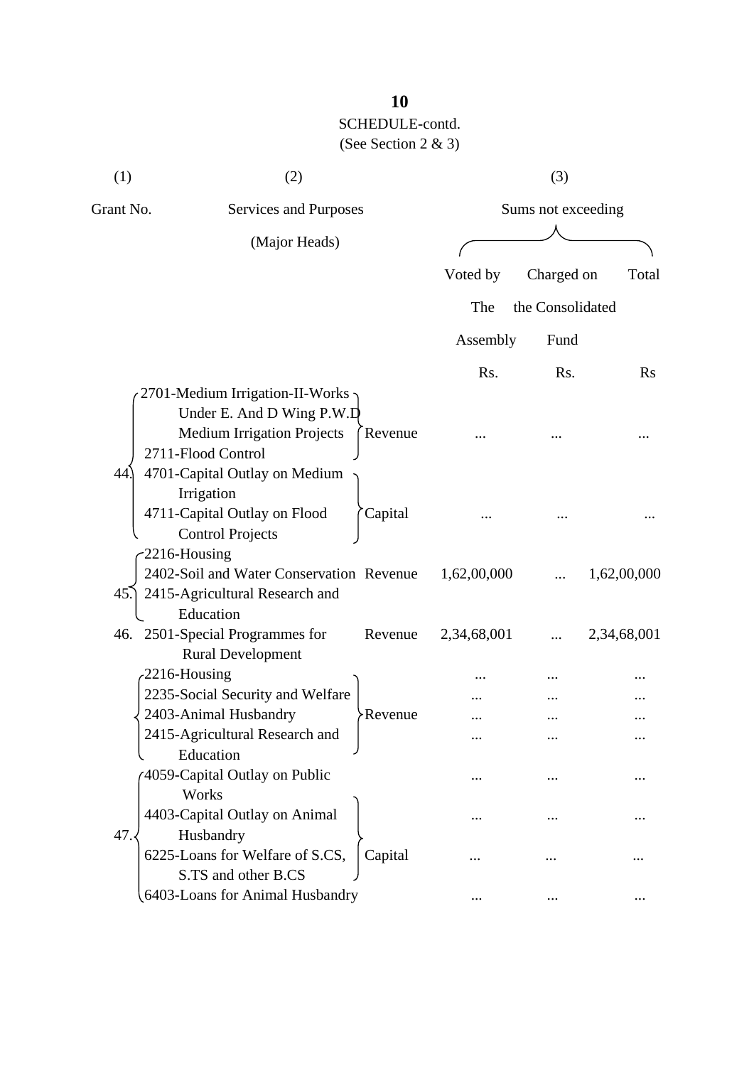SCHEDULE-contd.

(See Section 2 & 3)

| (1) | (2) | | (3) | | |
|---|---|---|---|---|---|
| Grant No. | Services and Purposes (Major Heads) | | Sums not exceeding | | |
| | | | Voted by The Assembly | Charged on the Consolidated Fund | Total |
| | | | Rs. | Rs. | Rs |
| 44. | 2701-Medium Irrigation-II-Works Under E. And D Wing P.W.D Medium Irrigation Projects<br>2711-Flood Control | Revenue | ... | ... | ... |
| | 4701-Capital Outlay on Medium Irrigation<br>4711-Capital Outlay on Flood Control Projects | Capital | ... | ... | ... |
| 45. | 2216-Housing<br>2402-Soil and Water Conservation<br>2415-Agricultural Research and Education | Revenue | 1,62,00,000 | ... | 1,62,00,000 |
| 46. | 2501-Special Programmes for Rural Development | Revenue | 2,34,68,001 | ... | 2,34,68,001 |
| 47. | 2216-Housing | Revenue | ... | ... | ... |
| | 2235-Social Security and Welfare | | ... | ... | ... |
| | 2403-Animal Husbandry | | ... | ... | ... |
| | 2415-Agricultural Research and Education | | ... | ... | ... |
| | 4059-Capital Outlay on Public Works | Capital | ... | ... | ... |
| | 4403-Capital Outlay on Animal Husbandry | | ... | ... | ... |
| | 6225-Loans for Welfare of S.CS, S.TS and other B.CS | | ... | ... | ... |
| | 6403-Loans for Animal Husbandry | | ... | ... | ... |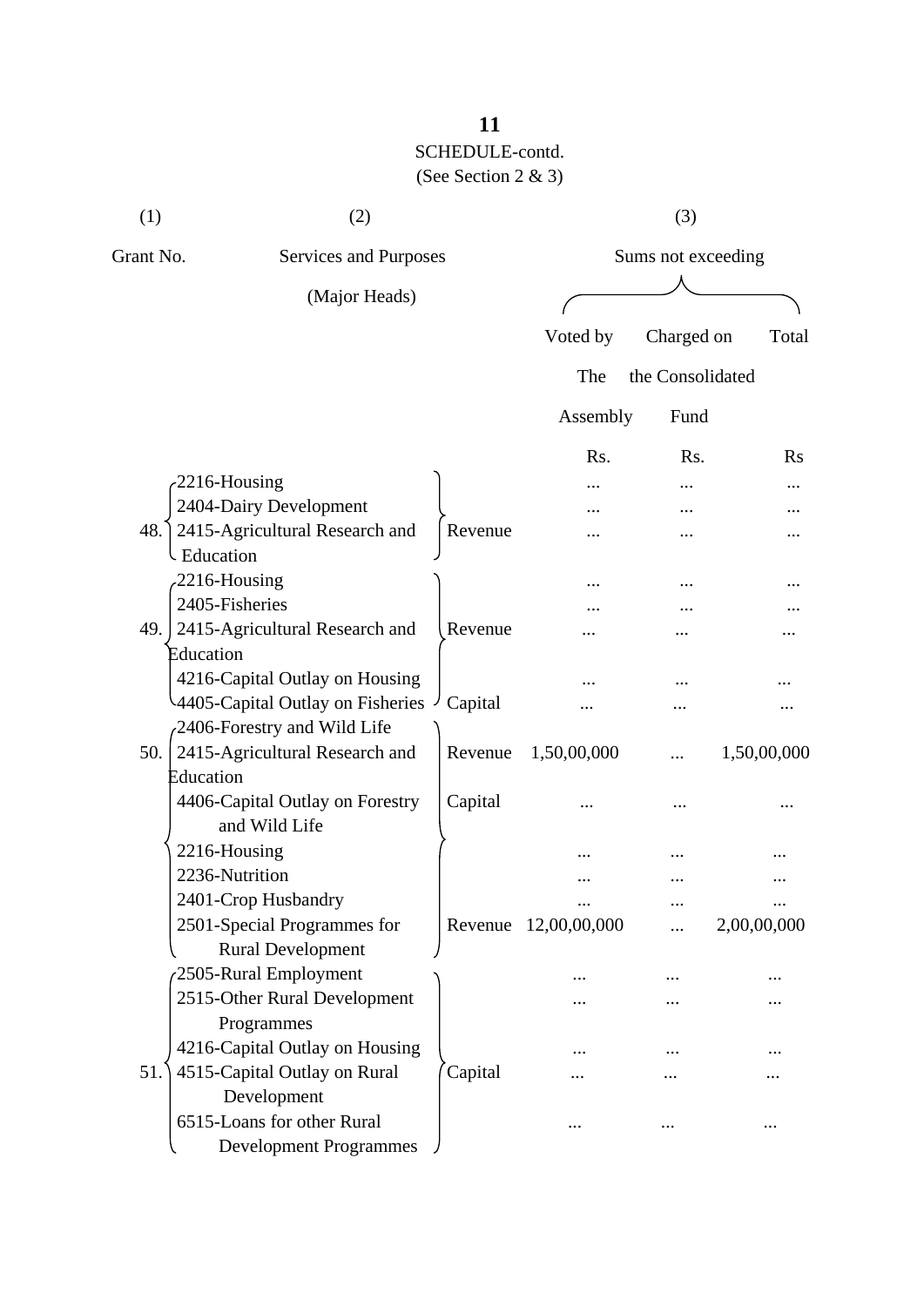SCHEDULE-contd.

(See Section 2 & 3)

| (1) | (2) | | (3) | | |
|---|---|---|---|---|---|
| Grant No. | Services and Purposes (Major Heads) | | Sums not exceeding | | |
| | | | Voted by The Assembly | Charged on the Consolidated Fund | Total |
| | | | Rs. | Rs. | Rs |
| 48. | 2216-Housing | Revenue | ... | ... | ... |
| | 2404-Dairy Development | | ... | ... | ... |
| | 2415-Agricultural Research and Education | | ... | ... | ... |
| 49. | 2216-Housing | Revenue | ... | ... | ... |
| | 2405-Fisheries | | ... | ... | ... |
| | 2415-Agricultural Research and Education | | ... | ... | ... |
| | 4216-Capital Outlay on Housing | Capital | ... | ... | ... |
| | 4405-Capital Outlay on Fisheries | | ... | ... | ... |
| 50. | 2406-Forestry and Wild Life | Revenue | 1,50,00,000 | ... | 1,50,00,000 |
| | 2415-Agricultural Research and Education | | | | |
| | 4406-Capital Outlay on Forestry and Wild Life | Capital | ... | ... | ... |
| 51. | 2216-Housing | Revenue | ... | ... | ... |
| | 2236-Nutrition | | ... | ... | ... |
| | 2401-Crop Husbandry | | ... | ... | ... |
| | 2501-Special Programmes for Rural Development | | 12,00,00,000 | ... | 2,00,00,000 |
| | 2505-Rural Employment | | ... | ... | ... |
| | 2515-Other Rural Development Programmes | | ... | ... | ... |
| | 4216-Capital Outlay on Housing | Capital | ... | ... | ... |
| | 4515-Capital Outlay on Rural Development | | ... | ... | ... |
| | 6515-Loans for other Rural Development Programmes | | ... | ... | ... |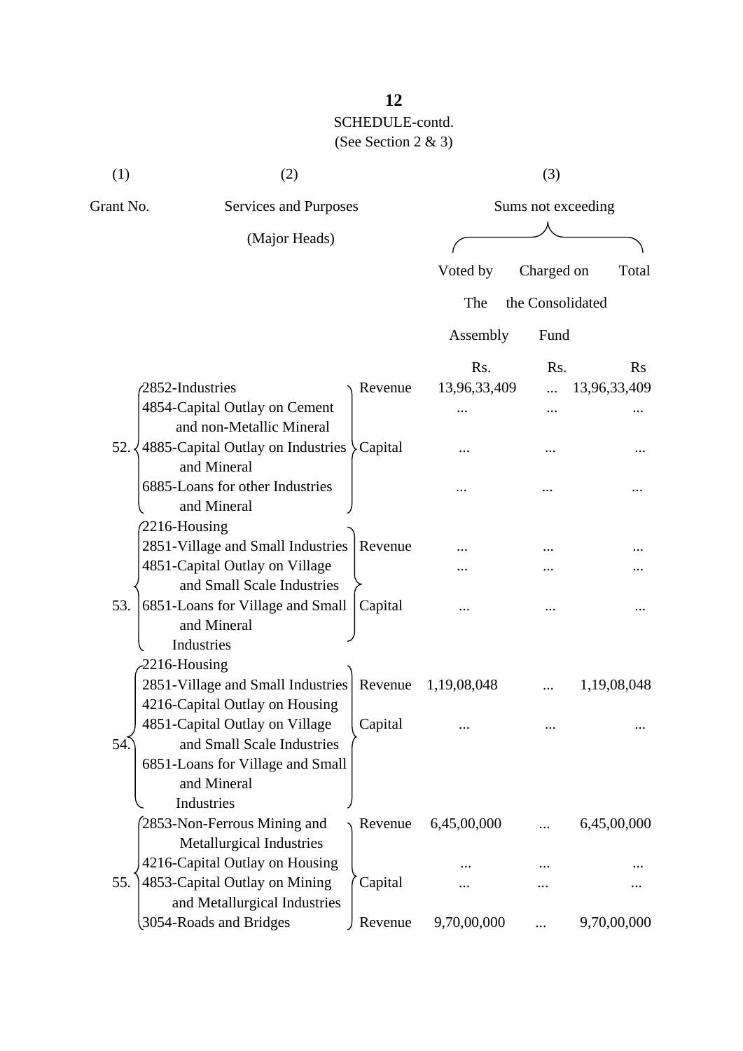SCHEDULE-contd.

(See Section 2 & 3)

| (1) | (2) | | (3) | | |
|---|---|---|---|---|---|
| Grant No. | Services and Purposes (Major Heads) | | Sums not exceeding | | |
| | | | Voted by The Assembly | Charged on the Consolidated Fund | Total |
| | | | Rs. | Rs. | Rs |
| 52. | 2852-Industries | Revenue | 13,96,33,409 | ... | 13,96,33,409 |
| | 4854-Capital Outlay on Cement and non-Metallic Mineral | Capital | ... | ... | ... |
| | 4885-Capital Outlay on Industries and Mineral | | ... | ... | ... |
| | 6885-Loans for other Industries and Mineral | | ... | ... | ... |
| 53. | 2216-Housing | Revenue | ... | ... | ... |
| | 2851-Village and Small Industries | | ... | ... | ... |
| | 4851-Capital Outlay on Village and Small Scale Industries | Capital | ... | ... | ... |
| | 6851-Loans for Village and Small and Mineral Industries | | | | |
| 54. | 2216-Housing | Revenue | 1,19,08,048 | ... | 1,19,08,048 |
| | 2851-Village and Small Industries | | | | |
| | 4216-Capital Outlay on Housing | Capital | ... | ... | ... |
| | 4851-Capital Outlay on Village and Small Scale Industries | | | | |
| | 6851-Loans for Village and Small and Mineral Industries | | | | |
| 55. | 2853-Non-Ferrous Mining and Metallurgical Industries | Revenue | 6,45,00,000 | ... | 6,45,00,000 |
| | 4216-Capital Outlay on Housing | Capital | ... | ... | ... |
| | 4853-Capital Outlay on Mining and Metallurgical Industries | | ... | ... | ... |
| | 3054-Roads and Bridges | Revenue | 9,70,00,000 | ... | 9,70,00,000 |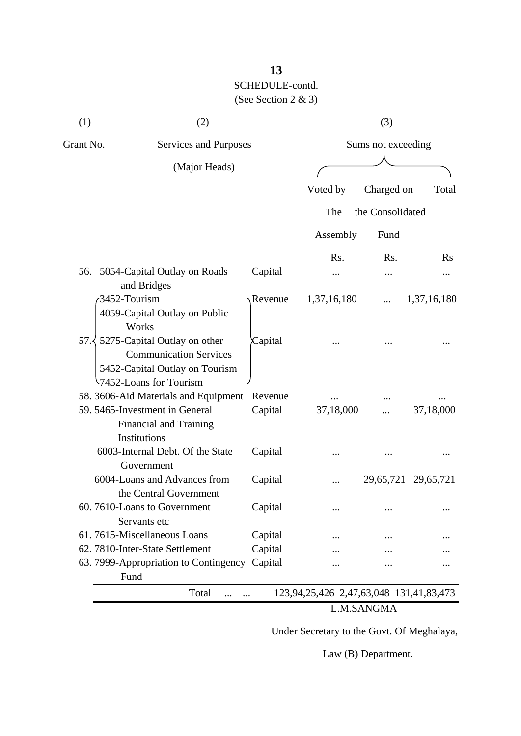SCHEDULE-contd.

(See Section 2 & 3)

| (1) | (2) | | (3) | | |
|---|---|---|---|---|---|
| Grant No. | Services and Purposes (Major Heads) | | Sums not exceeding | | |
| | | | Voted by The Assembly | Charged on the Consolidated Fund | Total |
| | | | Rs. | Rs. | Rs |
| 56. | 5054-Capital Outlay on Roads and Bridges | Capital | ... | ... | ... |
| 57. | 3452-Tourism | Revenue | 1,37,16,180 | ... | 1,37,16,180 |
| | 4059-Capital Outlay on Public Works<br>5275-Capital Outlay on other Communication Services<br>5452-Capital Outlay on Tourism<br>7452-Loans for Tourism | Capital | ... | ... | ... |
| 58. | 3606-Aid Materials and Equipment | Revenue | ... | ... | ... |
| 59. | 5465-Investment in General Financial and Training Institutions | Capital | 37,18,000 | ... | 37,18,000 |
| | 6003-Internal Debt. Of the State Government | Capital | ... | ... | ... |
| | 6004-Loans and Advances from the Central Government | Capital | ... | 29,65,721 | 29,65,721 |
| 60. | 7610-Loans to Government Servants etc | Capital | ... | ... | ... |
| 61. | 7615-Miscellaneous Loans | Capital | ... | ... | ... |
| 62. | 7810-Inter-State Settlement | Capital | ... | ... | ... |
| 63. | 7999-Appropriation to Contingency Fund | Capital | ... | ... | ... |
| | Total ... ... | | 123,94,25,426 | 2,47,63,048 | 131,41,83,473 |

L.M.SANGMA

Under Secretary to the Govt. Of Meghalaya,

Law (B) Department.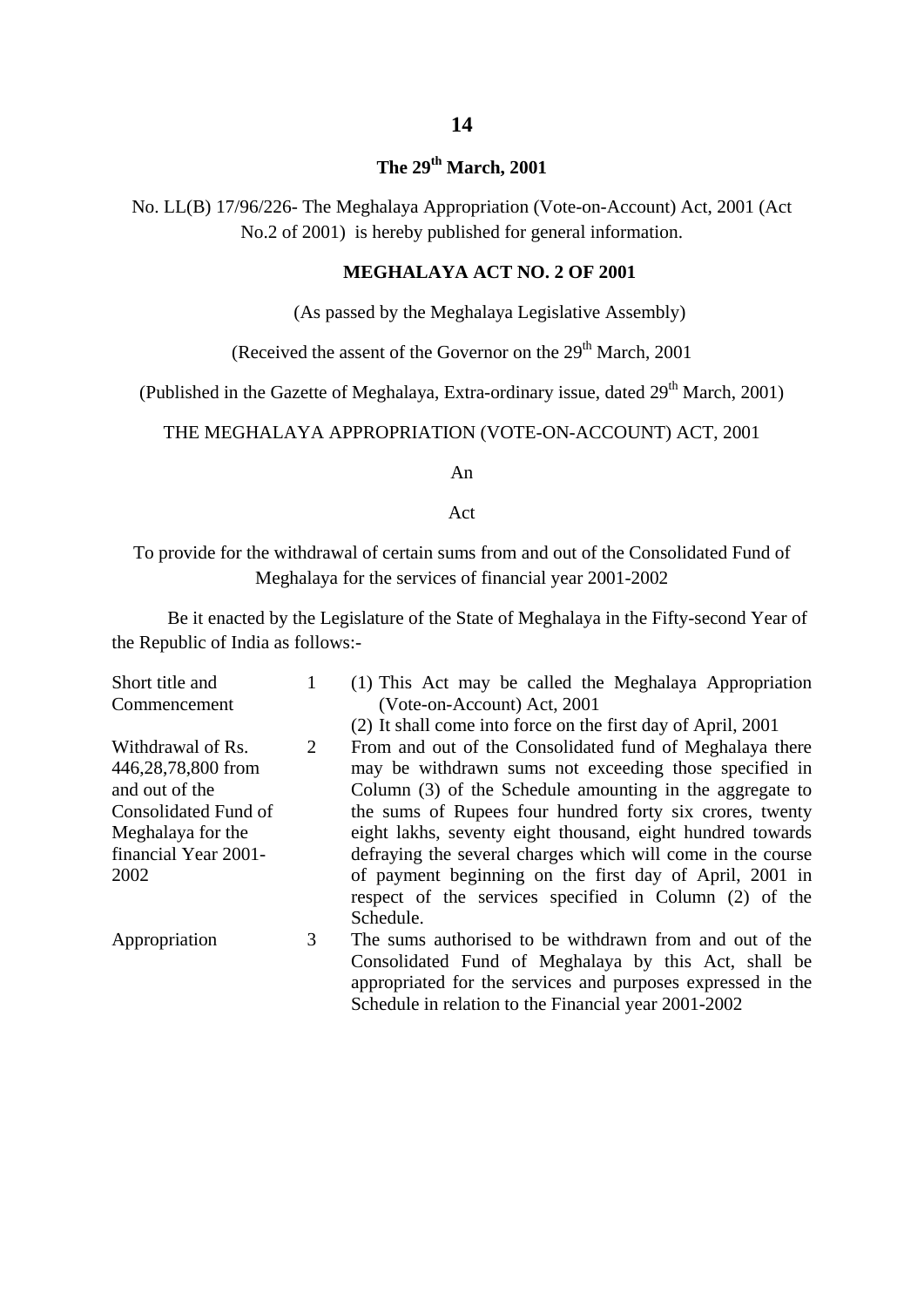# 14

## The 29th March, 2001

No. LL(B) 17/96/226- The Meghalaya Appropriation (Vote-on-Account) Act, 2001 (Act No.2 of 2001) is hereby published for general information.

### MEGHALAYA ACT NO. 2 OF 2001

(As passed by the Meghalaya Legislative Assembly)

(Received the assent of the Governor on the 29th March, 2001

(Published in the Gazette of Meghalaya, Extra-ordinary issue, dated 29th March, 2001)

THE MEGHALAYA APPROPRIATION (VOTE-ON-ACCOUNT) ACT, 2001

An

Act

To provide for the withdrawal of certain sums from and out of the Consolidated Fund of Meghalaya for the services of financial year 2001-2002

Be it enacted by the Legislature of the State of Meghalaya in the Fifty-second Year of the Republic of India as follows:-

| | | |
|---|---|---|
| Short title and Commencement | 1 | (1) This Act may be called the Meghalaya Appropriation (Vote-on-Account) Act, 2001<br>(2) It shall come into force on the first day of April, 2001 |
| Withdrawal of Rs. 446,28,78,800 from and out of the Consolidated Fund of Meghalaya for the financial Year 2001-2002 | 2 | From and out of the Consolidated fund of Meghalaya there may be withdrawn sums not exceeding those specified in Column (3) of the Schedule amounting in the aggregate to the sums of Rupees four hundred forty six crores, twenty eight lakhs, seventy eight thousand, eight hundred towards defraying the several charges which will come in the course of payment beginning on the first day of April, 2001 in respect of the services specified in Column (2) of the Schedule. |
| Appropriation | 3 | The sums authorised to be withdrawn from and out of the Consolidated Fund of Meghalaya by this Act, shall be appropriated for the services and purposes expressed in the Schedule in relation to the Financial year 2001-2002 |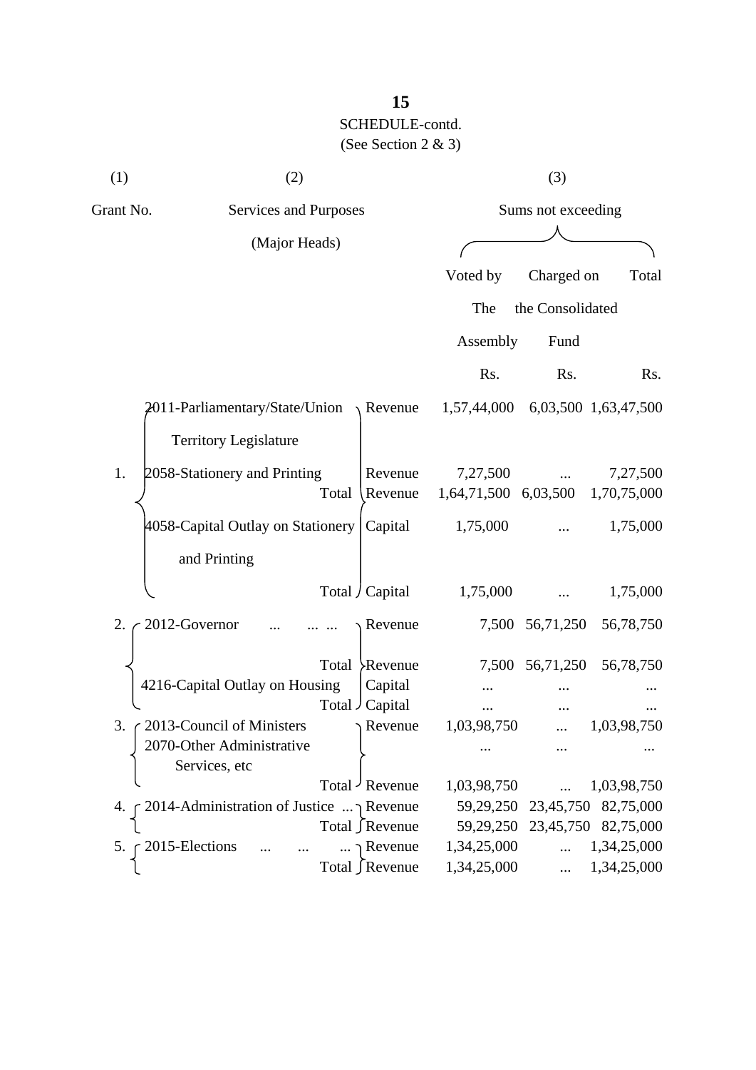SCHEDULE-contd.

(See Section 2 & 3)

| (1) | (2) | | (3) | | |
|---|---|---|---|---|---|
| Grant No. | Services and Purposes (Major Heads) | | Sums not exceeding | | |
| | | | Voted by The Assembly | Charged on the Consolidated Fund | Total |
| | | | Rs. | Rs. | Rs. |
| 1. | 2011-Parliamentary/State/Union Territory Legislature | Revenue | 1,57,44,000 | 6,03,500 | 1,63,47,500 |
| | 2058-Stationery and Printing | Revenue | 7,27,500 | ... | 7,27,500 |
| | Total | Revenue | 1,64,71,500 | 6,03,500 | 1,70,75,000 |
| | 4058-Capital Outlay on Stationery and Printing | Capital | 1,75,000 | ... | 1,75,000 |
| | Total | Capital | 1,75,000 | ... | 1,75,000 |
| 2. | 2012-Governor ... ... ... | Revenue | 7,500 | 56,71,250 | 56,78,750 |
| | Total | Revenue | 7,500 | 56,71,250 | 56,78,750 |
| | 4216-Capital Outlay on Housing | Capital | ... | ... | ... |
| | Total | Capital | ... | ... | ... |
| 3. | 2013-Council of Ministers | Revenue | 1,03,98,750 | ... | 1,03,98,750 |
| | 2070-Other Administrative Services, etc | | ... | ... | ... |
| | Total | Revenue | 1,03,98,750 | ... | 1,03,98,750 |
| 4. | 2014-Administration of Justice ... | Revenue | 59,29,250 | 23,45,750 | 82,75,000 |
| | Total | Revenue | 59,29,250 | 23,45,750 | 82,75,000 |
| 5. | 2015-Elections ... ... ... | Revenue | 1,34,25,000 | ... | 1,34,25,000 |
| | Total | Revenue | 1,34,25,000 | ... | 1,34,25,000 |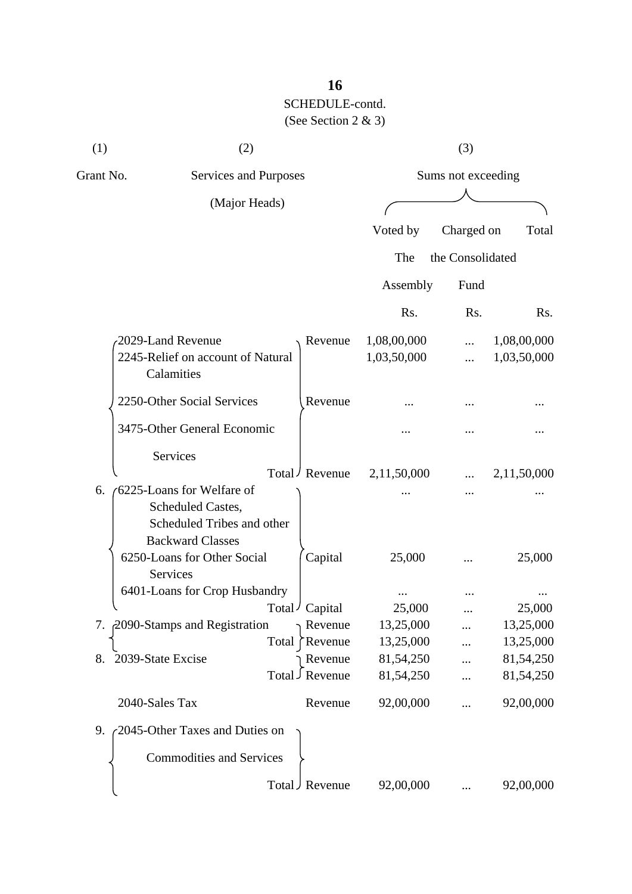SCHEDULE-contd.

(See Section 2 & 3)

| (1) Grant No. | (2) Services and Purposes (Major Heads) | | (3) Sums not exceeding Voted by The Assembly Rs. | Charged on the Consolidated Fund Rs. | Total Rs. |
|---|---|---|---|---|---|
| | 2029-Land Revenue | Revenue | 1,08,00,000 | ... | 1,08,00,000 |
| | 2245-Relief on account of Natural Calamities | | 1,03,50,000 | ... | 1,03,50,000 |
| | 2250-Other Social Services | Revenue | ... | ... | ... |
| | 3475-Other General Economic Services | | ... | ... | ... |
| | Total | Revenue | 2,11,50,000 | ... | 2,11,50,000 |
| 6. | 6225-Loans for Welfare of Scheduled Castes, Scheduled Tribes and other Backward Classes | | ... | ... | ... |
| | 6250-Loans for Other Social Services | Capital | 25,000 | ... | 25,000 |
| | 6401-Loans for Crop Husbandry | | ... | ... | ... |
| | Total | Capital | 25,000 | ... | 25,000 |
| 7. | 2090-Stamps and Registration | Revenue | 13,25,000 | ... | 13,25,000 |
| | Total | Revenue | 13,25,000 | ... | 13,25,000 |
| 8. | 2039-State Excise | Revenue | 81,54,250 | ... | 81,54,250 |
| | Total | Revenue | 81,54,250 | ... | 81,54,250 |
| | 2040-Sales Tax | Revenue | 92,00,000 | ... | 92,00,000 |
| 9. | 2045-Other Taxes and Duties on Commodities and Services | | | | |
| | Total | Revenue | 92,00,000 | ... | 92,00,000 |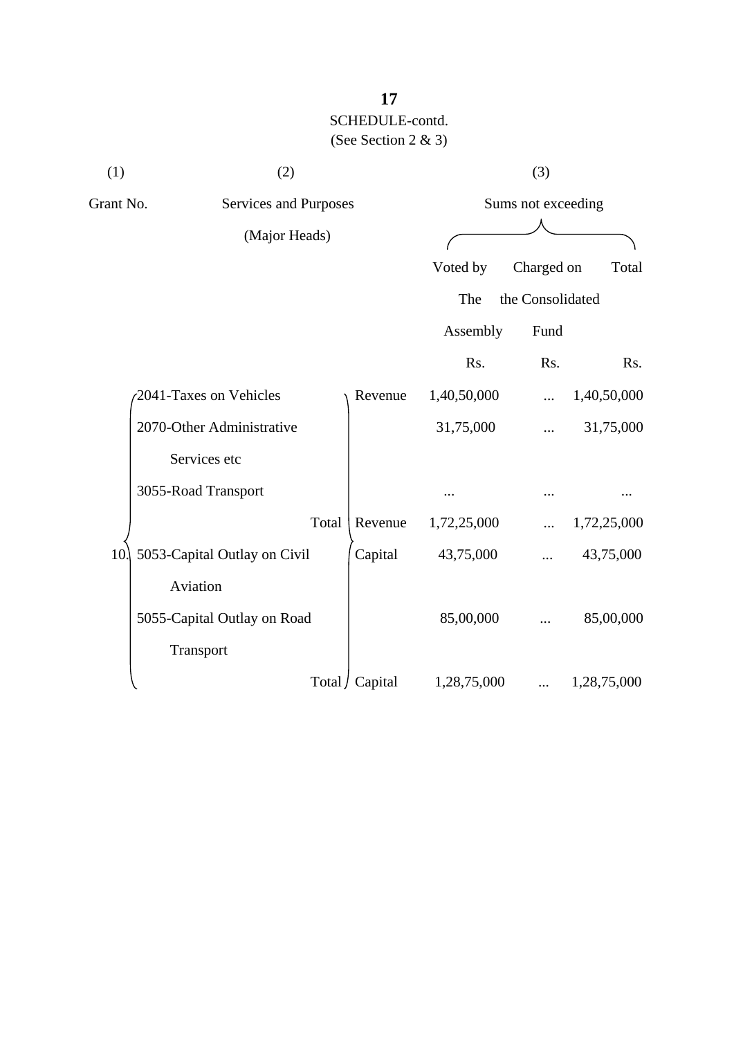**SCHEDULE-contd.**

(See Section 2 & 3)

| (1) | (2) | | (3) | | |
|---|---|---|---|---|---|
| Grant No. | Services and Purposes (Major Heads) | | Sums not exceeding | | |
| | | | Voted by The Assembly | Charged on the Consolidated Fund | Total |
| | | | Rs. | Rs. | Rs. |
| 10. | 2041-Taxes on Vehicles | Revenue | 1,40,50,000 | ... | 1,40,50,000 |
| | 2070-Other Administrative Services etc | | 31,75,000 | ... | 31,75,000 |
| | 3055-Road Transport | | ... | ... | ... |
| | Total | Revenue | 1,72,25,000 | ... | 1,72,25,000 |
| | 5053-Capital Outlay on Civil Aviation | Capital | 43,75,000 | ... | 43,75,000 |
| | 5055-Capital Outlay on Road Transport | | 85,00,000 | ... | 85,00,000 |
| | Total | Capital | 1,28,75,000 | ... | 1,28,75,000 |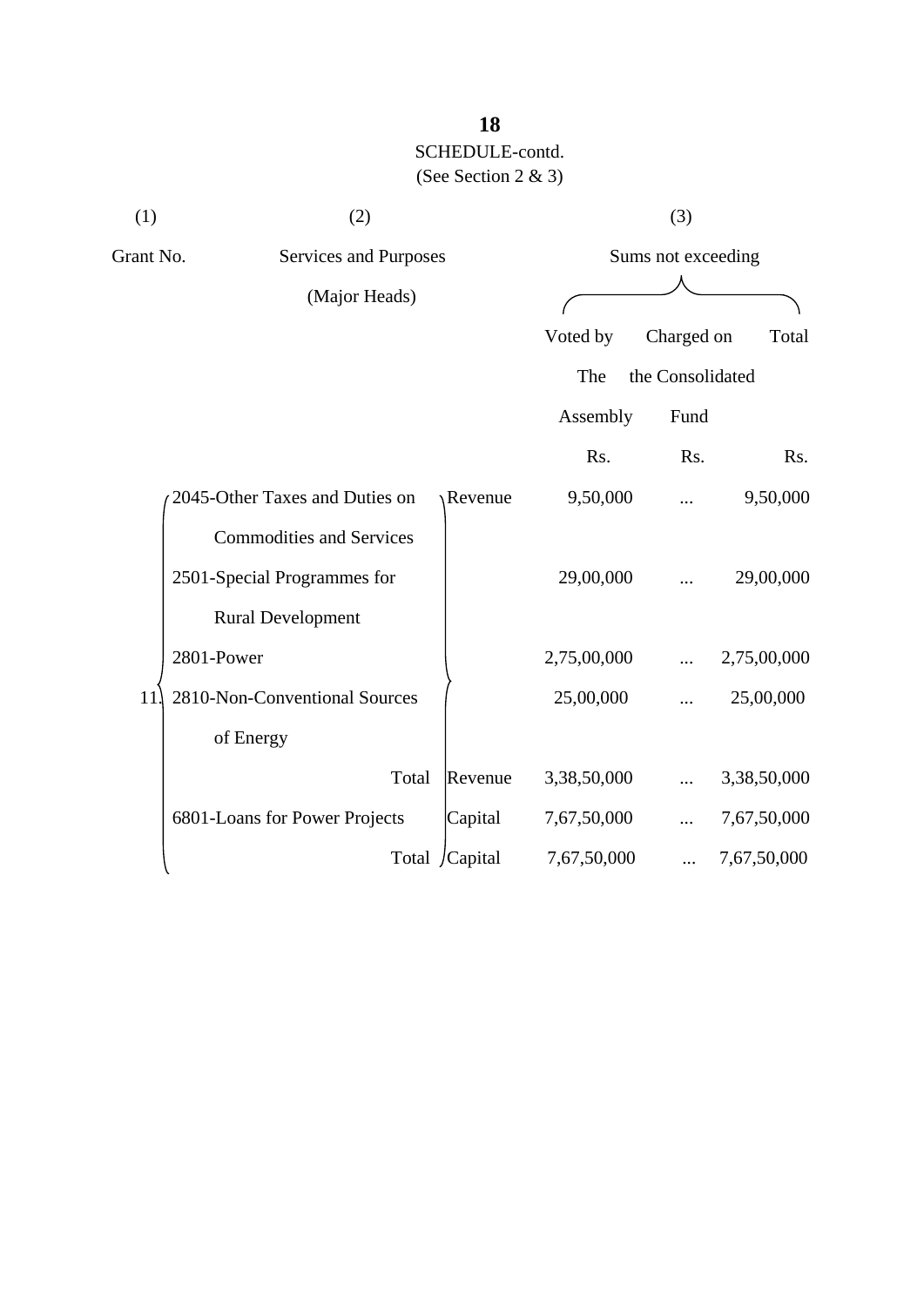SCHEDULE-contd.

(See Section 2 & 3)

| (1) | (2) | | (3) | | |
|---|---|---|---|---|---|
| Grant No. | Services and Purposes (Major Heads) | | Sums not exceeding | | |
| | | | Voted by The Assembly | Charged on the Consolidated Fund | Total |
| | | | Rs. | Rs. | Rs. |
| 11. | 2045-Other Taxes and Duties on Commodities and Services | Revenue | 9,50,000 | ... | 9,50,000 |
| | 2501-Special Programmes for Rural Development | | 29,00,000 | ... | 29,00,000 |
| | 2801-Power | | 2,75,00,000 | ... | 2,75,00,000 |
| | 2810-Non-Conventional Sources of Energy | | 25,00,000 | ... | 25,00,000 |
| | Total | Revenue | 3,38,50,000 | ... | 3,38,50,000 |
| | 6801-Loans for Power Projects | Capital | 7,67,50,000 | ... | 7,67,50,000 |
| | Total | Capital | 7,67,50,000 | ... | 7,67,50,000 |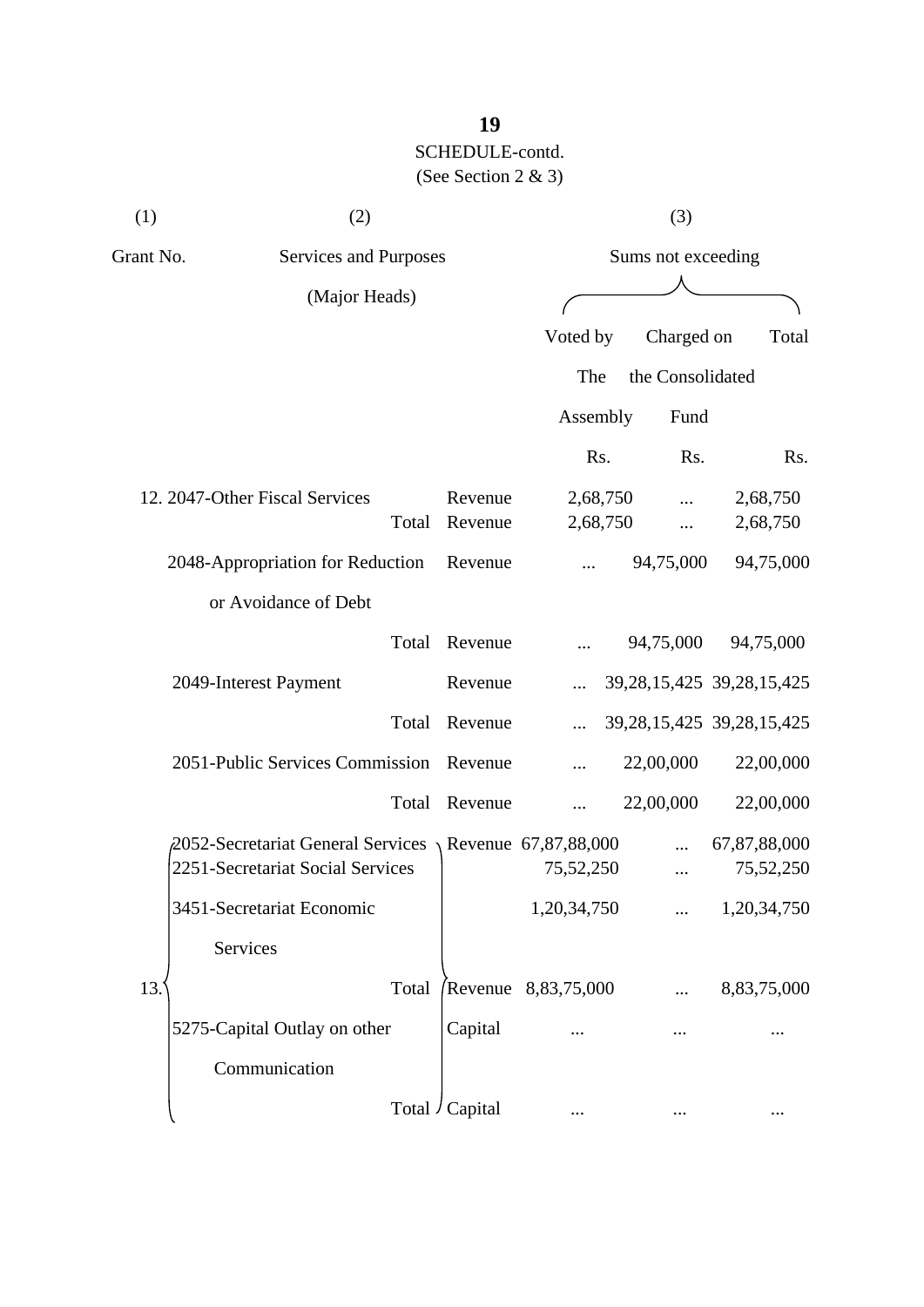SCHEDULE-contd.

(See Section 2 & 3)

| (1) | (2) | | (3) | | |
|---|---|---|---|---|---|
| Grant No. | Services and Purposes (Major Heads) | | Sums not exceeding | | |
| | | | Voted by The Assembly | Charged on the Consolidated Fund | Total |
| | | | Rs. | Rs. | Rs. |
| 12. | 2047-Other Fiscal Services | Revenue | 2,68,750 | ... | 2,68,750 |
| | Total | Revenue | 2,68,750 | ... | 2,68,750 |
| | 2048-Appropriation for Reduction or Avoidance of Debt | Revenue | ... | 94,75,000 | 94,75,000 |
| | Total | Revenue | ... | 94,75,000 | 94,75,000 |
| | 2049-Interest Payment | Revenue | ... | 39,28,15,425 | 39,28,15,425 |
| | Total | Revenue | ... | 39,28,15,425 | 39,28,15,425 |
| | 2051-Public Services Commission | Revenue | ... | 22,00,000 | 22,00,000 |
| | Total | Revenue | ... | 22,00,000 | 22,00,000 |
| 13. | 2052-Secretariat General Services | Revenue | 67,87,88,000 | ... | 67,87,88,000 |
| | 2251-Secretariat Social Services | | 75,52,250 | ... | 75,52,250 |
| | 3451-Secretariat Economic Services | | 1,20,34,750 | ... | 1,20,34,750 |
| | Total | Revenue | 8,83,75,000 | ... | 8,83,75,000 |
| | 5275-Capital Outlay on other Communication | Capital | ... | ... | ... |
| | Total | Capital | ... | ... | ... |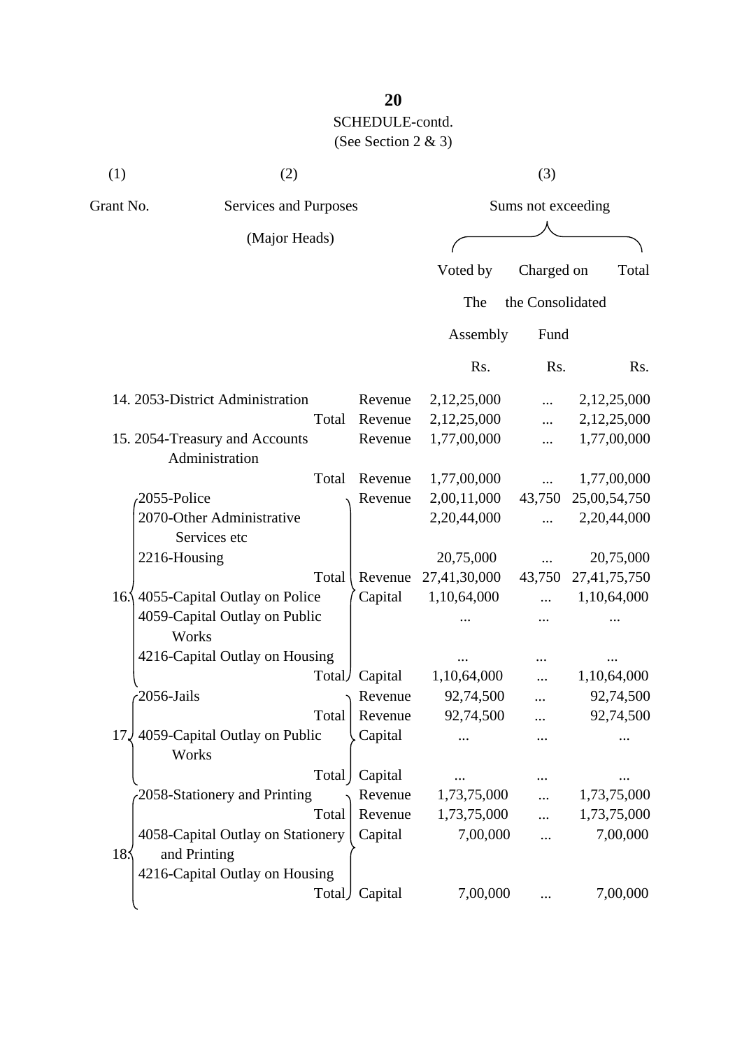**20**

SCHEDULE-contd.

(See Section 2 & 3)

| (1) | (2) | | (3) | | |
|---|---|---|---|---|---|
| Grant No. | Services and Purposes (Major Heads) | | Sums not exceeding | | |
| | | | Voted by The Assembly | Charged on the Consolidated Fund | Total |
| | | | Rs. | Rs. | Rs. |
| 14. | 2053-District Administration | Revenue | 2,12,25,000 | ... | 2,12,25,000 |
| | Total | Revenue | 2,12,25,000 | ... | 2,12,25,000 |
| 15. | 2054-Treasury and Accounts Administration | Revenue | 1,77,00,000 | ... | 1,77,00,000 |
| | Total | Revenue | 1,77,00,000 | ... | 1,77,00,000 |
| 16. | 2055-Police | Revenue | 2,00,11,000 | 43,750 | 25,00,54,750 |
| | 2070-Other Administrative Services etc | | 2,20,44,000 | ... | 2,20,44,000 |
| | 2216-Housing | | 20,75,000 | ... | 20,75,000 |
| | Total | Revenue | 27,41,30,000 | 43,750 | 27,41,75,750 |
| | 4055-Capital Outlay on Police | Capital | 1,10,64,000 | ... | 1,10,64,000 |
| | 4059-Capital Outlay on Public Works | | ... | ... | ... |
| | 4216-Capital Outlay on Housing | | ... | ... | ... |
| | Total | Capital | 1,10,64,000 | ... | 1,10,64,000 |
| 17. | 2056-Jails | Revenue | 92,74,500 | ... | 92,74,500 |
| | Total | Revenue | 92,74,500 | ... | 92,74,500 |
| | 4059-Capital Outlay on Public Works | Capital | ... | ... | ... |
| | Total | Capital | ... | ... | ... |
| 18. | 2058-Stationery and Printing | Revenue | 1,73,75,000 | ... | 1,73,75,000 |
| | Total | Revenue | 1,73,75,000 | ... | 1,73,75,000 |
| | 4058-Capital Outlay on Stationery and Printing | Capital | 7,00,000 | ... | 7,00,000 |
| | 4216-Capital Outlay on Housing | | | | |
| | Total | Capital | 7,00,000 | ... | 7,00,000 |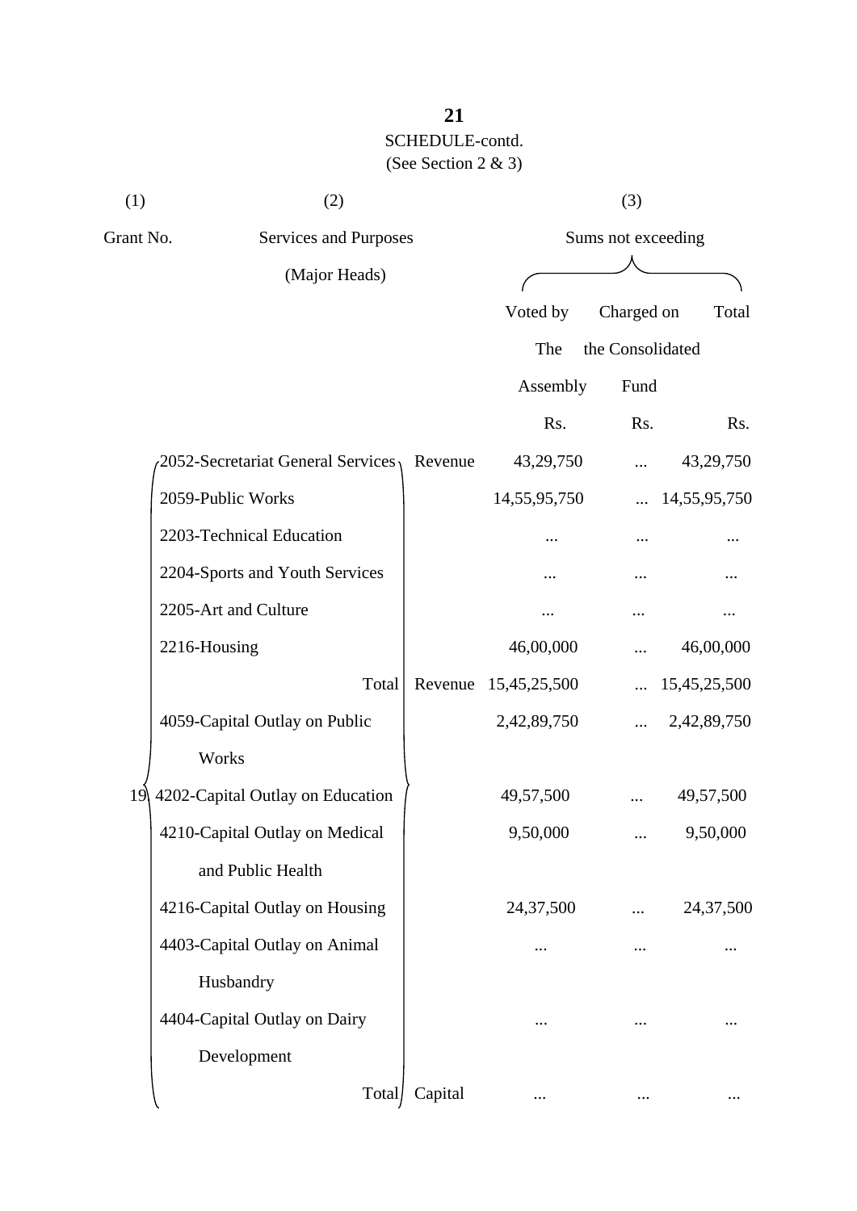SCHEDULE-contd.

(See Section 2 & 3)

| (1) | (2) | | (3) | | |
|---|---|---|---|---|---|
| Grant No. | Services and Purposes (Major Heads) | | Sums not exceeding | | |
| | | | Voted by The Assembly | Charged on the Consolidated Fund | Total |
| | | | Rs. | Rs. | Rs. |
| 19 | 2052-Secretariat General Services | Revenue | 43,29,750 | ... | 43,29,750 |
| | 2059-Public Works | | 14,55,95,750 | ... | 14,55,95,750 |
| | 2203-Technical Education | | ... | ... | ... |
| | 2204-Sports and Youth Services | | ... | ... | ... |
| | 2205-Art and Culture | | ... | ... | ... |
| | 2216-Housing | | 46,00,000 | ... | 46,00,000 |
| | Total | Revenue | 15,45,25,500 | ... | 15,45,25,500 |
| | 4059-Capital Outlay on Public Works | | 2,42,89,750 | ... | 2,42,89,750 |
| | 4202-Capital Outlay on Education | | 49,57,500 | ... | 49,57,500 |
| | 4210-Capital Outlay on Medical and Public Health | | 9,50,000 | ... | 9,50,000 |
| | 4216-Capital Outlay on Housing | | 24,37,500 | ... | 24,37,500 |
| | 4403-Capital Outlay on Animal Husbandry | | ... | ... | ... |
| | 4404-Capital Outlay on Dairy Development | | ... | ... | ... |
| | Total | Capital | ... | ... | ... |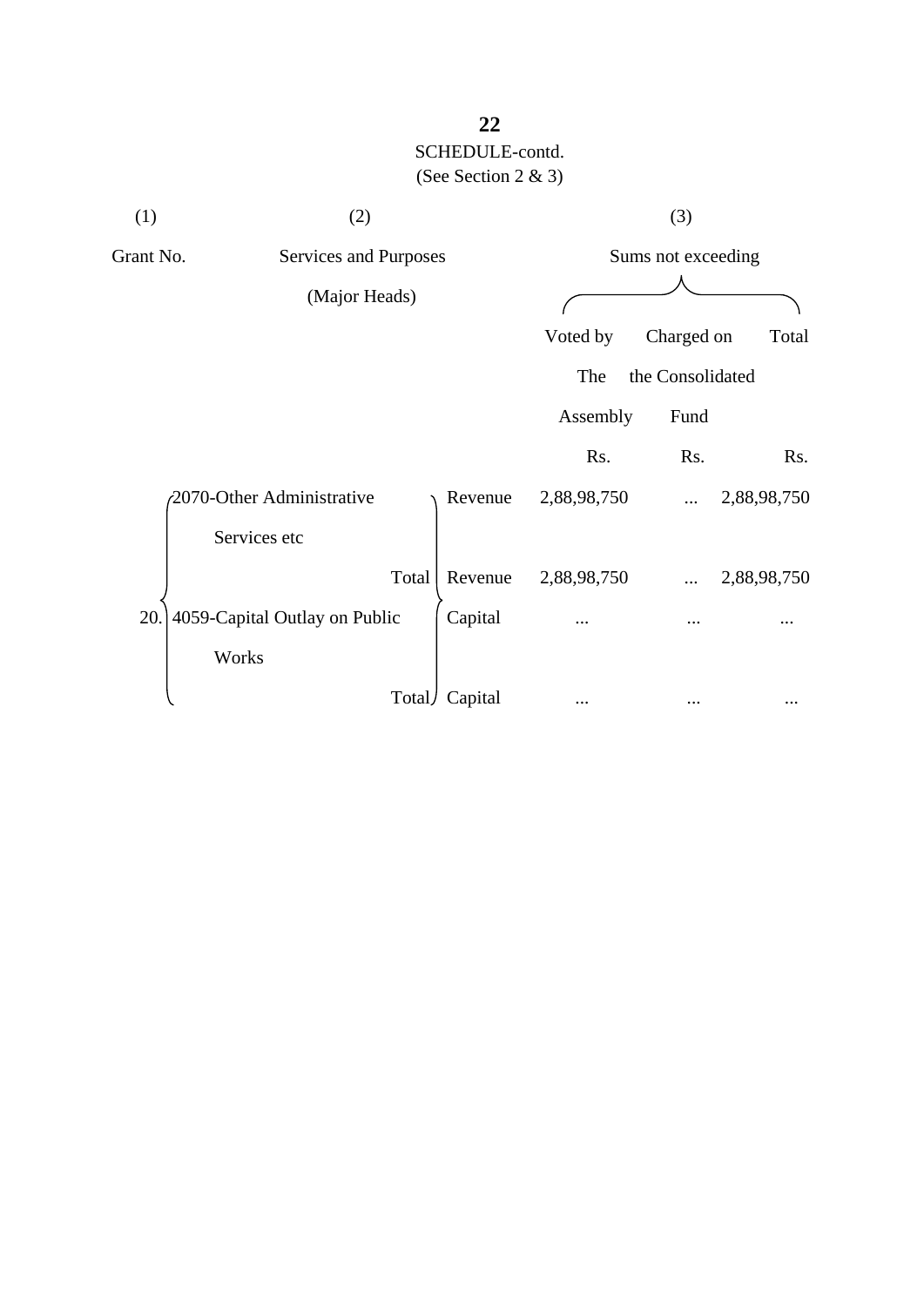SCHEDULE-contd.

(See Section 2 & 3)

| (1) | (2) | | (3) | | |
|---|---|---|---|---|---|
| Grant No. | Services and Purposes (Major Heads) | | Sums not exceeding | | |
| | | | Voted by The Assembly | Charged on the Consolidated Fund | Total |
| | | | Rs. | Rs. | Rs. |
| 20. | 2070-Other Administrative Services etc | Revenue | 2,88,98,750 | ... | 2,88,98,750 |
| | Total | Revenue | 2,88,98,750 | ... | 2,88,98,750 |
| | 4059-Capital Outlay on Public Works | Capital | ... | ... | ... |
| | Total | Capital | ... | ... | ... |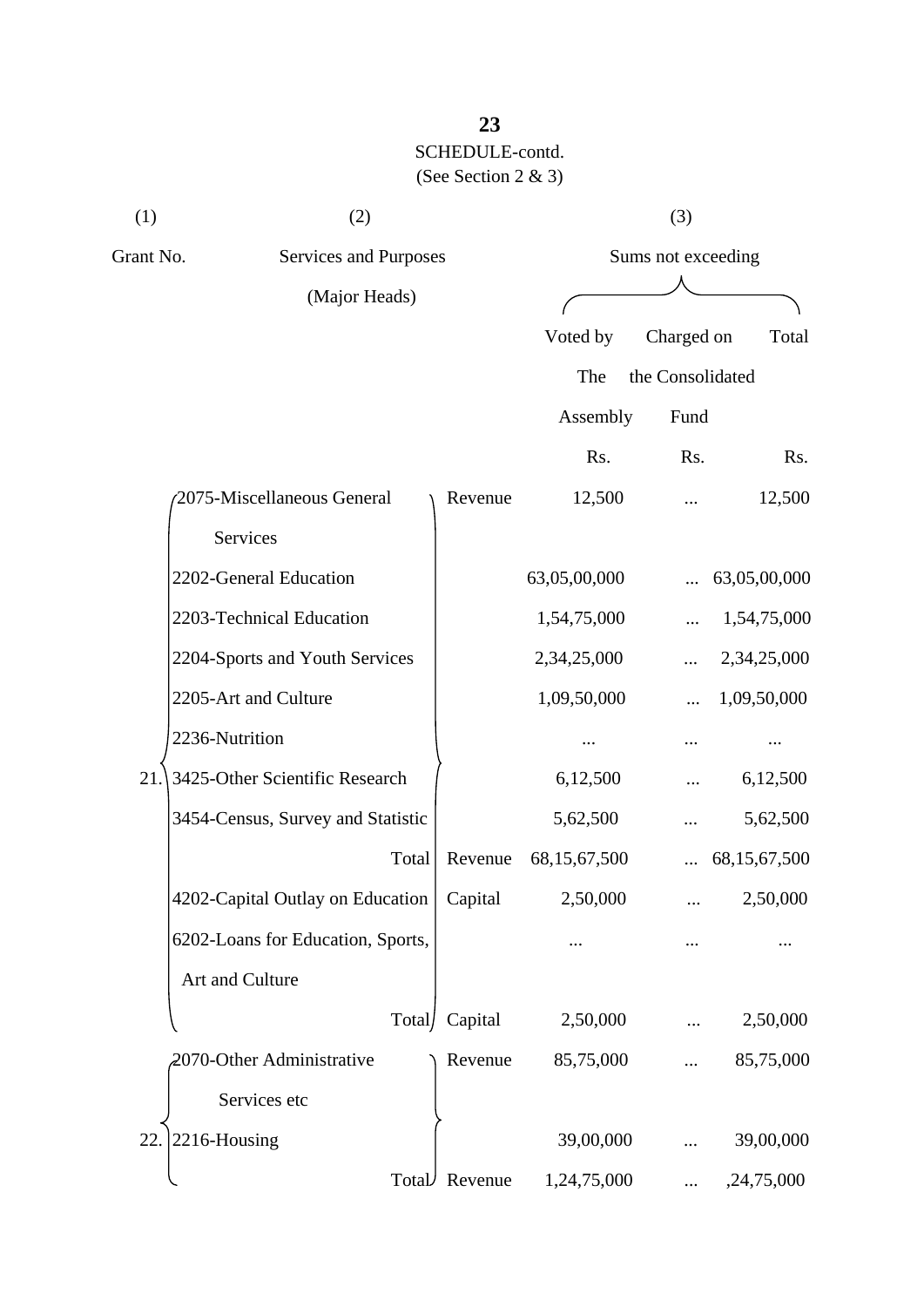SCHEDULE-contd.

(See Section 2 & 3)

| (1) | (2) | | (3) | | |
|---|---|---|---|---|---|
| Grant No. | Services and Purposes (Major Heads) | | Sums not exceeding | | |
| | | | Voted by The Assembly | Charged on the Consolidated Fund | Total |
| | | | Rs. | Rs. | Rs. |
| 21. | 2075-Miscellaneous General Services | Revenue | 12,500 | ... | 12,500 |
| | 2202-General Education | | 63,05,00,000 | ... | 63,05,00,000 |
| | 2203-Technical Education | | 1,54,75,000 | ... | 1,54,75,000 |
| | 2204-Sports and Youth Services | | 2,34,25,000 | ... | 2,34,25,000 |
| | 2205-Art and Culture | | 1,09,50,000 | ... | 1,09,50,000 |
| | 2236-Nutrition | | ... | ... | ... |
| | 3425-Other Scientific Research | | 6,12,500 | ... | 6,12,500 |
| | 3454-Census, Survey and Statistic | | 5,62,500 | ... | 5,62,500 |
| | Total | Revenue | 68,15,67,500 | ... | 68,15,67,500 |
| | 4202-Capital Outlay on Education | Capital | 2,50,000 | ... | 2,50,000 |
| | 6202-Loans for Education, Sports, Art and Culture | | ... | ... | ... |
| | Total | Capital | 2,50,000 | ... | 2,50,000 |
| 22. | 2070-Other Administrative Services etc | Revenue | 85,75,000 | ... | 85,75,000 |
| | 2216-Housing | | 39,00,000 | ... | 39,00,000 |
| | Total | Revenue | 1,24,75,000 | ... | ,24,75,000 |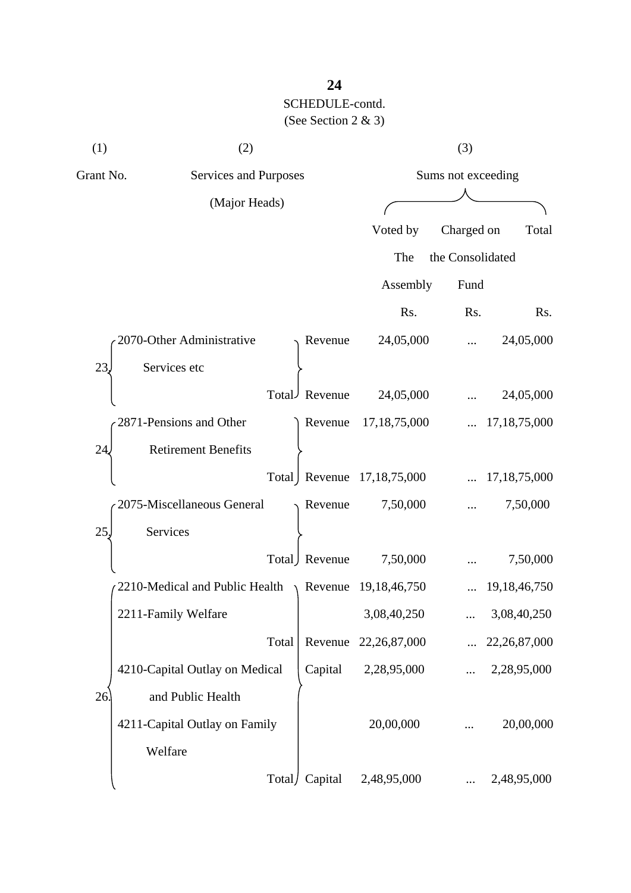SCHEDULE-contd.

(See Section 2 & 3)

| (1) | (2) | | (3) | | |
|---|---|---|---|---|---|
| Grant No. | Services and Purposes (Major Heads) | | Sums not exceeding | | |
| | | | Voted by The Assembly | Charged on the Consolidated Fund | Total |
| | | | Rs. | Rs. | Rs. |
| 23. | 2070-Other Administrative Services etc | Revenue | 24,05,000 | ... | 24,05,000 |
| | Total | Revenue | 24,05,000 | ... | 24,05,000 |
| 24. | 2871-Pensions and Other Retirement Benefits | Revenue | 17,18,75,000 | ... | 17,18,75,000 |
| | Total | Revenue | 17,18,75,000 | ... | 17,18,75,000 |
| 25. | 2075-Miscellaneous General Services | Revenue | 7,50,000 | ... | 7,50,000 |
| | Total | Revenue | 7,50,000 | ... | 7,50,000 |
| 26. | 2210-Medical and Public Health | Revenue | 19,18,46,750 | ... | 19,18,46,750 |
| | 2211-Family Welfare | | 3,08,40,250 | ... | 3,08,40,250 |
| | Total | Revenue | 22,26,87,000 | ... | 22,26,87,000 |
| | 4210-Capital Outlay on Medical and Public Health | Capital | 2,28,95,000 | ... | 2,28,95,000 |
| | 4211-Capital Outlay on Family Welfare | | 20,00,000 | ... | 20,00,000 |
| | Total | Capital | 2,48,95,000 | ... | 2,48,95,000 |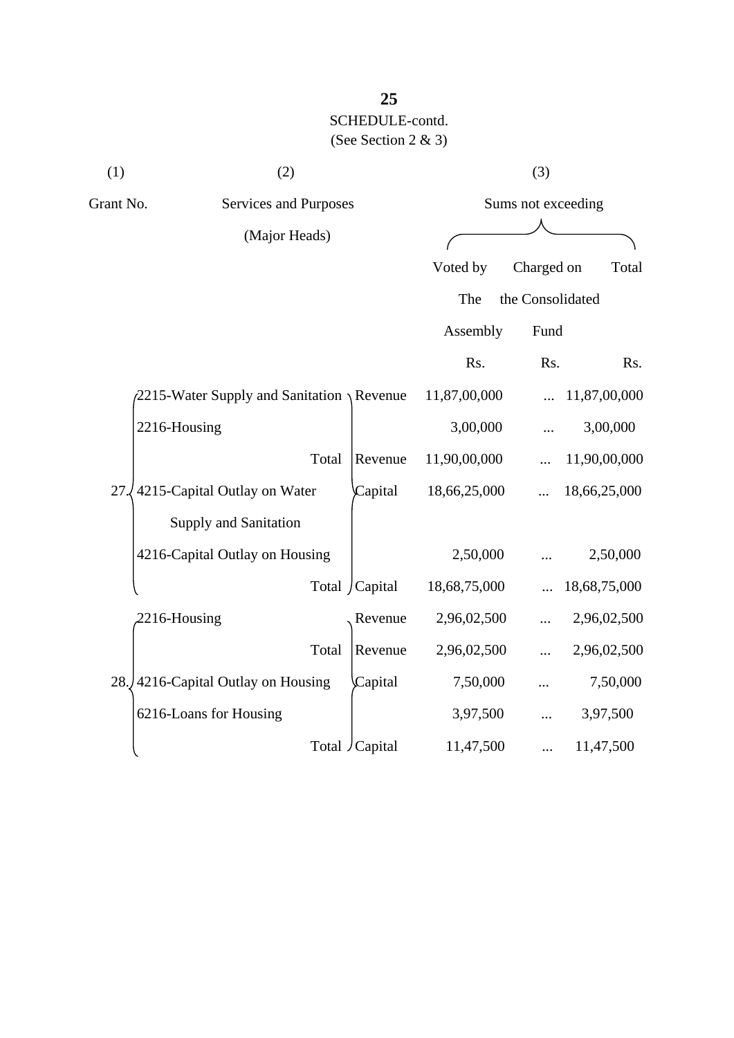SCHEDULE-contd.

(See Section 2 & 3)

| (1) | (2) | | (3) | | |
|---|---|---|---|---|---|
| Grant No. | Services and Purposes (Major Heads) | | Sums not exceeding | | |
| | | | Voted by The Assembly | Charged on the Consolidated Fund | Total |
| | | | Rs. | Rs. | Rs. |
| 27. | 2215-Water Supply and Sanitation | Revenue | 11,87,00,000 | ... | 11,87,00,000 |
| | 2216-Housing | | 3,00,000 | ... | 3,00,000 |
| | Total | Revenue | 11,90,00,000 | ... | 11,90,00,000 |
| | 4215-Capital Outlay on Water Supply and Sanitation | Capital | 18,66,25,000 | ... | 18,66,25,000 |
| | 4216-Capital Outlay on Housing | | 2,50,000 | ... | 2,50,000 |
| | Total | Capital | 18,68,75,000 | ... | 18,68,75,000 |
| 28. | 2216-Housing | Revenue | 2,96,02,500 | ... | 2,96,02,500 |
| | Total | Revenue | 2,96,02,500 | ... | 2,96,02,500 |
| | 4216-Capital Outlay on Housing | Capital | 7,50,000 | ... | 7,50,000 |
| | 6216-Loans for Housing | | 3,97,500 | ... | 3,97,500 |
| | Total | Capital | 11,47,500 | ... | 11,47,500 |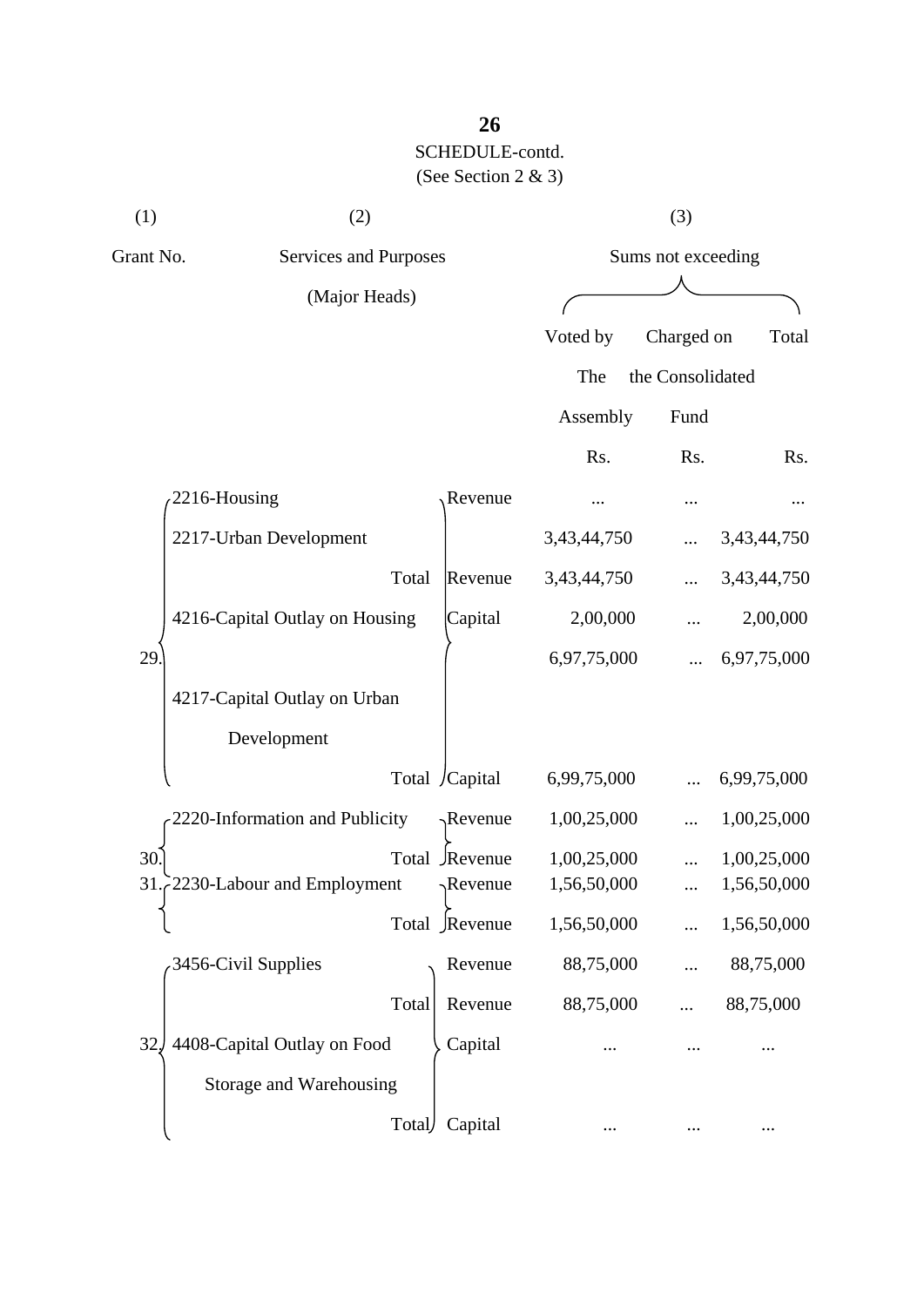SCHEDULE-contd.

(See Section 2 & 3)

| (1) | (2) | | (3) | | |
|---|---|---|---|---|---|
| Grant No. | Services and Purposes (Major Heads) | | Sums not exceeding | | |
| | | | Voted by The Assembly | Charged on the Consolidated Fund | Total |
| | | | Rs. | Rs. | Rs. |
| 29. | 2216-Housing | Revenue | ... | ... | ... |
| | 2217-Urban Development | | 3,43,44,750 | ... | 3,43,44,750 |
| | Total | Revenue | 3,43,44,750 | ... | 3,43,44,750 |
| | 4216-Capital Outlay on Housing | Capital | 2,00,000 | ... | 2,00,000 |
| | | | 6,97,75,000 | ... | 6,97,75,000 |
| | 4217-Capital Outlay on Urban Development | | | | |
| | Total | Capital | 6,99,75,000 | ... | 6,99,75,000 |
| 30. | 2220-Information and Publicity | Revenue | 1,00,25,000 | ... | 1,00,25,000 |
| | Total | Revenue | 1,00,25,000 | ... | 1,00,25,000 |
| 31. | 2230-Labour and Employment | Revenue | 1,56,50,000 | ... | 1,56,50,000 |
| | Total | Revenue | 1,56,50,000 | ... | 1,56,50,000 |
| 32. | 3456-Civil Supplies | Revenue | 88,75,000 | ... | 88,75,000 |
| | Total | Revenue | 88,75,000 | ... | 88,75,000 |
| | 4408-Capital Outlay on Food Storage and Warehousing | Capital | ... | ... | ... |
| | Total | Capital | ... | ... | ... |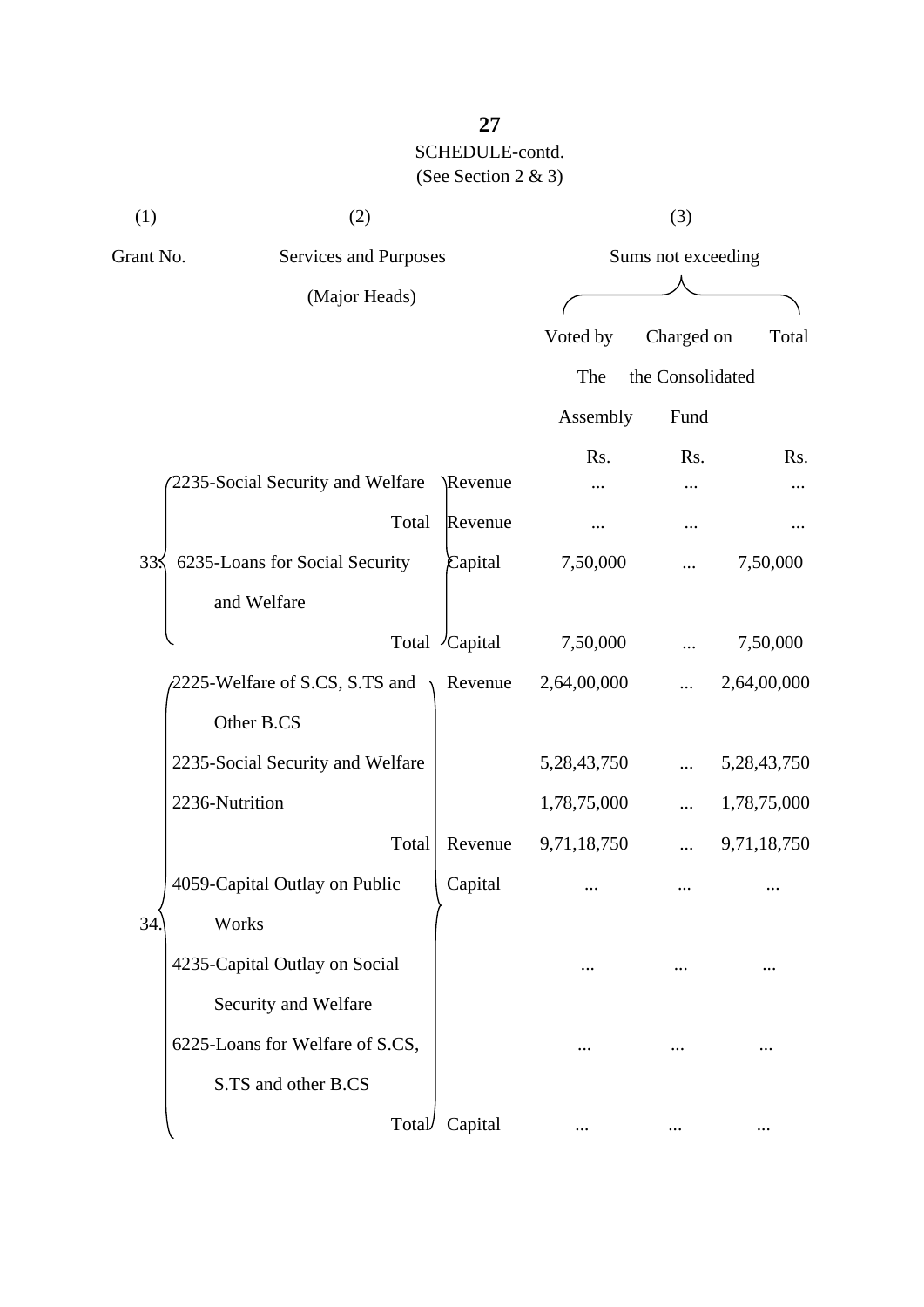SCHEDULE-contd.
(See Section 2 & 3)

| (1) | (2) | | (3) | | |
|---|---|---|---|---|---|
| Grant No. | Services and Purposes (Major Heads) | | Sums not exceeding | | |
| | | | Voted by The Assembly | Charged on the Consolidated Fund | Total |
| | | | Rs. | Rs. | Rs. |
| 33. | 2235-Social Security and Welfare | Revenue | ... | ... | ... |
| | Total | Revenue | ... | ... | ... |
| | 6235-Loans for Social Security and Welfare | Capital | 7,50,000 | ... | 7,50,000 |
| | Total | Capital | 7,50,000 | ... | 7,50,000 |
| 34. | 2225-Welfare of S.CS, S.TS and Other B.CS | Revenue | 2,64,00,000 | ... | 2,64,00,000 |
| | 2235-Social Security and Welfare | | 5,28,43,750 | ... | 5,28,43,750 |
| | 2236-Nutrition | | 1,78,75,000 | ... | 1,78,75,000 |
| | Total | Revenue | 9,71,18,750 | ... | 9,71,18,750 |
| | 4059-Capital Outlay on Public Works | Capital | ... | ... | ... |
| | 4235-Capital Outlay on Social Security and Welfare | | ... | ... | ... |
| | 6225-Loans for Welfare of S.CS, S.TS and other B.CS | | ... | ... | ... |
| | Total | Capital | ... | ... | ... |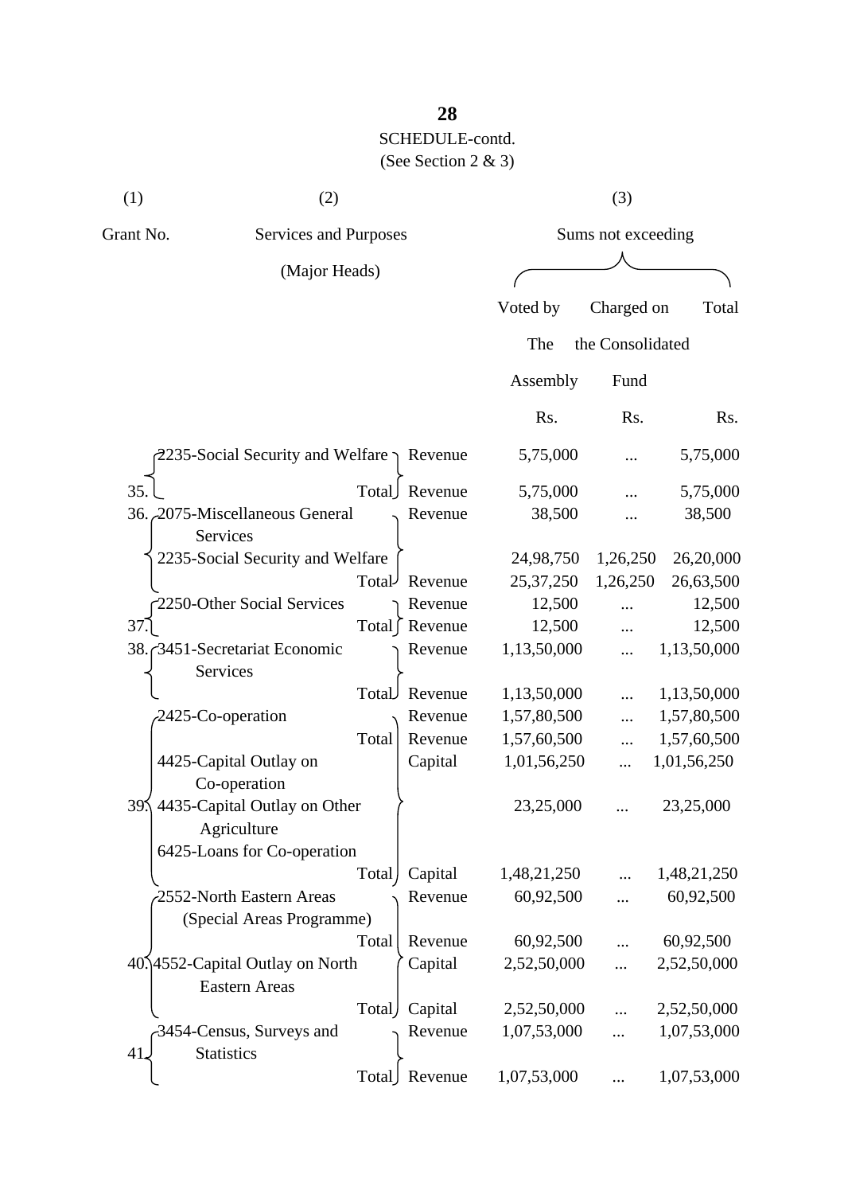**28**

SCHEDULE-contd.
(See Section 2 & 3)

| (1) | (2) | | (3) | | |
|---|---|---|---|---|---|
| Grant No. | Services and Purposes (Major Heads) | | Sums not exceeding | | |
| | | | Voted by The Assembly | Charged on the Consolidated Fund | Total |
| | | | Rs. | Rs. | Rs. |
| 35. | 2235-Social Security and Welfare | Revenue | 5,75,000 | ... | 5,75,000 |
| | Total | Revenue | 5,75,000 | ... | 5,75,000 |
| 36. | 2075-Miscellaneous General Services | Revenue | 38,500 | ... | 38,500 |
| | 2235-Social Security and Welfare | | 24,98,750 | 1,26,250 | 26,20,000 |
| | Total | Revenue | 25,37,250 | 1,26,250 | 26,63,500 |
| 37. | 2250-Other Social Services | Revenue | 12,500 | ... | 12,500 |
| | Total | Revenue | 12,500 | ... | 12,500 |
| 38. | 3451-Secretariat Economic Services | Revenue | 1,13,50,000 | ... | 1,13,50,000 |
| | Total | Revenue | 1,13,50,000 | ... | 1,13,50,000 |
| 39. | 2425-Co-operation | Revenue | 1,57,80,500 | ... | 1,57,80,500 |
| | Total | Revenue | 1,57,60,500 | ... | 1,57,60,500 |
| | 4425-Capital Outlay on Co-operation | Capital | 1,01,56,250 | ... | 1,01,56,250 |
| | 4435-Capital Outlay on Other Agriculture | | 23,25,000 | ... | 23,25,000 |
| | 6425-Loans for Co-operation | | | | |
| | Total | Capital | 1,48,21,250 | ... | 1,48,21,250 |
| 40. | 2552-North Eastern Areas (Special Areas Programme) | Revenue | 60,92,500 | ... | 60,92,500 |
| | Total | Revenue | 60,92,500 | ... | 60,92,500 |
| | 4552-Capital Outlay on North Eastern Areas | Capital | 2,52,50,000 | ... | 2,52,50,000 |
| | Total | Capital | 2,52,50,000 | ... | 2,52,50,000 |
| 41. | 3454-Census, Surveys and Statistics | Revenue | 1,07,53,000 | ... | 1,07,53,000 |
| | Total | Revenue | 1,07,53,000 | ... | 1,07,53,000 |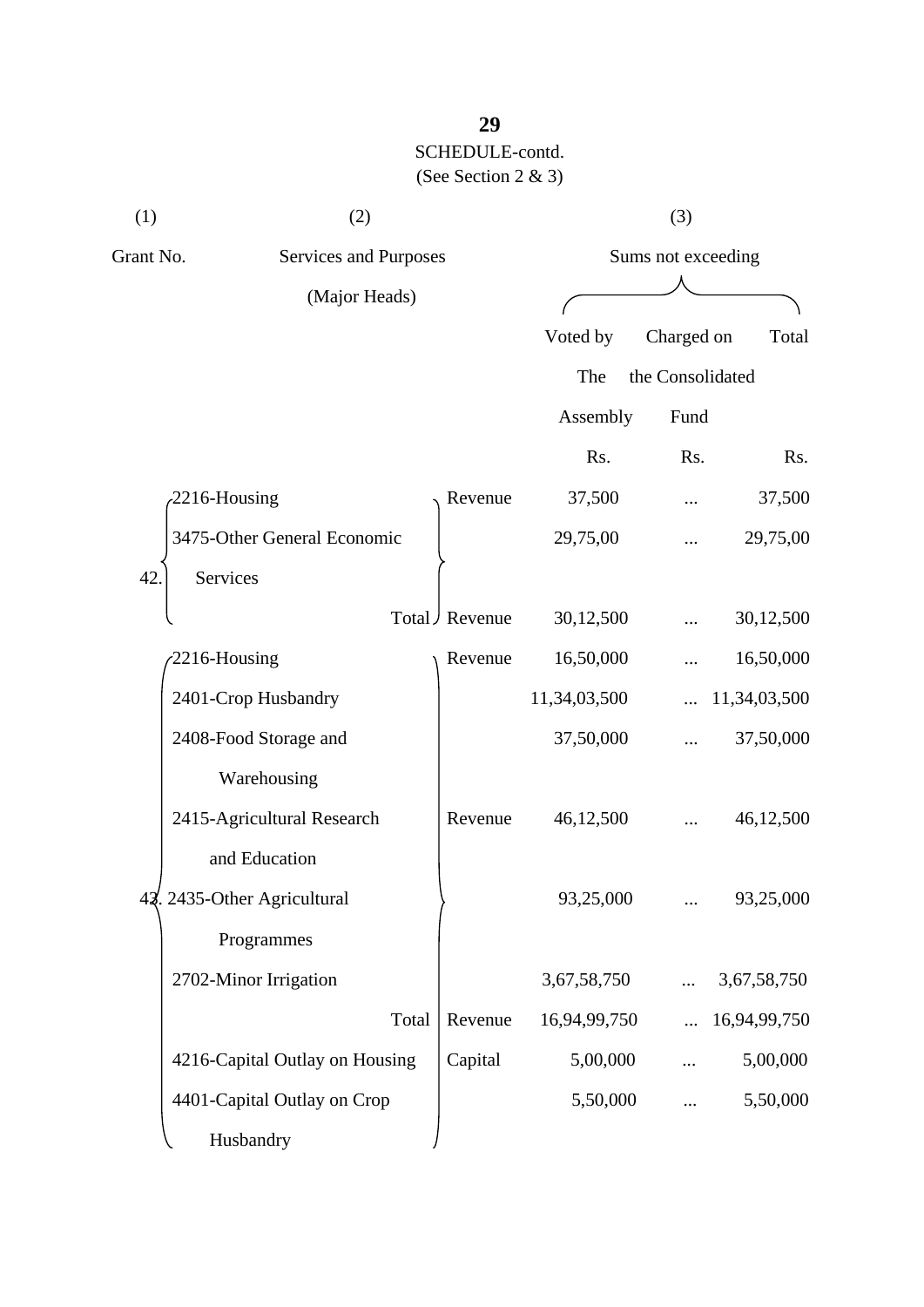SCHEDULE-contd.

(See Section 2 & 3)

| (1) | (2) | | (3) | | |
|---|---|---|---|---|---|
| Grant No. | Services and Purposes (Major Heads) | | Sums not exceeding | | |
| | | | Voted by The Assembly | Charged on the Consolidated Fund | Total |
| | | | Rs. | Rs. | Rs. |
| 42. | 2216-Housing | Revenue | 37,500 | ... | 37,500 |
| | 3475-Other General Economic Services | | 29,75,00 | ... | 29,75,00 |
| | Total | Revenue | 30,12,500 | ... | 30,12,500 |
| 43. | 2216-Housing | Revenue | 16,50,000 | ... | 16,50,000 |
| | 2401-Crop Husbandry | | 11,34,03,500 | ... | 11,34,03,500 |
| | 2408-Food Storage and Warehousing | | 37,50,000 | ... | 37,50,000 |
| | 2415-Agricultural Research and Education | Revenue | 46,12,500 | ... | 46,12,500 |
| | 2435-Other Agricultural Programmes | | 93,25,000 | ... | 93,25,000 |
| | 2702-Minor Irrigation | | 3,67,58,750 | ... | 3,67,58,750 |
| | Total | Revenue | 16,94,99,750 | ... | 16,94,99,750 |
| | 4216-Capital Outlay on Housing | Capital | 5,00,000 | ... | 5,00,000 |
| | 4401-Capital Outlay on Crop Husbandry | | 5,50,000 | ... | 5,50,000 |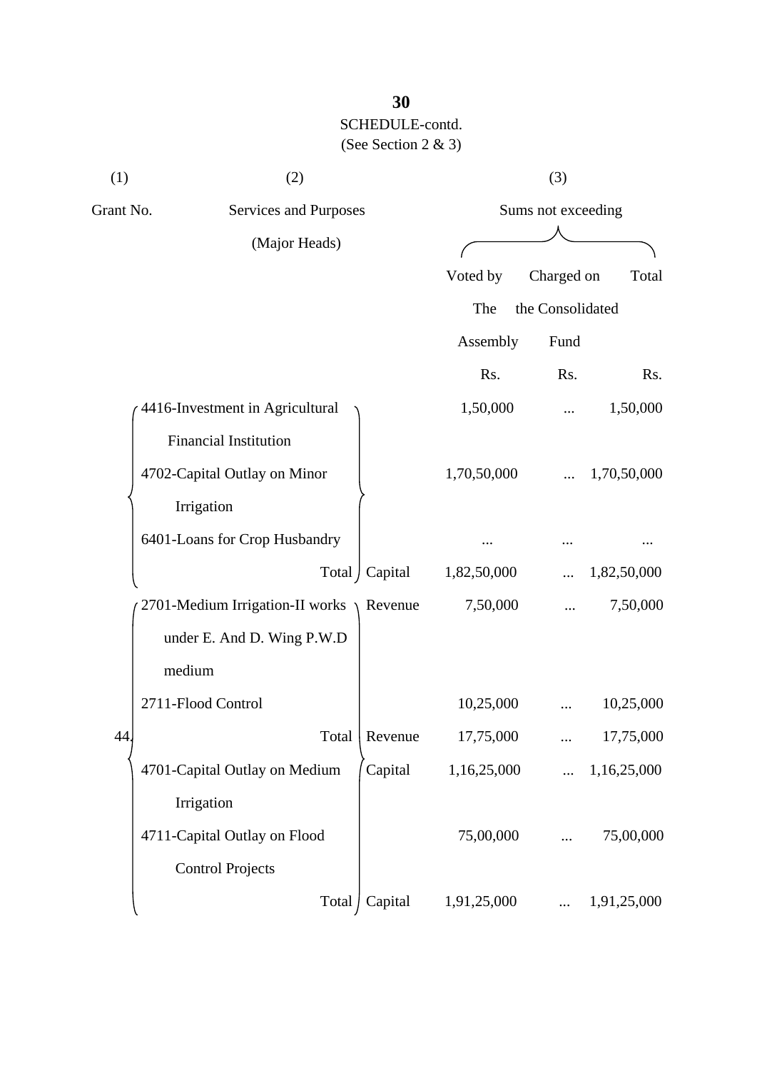SCHEDULE-contd.

(See Section 2 & 3)

| (1) | (2) | | (3) | | |
|---|---|---|---|---|---|
| Grant No. | Services and Purposes (Major Heads) | | Sums not exceeding | | |
| | | | Voted by The Assembly | Charged on the Consolidated Fund | Total |
| | | | Rs. | Rs. | Rs. |
| | 4416-Investment in Agricultural Financial Institution | | 1,50,000 | ... | 1,50,000 |
| | 4702-Capital Outlay on Minor Irrigation | | 1,70,50,000 | ... | 1,70,50,000 |
| | 6401-Loans for Crop Husbandry | | ... | ... | ... |
| | Total | Capital | 1,82,50,000 | ... | 1,82,50,000 |
| 44. | 2701-Medium Irrigation-II works under E. And D. Wing P.W.D medium | Revenue | 7,50,000 | ... | 7,50,000 |
| | 2711-Flood Control | | 10,25,000 | ... | 10,25,000 |
| | Total | Revenue | 17,75,000 | ... | 17,75,000 |
| | 4701-Capital Outlay on Medium Irrigation | Capital | 1,16,25,000 | ... | 1,16,25,000 |
| | 4711-Capital Outlay on Flood Control Projects | | 75,00,000 | ... | 75,00,000 |
| | Total | Capital | 1,91,25,000 | ... | 1,91,25,000 |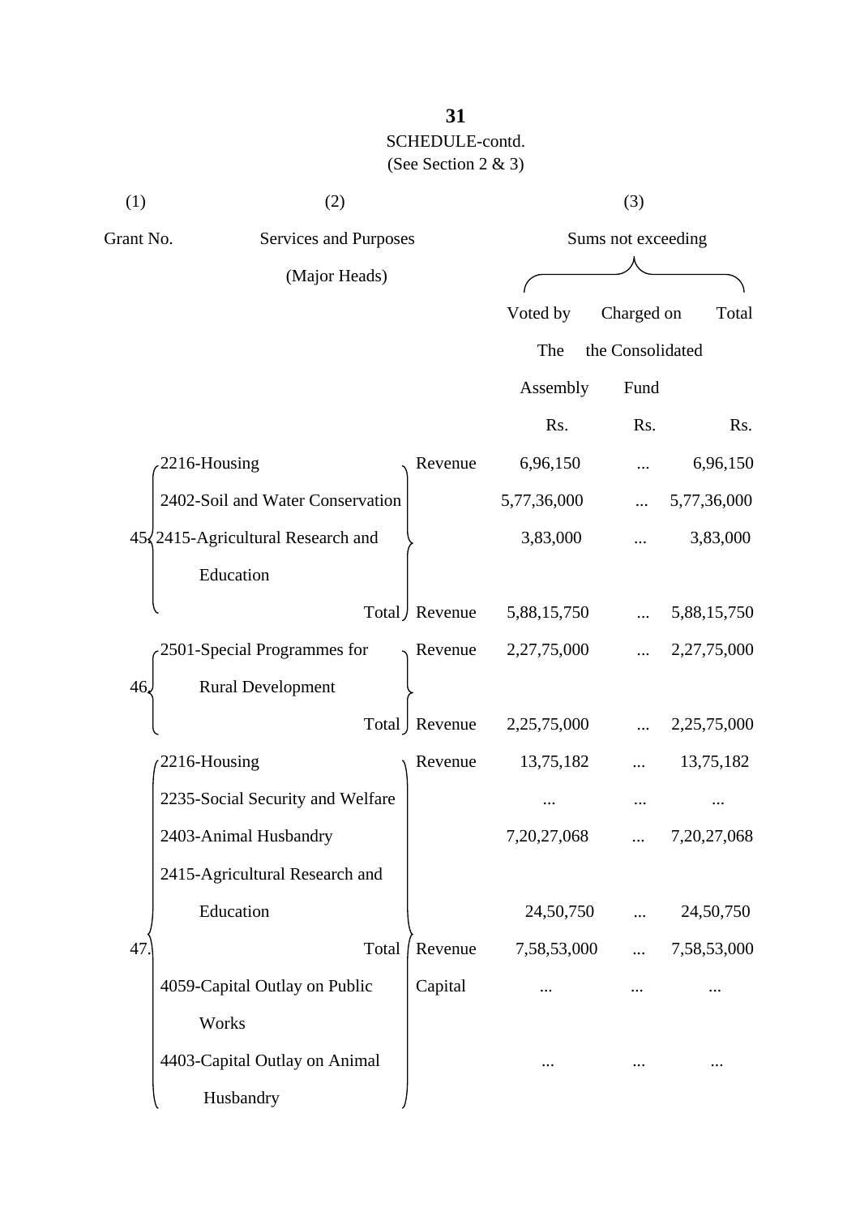SCHEDULE-contd.

(See Section 2 & 3)

| (1) | (2) | | (3) | | |
|---|---|---|---|---|---|
| Grant No. | Services and Purposes (Major Heads) | | Sums not exceeding | | |
| | | | Voted by The Assembly | Charged on the Consolidated Fund | Total |
| | | | Rs. | Rs. | Rs. |
| 45. | 2216-Housing | Revenue | 6,96,150 | ... | 6,96,150 |
| | 2402-Soil and Water Conservation | | 5,77,36,000 | ... | 5,77,36,000 |
| | 2415-Agricultural Research and Education | | 3,83,000 | ... | 3,83,000 |
| | Total | Revenue | 5,88,15,750 | ... | 5,88,15,750 |
| 46. | 2501-Special Programmes for Rural Development | Revenue | 2,27,75,000 | ... | 2,27,75,000 |
| | Total | Revenue | 2,25,75,000 | ... | 2,25,75,000 |
| 47. | 2216-Housing | Revenue | 13,75,182 | ... | 13,75,182 |
| | 2235-Social Security and Welfare | | ... | ... | ... |
| | 2403-Animal Husbandry | | 7,20,27,068 | ... | 7,20,27,068 |
| | 2415-Agricultural Research and Education | | 24,50,750 | ... | 24,50,750 |
| | Total | Revenue | 7,58,53,000 | ... | 7,58,53,000 |
| | 4059-Capital Outlay on Public Works | Capital | ... | ... | ... |
| | 4403-Capital Outlay on Animal Husbandry | | ... | ... | ... |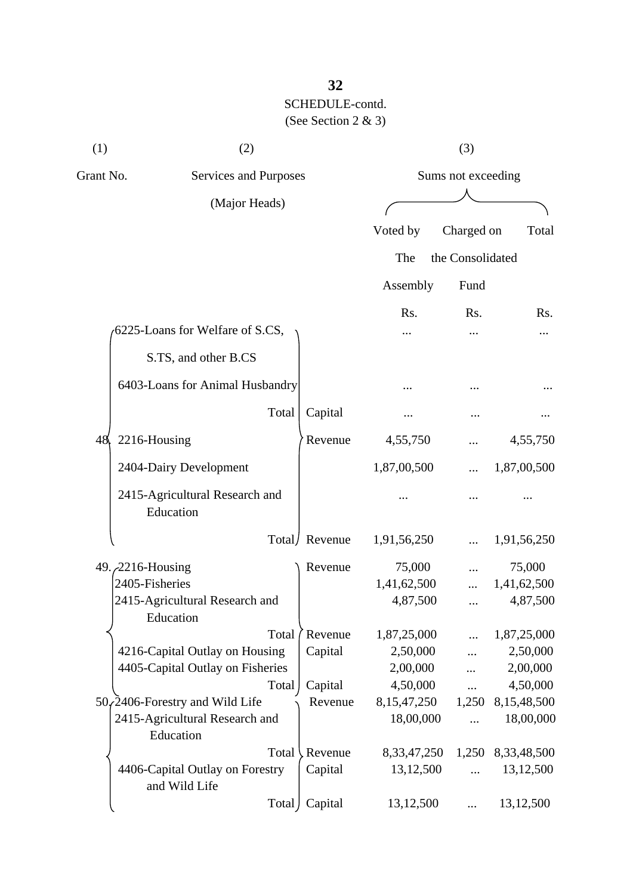SCHEDULE-contd.

(See Section 2 & 3)

| (1) | (2) | | (3) | | |
|---|---|---|---|---|---|
| Grant No. | Services and Purposes (Major Heads) | | Sums not exceeding | | |
| | | | Voted by The Assembly | Charged on the Consolidated Fund | Total |
| | | | Rs. | Rs. | Rs. |
| 48. | 6225-Loans for Welfare of S.CS, S.TS, and other B.CS | | ... | ... | ... |
| | 6403-Loans for Animal Husbandry | | ... | ... | ... |
| | Total | Capital | ... | ... | ... |
| | 2216-Housing | Revenue | 4,55,750 | ... | 4,55,750 |
| | 2404-Dairy Development | | 1,87,00,500 | ... | 1,87,00,500 |
| | 2415-Agricultural Research and Education | | ... | ... | ... |
| | Total | Revenue | 1,91,56,250 | ... | 1,91,56,250 |
| 49. | 2216-Housing | Revenue | 75,000 | ... | 75,000 |
| | 2405-Fisheries | | 1,41,62,500 | ... | 1,41,62,500 |
| | 2415-Agricultural Research and Education | | 4,87,500 | ... | 4,87,500 |
| | Total | Revenue | 1,87,25,000 | ... | 1,87,25,000 |
| | 4216-Capital Outlay on Housing | Capital | 2,50,000 | ... | 2,50,000 |
| | 4405-Capital Outlay on Fisheries | | 2,00,000 | ... | 2,00,000 |
| | Total | Capital | 4,50,000 | ... | 4,50,000 |
| 50. | 2406-Forestry and Wild Life | Revenue | 8,15,47,250 | 1,250 | 8,15,48,500 |
| | 2415-Agricultural Research and Education | | 18,00,000 | ... | 18,00,000 |
| | Total | Revenue | 8,33,47,250 | 1,250 | 8,33,48,500 |
| | 4406-Capital Outlay on Forestry and Wild Life | Capital | 13,12,500 | ... | 13,12,500 |
| | Total | Capital | 13,12,500 | ... | 13,12,500 |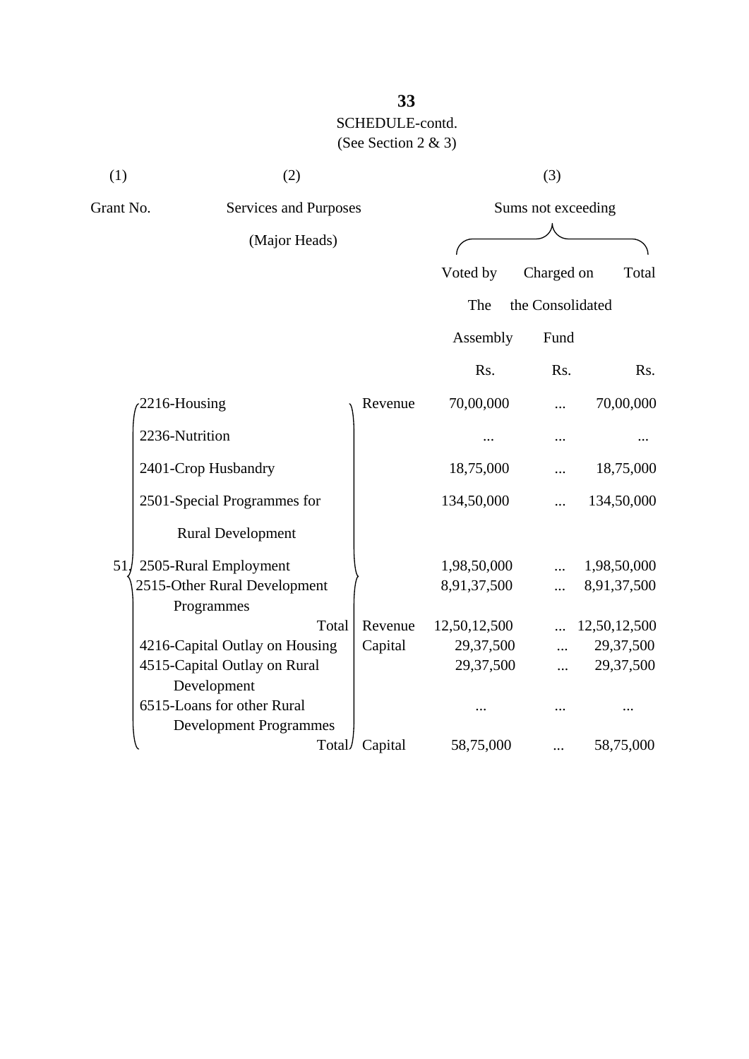SCHEDULE-contd.

(See Section 2 & 3)

| (1) | (2) | | (3) | | |
|---|---|---|---|---|---|
| Grant No. | Services and Purposes (Major Heads) | | Sums not exceeding | | |
| | | | Voted by The Assembly | Charged on the Consolidated Fund | Total |
| | | | Rs. | Rs. | Rs. |
| 51 | 2216-Housing | Revenue | 70,00,000 | ... | 70,00,000 |
| | 2236-Nutrition | | ... | ... | ... |
| | 2401-Crop Husbandry | | 18,75,000 | ... | 18,75,000 |
| | 2501-Special Programmes for Rural Development | | 134,50,000 | ... | 134,50,000 |
| | 2505-Rural Employment | | 1,98,50,000 | ... | 1,98,50,000 |
| | 2515-Other Rural Development Programmes | | 8,91,37,500 | ... | 8,91,37,500 |
| | Total | Revenue | 12,50,12,500 | ... | 12,50,12,500 |
| | 4216-Capital Outlay on Housing | Capital | 29,37,500 | ... | 29,37,500 |
| | 4515-Capital Outlay on Rural Development | | 29,37,500 | ... | 29,37,500 |
| | 6515-Loans for other Rural Development Programmes | | ... | ... | ... |
| | Total | Capital | 58,75,000 | ... | 58,75,000 |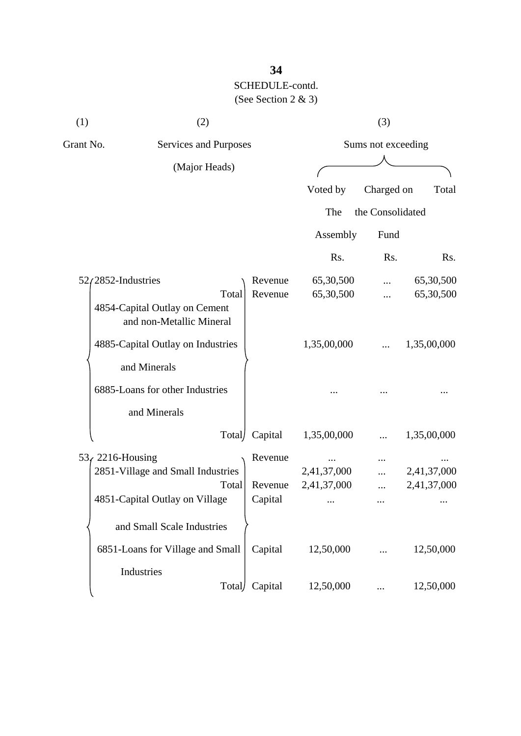SCHEDULE-contd.

(See Section 2 & 3)

| (1) | (2) | | (3) | | |
|---|---|---|---|---|---|
| Grant No. | Services and Purposes (Major Heads) | | Sums not exceeding | | |
| | | | Voted by The Assembly | Charged on the Consolidated Fund | Total |
| | | | Rs. | Rs. | Rs. |
| 52 | 2852-Industries | Revenue | 65,30,500 | ... | 65,30,500 |
| | Total | Revenue | 65,30,500 | ... | 65,30,500 |
| | 4854-Capital Outlay on Cement and non-Metallic Mineral | | | | |
| | 4885-Capital Outlay on Industries and Minerals | | 1,35,00,000 | ... | 1,35,00,000 |
| | 6885-Loans for other Industries and Minerals | | ... | ... | ... |
| | Total | Capital | 1,35,00,000 | ... | 1,35,00,000 |
| 53 | 2216-Housing | Revenue | ... | ... | ... |
| | 2851-Village and Small Industries | | 2,41,37,000 | ... | 2,41,37,000 |
| | Total | Revenue | 2,41,37,000 | ... | 2,41,37,000 |
| | 4851-Capital Outlay on Village and Small Scale Industries | Capital | ... | ... | ... |
| | 6851-Loans for Village and Small Industries | Capital | 12,50,000 | ... | 12,50,000 |
| | Total | Capital | 12,50,000 | ... | 12,50,000 |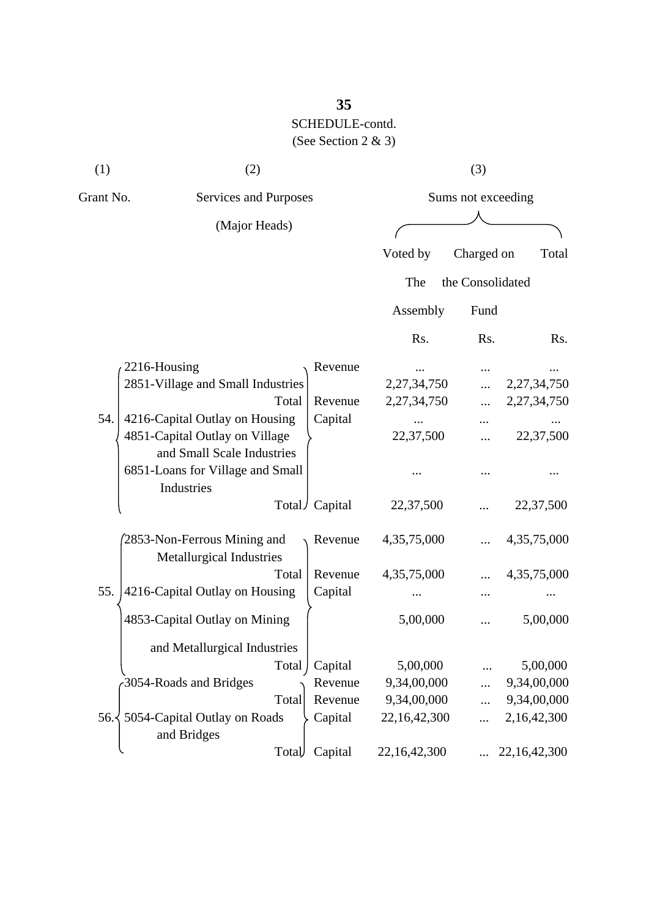SCHEDULE-contd.
(See Section 2 & 3)

| (1) | (2) | | (3) | | |
|---|---|---|---|---|---|
| Grant No. | Services and Purposes (Major Heads) | | Sums not exceeding | | |
| | | | Voted by The Assembly | Charged on the Consolidated Fund | Total |
| | | | Rs. | Rs. | Rs. |
| 54. | 2216-Housing | Revenue | ... | ... | ... |
| | 2851-Village and Small Industries | | 2,27,34,750 | ... | 2,27,34,750 |
| | Total | Revenue | 2,27,34,750 | ... | 2,27,34,750 |
| | 4216-Capital Outlay on Housing | Capital | ... | ... | ... |
| | 4851-Capital Outlay on Village and Small Scale Industries | | 22,37,500 | ... | 22,37,500 |
| | 6851-Loans for Village and Small Industries | | ... | ... | ... |
| | Total | Capital | 22,37,500 | ... | 22,37,500 |
| 55. | 2853-Non-Ferrous Mining and Metallurgical Industries | Revenue | 4,35,75,000 | ... | 4,35,75,000 |
| | Total | Revenue | 4,35,75,000 | ... | 4,35,75,000 |
| | 4216-Capital Outlay on Housing | Capital | ... | ... | ... |
| | 4853-Capital Outlay on Mining and Metallurgical Industries | | 5,00,000 | ... | 5,00,000 |
| | Total | Capital | 5,00,000 | ... | 5,00,000 |
| 56. | 3054-Roads and Bridges | Revenue | 9,34,00,000 | ... | 9,34,00,000 |
| | Total | Revenue | 9,34,00,000 | ... | 9,34,00,000 |
| | 5054-Capital Outlay on Roads and Bridges | Capital | 22,16,42,300 | ... | 2,16,42,300 |
| | Total | Capital | 22,16,42,300 | ... | 22,16,42,300 |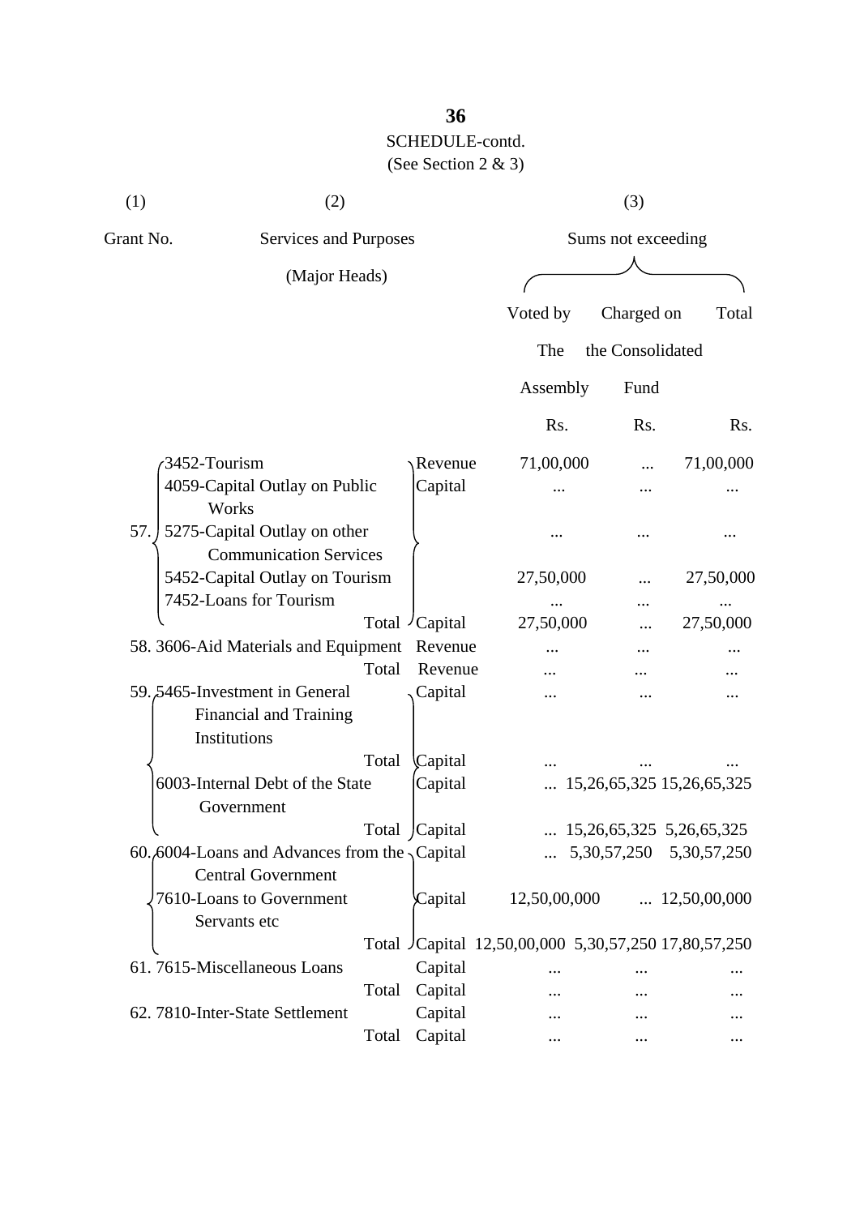SCHEDULE-contd.

(See Section 2 & 3)

| (1) | (2) | | (3) | | |
|---|---|---|---|---|---|
| Grant No. | Services and Purposes (Major Heads) | | Sums not exceeding | | |
| | | | Voted by The Assembly | Charged on the Consolidated Fund | Total |
| | | | Rs. | Rs. | Rs. |
| 57. | 3452-Tourism | Revenue | 71,00,000 | ... | 71,00,000 |
| | 4059-Capital Outlay on Public Works | Capital | ... | ... | ... |
| | 5275-Capital Outlay on other Communication Services | | ... | ... | ... |
| | 5452-Capital Outlay on Tourism | | 27,50,000 | ... | 27,50,000 |
| | 7452-Loans for Tourism | | ... | ... | ... |
| | Total | Capital | 27,50,000 | ... | 27,50,000 |
| 58. | 3606-Aid Materials and Equipment | Revenue | ... | ... | ... |
| | Total | Revenue | ... | ... | ... |
| 59. | 5465-Investment in General Financial and Training Institutions | Capital | ... | ... | ... |
| | Total | Capital | ... | ... | ... |
| | 6003-Internal Debt of the State Government | Capital | ... | 15,26,65,325 | 15,26,65,325 |
| | Total | Capital | ... | 15,26,65,325 | 5,26,65,325 |
| 60. | 6004-Loans and Advances from the Central Government | Capital | ... | 5,30,57,250 | 5,30,57,250 |
| | 7610-Loans to Government Servants etc | Capital | 12,50,00,000 | ... | 12,50,00,000 |
| | Total | Capital | 12,50,00,000 | 5,30,57,250 | 17,80,57,250 |
| 61. | 7615-Miscellaneous Loans | Capital | ... | ... | ... |
| | Total | Capital | ... | ... | ... |
| 62. | 7810-Inter-State Settlement | Capital | ... | ... | ... |
| | Total | Capital | ... | ... | ... |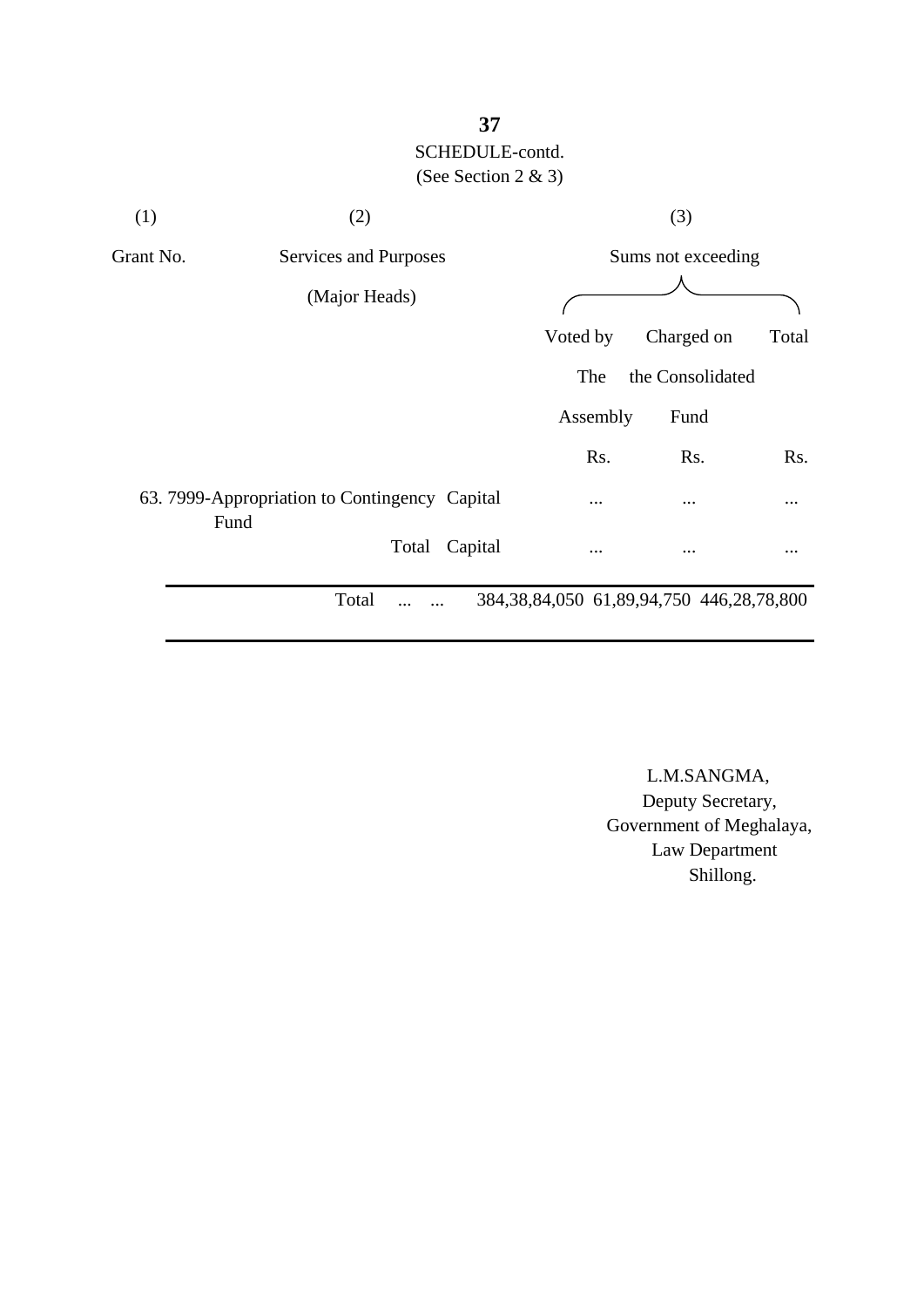SCHEDULE-contd.

(See Section 2 & 3)

| (1) | (2) | | (3) | | |
|---|---|---|---|---|---|
| Grant No. | Services and Purposes (Major Heads) | | Sums not exceeding | | |
| | | | Voted by The Assembly | Charged on the Consolidated Fund | Total |
| | | | Rs. | Rs. | Rs. |
| 63. | 7999-Appropriation to Contingency Fund | Capital | ... | ... | ... |
| | Total | Capital | ... | ... | ... |
| | Total ... ... | | 384,38,84,050 | 61,89,94,750 | 446,28,78,800 |

L.M.SANGMA,
Deputy Secretary,
Government of Meghalaya,
Law Department
Shillong.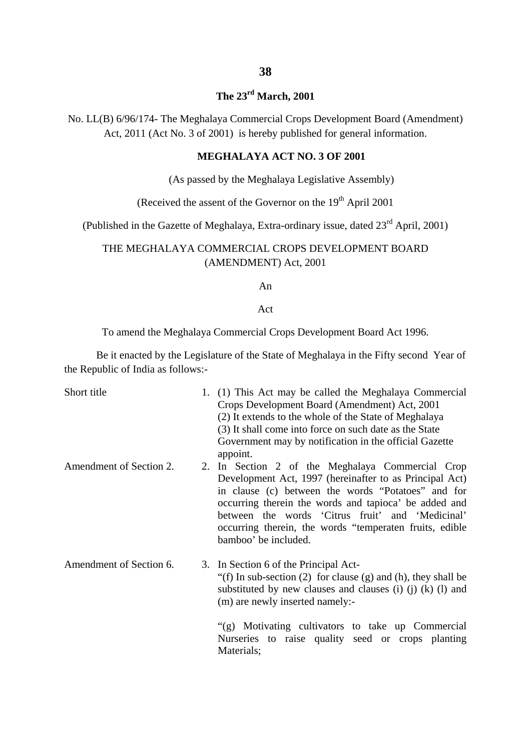**38**

**The 23rd March, 2001**

No. LL(B) 6/96/174- The Meghalaya Commercial Crops Development Board (Amendment) Act, 2011 (Act No. 3 of 2001) is hereby published for general information.

**MEGHALAYA ACT NO. 3 OF 2001**

(As passed by the Meghalaya Legislative Assembly)

(Received the assent of the Governor on the 19th April 2001

(Published in the Gazette of Meghalaya, Extra-ordinary issue, dated 23rd April, 2001)

THE MEGHALAYA COMMERCIAL CROPS DEVELOPMENT BOARD (AMENDMENT) Act, 2001

An

Act

To amend the Meghalaya Commercial Crops Development Board Act 1996.

Be it enacted by the Legislature of the State of Meghalaya in the Fifty second Year of the Republic of India as follows:-

Short title

1. (1) This Act may be called the Meghalaya Commercial Crops Development Board (Amendment) Act, 2001
(2) It extends to the whole of the State of Meghalaya
(3) It shall come into force on such date as the State Government may by notification in the official Gazette appoint.

Amendment of Section 2.

2. In Section 2 of the Meghalaya Commercial Crop Development Act, 1997 (hereinafter to as Principal Act) in clause (c) between the words "Potatoes" and for occurring therein the words and tapioca' be added and between the words 'Citrus fruit' and 'Medicinal' occurring therein, the words "temperaten fruits, edible bamboo' be included.

Amendment of Section 6.

3. In Section 6 of the Principal Act-
"(f) In sub-section (2) for clause (g) and (h), they shall be substituted by new clauses and clauses (i) (j) (k) (l) and (m) are newly inserted namely:-

"(g) Motivating cultivators to take up Commercial Nurseries to raise quality seed or crops planting Materials;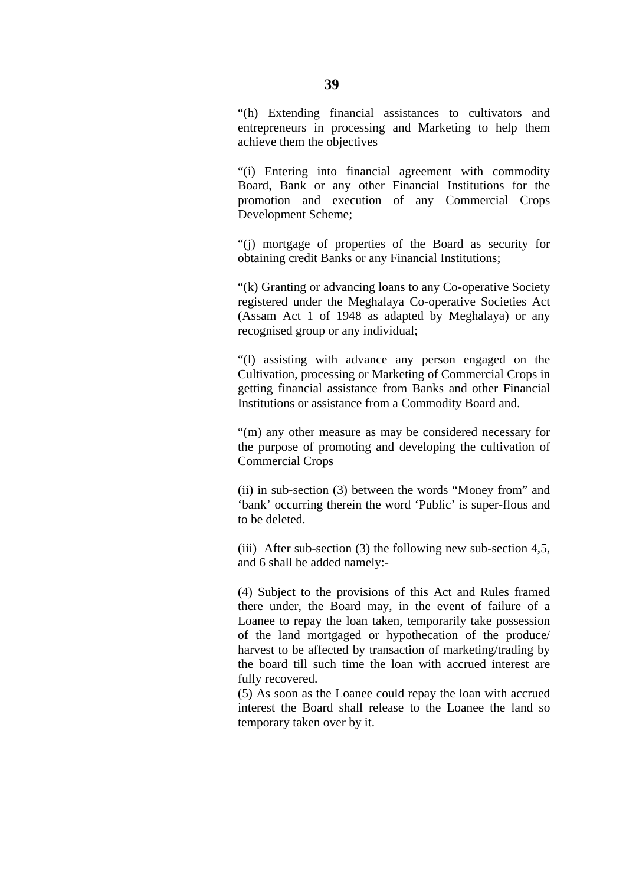"(h) Extending financial assistances to cultivators and entrepreneurs in processing and Marketing to help them achieve them the objectives

"(i) Entering into financial agreement with commodity Board, Bank or any other Financial Institutions for the promotion and execution of any Commercial Crops Development Scheme;

"(j) mortgage of properties of the Board as security for obtaining credit Banks or any Financial Institutions;

"(k) Granting or advancing loans to any Co-operative Society registered under the Meghalaya Co-operative Societies Act (Assam Act 1 of 1948 as adapted by Meghalaya) or any recognised group or any individual;

"(l) assisting with advance any person engaged on the Cultivation, processing or Marketing of Commercial Crops in getting financial assistance from Banks and other Financial Institutions or assistance from a Commodity Board and.

"(m) any other measure as may be considered necessary for the purpose of promoting and developing the cultivation of Commercial Crops

(ii) in sub-section (3) between the words "Money from" and 'bank' occurring therein the word 'Public' is super-flous and to be deleted.

(iii) After sub-section (3) the following new sub-section 4,5, and 6 shall be added namely:-

(4) Subject to the provisions of this Act and Rules framed there under, the Board may, in the event of failure of a Loanee to repay the loan taken, temporarily take possession of the land mortgaged or hypothecation of the produce/ harvest to be affected by transaction of marketing/trading by the board till such time the loan with accrued interest are fully recovered.

(5) As soon as the Loanee could repay the loan with accrued interest the Board shall release to the Loanee the land so temporary taken over by it.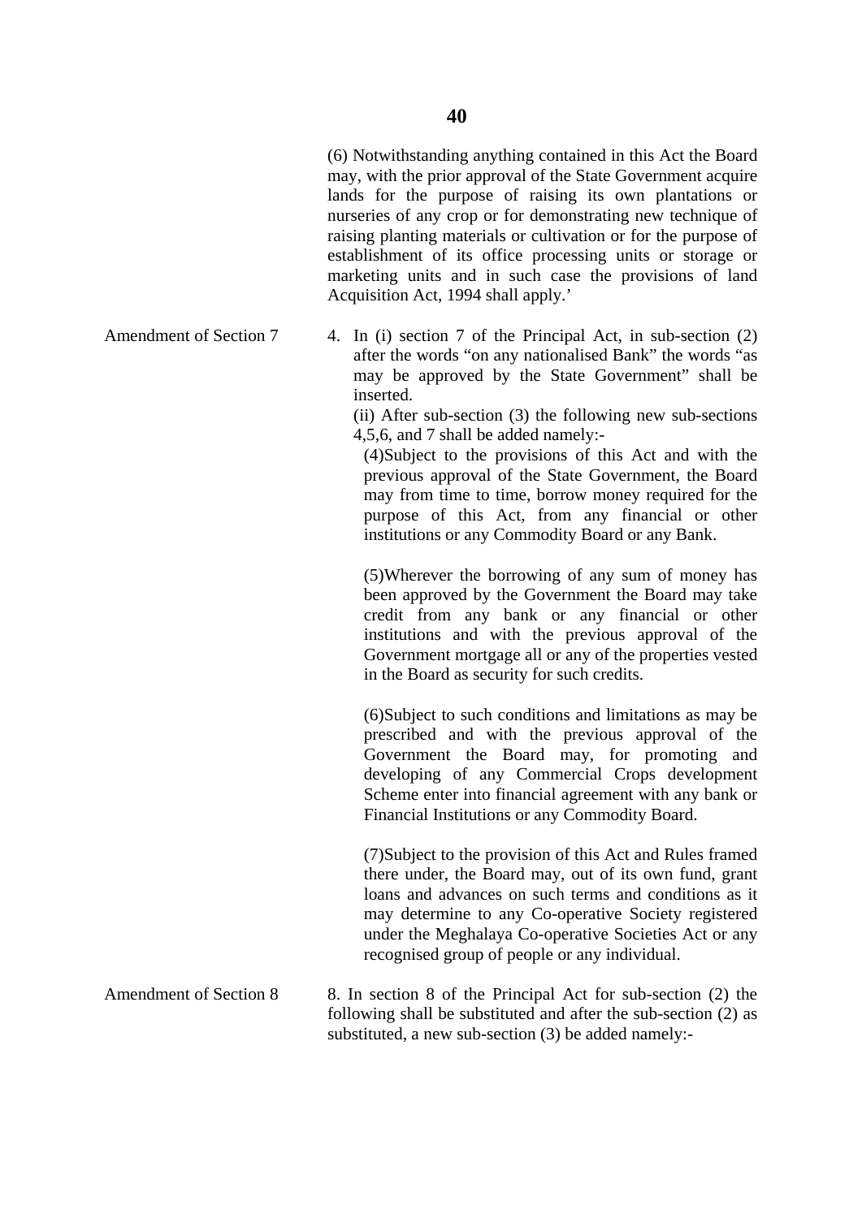(6) Notwithstanding anything contained in this Act the Board may, with the prior approval of the State Government acquire lands for the purpose of raising its own plantations or nurseries of any crop or for demonstrating new technique of raising planting materials or cultivation or for the purpose of establishment of its office processing units or storage or marketing units and in such case the provisions of land Acquisition Act, 1994 shall apply.'

Amendment of Section 7

4. In (i) section 7 of the Principal Act, in sub-section (2) after the words "on any nationalised Bank" the words "as may be approved by the State Government" shall be inserted.

(ii) After sub-section (3) the following new sub-sections 4,5,6, and 7 shall be added namely:-

(4)Subject to the provisions of this Act and with the previous approval of the State Government, the Board may from time to time, borrow money required for the purpose of this Act, from any financial or other institutions or any Commodity Board or any Bank.

(5)Wherever the borrowing of any sum of money has been approved by the Government the Board may take credit from any bank or any financial or other institutions and with the previous approval of the Government mortgage all or any of the properties vested in the Board as security for such credits.

(6)Subject to such conditions and limitations as may be prescribed and with the previous approval of the Government the Board may, for promoting and developing of any Commercial Crops development Scheme enter into financial agreement with any bank or Financial Institutions or any Commodity Board.

(7)Subject to the provision of this Act and Rules framed there under, the Board may, out of its own fund, grant loans and advances on such terms and conditions as it may determine to any Co-operative Society registered under the Meghalaya Co-operative Societies Act or any recognised group of people or any individual.

Amendment of Section 8

8. In section 8 of the Principal Act for sub-section (2) the following shall be substituted and after the sub-section (2) as substituted, a new sub-section (3) be added namely:-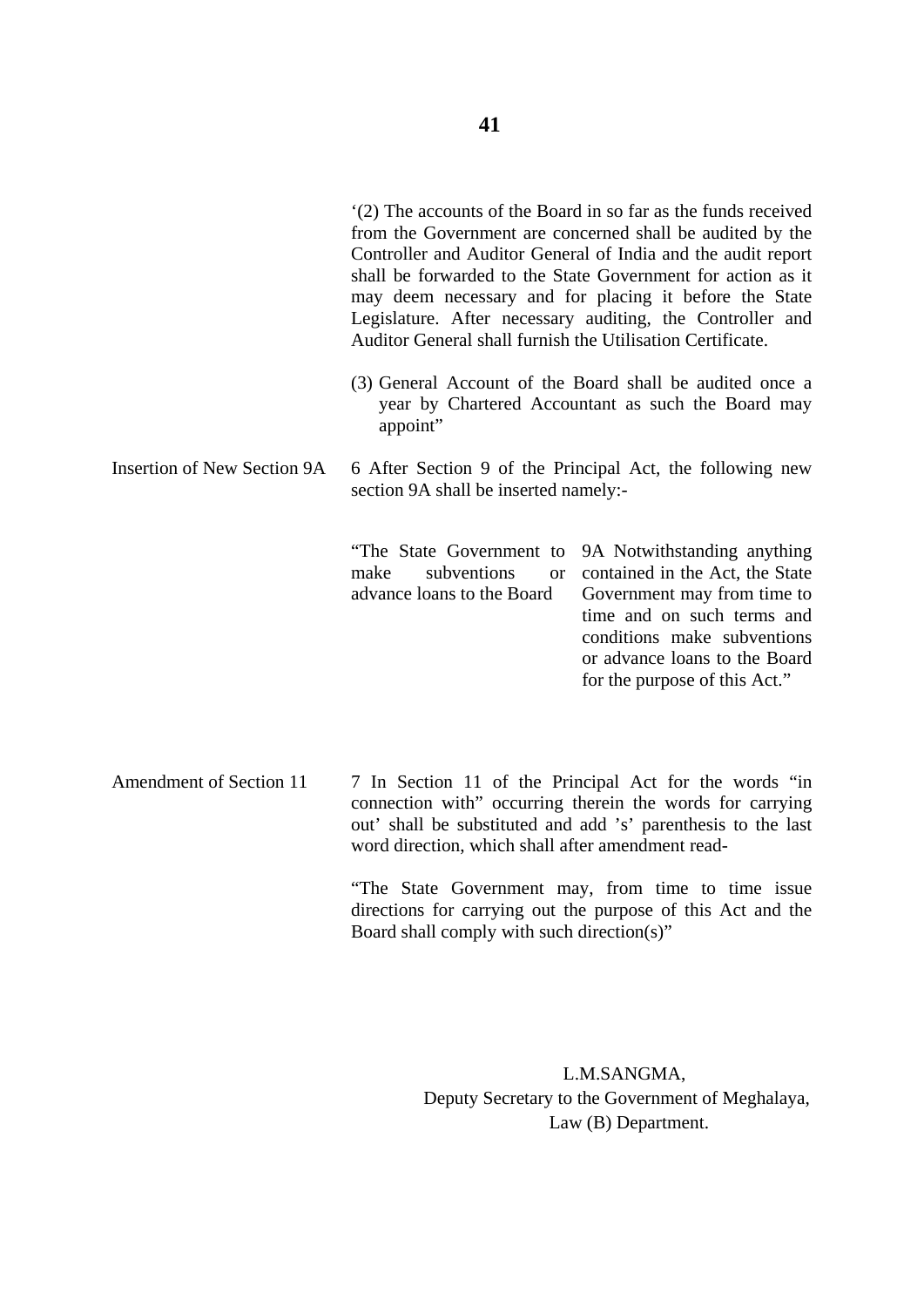'(2) The accounts of the Board in so far as the funds received from the Government are concerned shall be audited by the Controller and Auditor General of India and the audit report shall be forwarded to the State Government for action as it may deem necessary and for placing it before the State Legislature. After necessary auditing, the Controller and Auditor General shall furnish the Utilisation Certificate.

(3) General Account of the Board shall be audited once a year by Chartered Accountant as such the Board may appoint"

Insertion of New Section 9A

6 After Section 9 of the Principal Act, the following new section 9A shall be inserted namely:-

"The State Government to make subventions or advance loans to the Board

9A Notwithstanding anything contained in the Act, the State Government may from time to time and on such terms and conditions make subventions or advance loans to the Board for the purpose of this Act."

Amendment of Section 11

7 In Section 11 of the Principal Act for the words "in connection with" occurring therein the words for carrying out' shall be substituted and add 's' parenthesis to the last word direction, which shall after amendment read-

"The State Government may, from time to time issue directions for carrying out the purpose of this Act and the Board shall comply with such direction(s)"

L.M.SANGMA,
Deputy Secretary to the Government of Meghalaya,
Law (B) Department.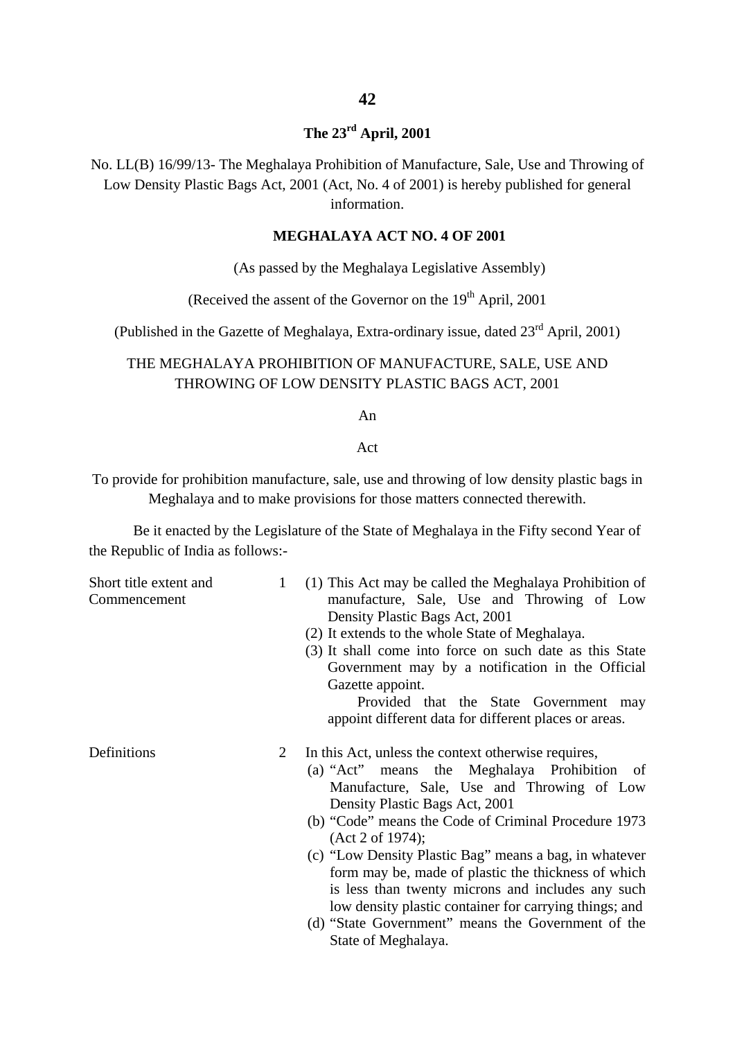**The 23rd April, 2001**

No. LL(B) 16/99/13- The Meghalaya Prohibition of Manufacture, Sale, Use and Throwing of Low Density Plastic Bags Act, 2001 (Act, No. 4 of 2001) is hereby published for general information.

**MEGHALAYA ACT NO. 4 OF 2001**

(As passed by the Meghalaya Legislative Assembly)

(Received the assent of the Governor on the 19th April, 2001

(Published in the Gazette of Meghalaya, Extra-ordinary issue, dated 23rd April, 2001)

THE MEGHALAYA PROHIBITION OF MANUFACTURE, SALE, USE AND THROWING OF LOW DENSITY PLASTIC BAGS ACT, 2001

An

Act

To provide for prohibition manufacture, sale, use and throwing of low density plastic bags in Meghalaya and to make provisions for those matters connected therewith.

Be it enacted by the Legislature of the State of Meghalaya in the Fifty second Year of the Republic of India as follows:-

**Short title extent and Commencement**

1 (1) This Act may be called the Meghalaya Prohibition of manufacture, Sale, Use and Throwing of Low Density Plastic Bags Act, 2001

(2) It extends to the whole State of Meghalaya.

(3) It shall come into force on such date as this State Government may by a notification in the Official Gazette appoint.

Provided that the State Government may appoint different data for different places or areas.

**Definitions**

2 In this Act, unless the context otherwise requires,

(a) "Act" means the Meghalaya Prohibition of Manufacture, Sale, Use and Throwing of Low Density Plastic Bags Act, 2001

(b) "Code" means the Code of Criminal Procedure 1973 (Act 2 of 1974);

(c) "Low Density Plastic Bag" means a bag, in whatever form may be, made of plastic the thickness of which is less than twenty microns and includes any such low density plastic container for carrying things; and

(d) "State Government" means the Government of the State of Meghalaya.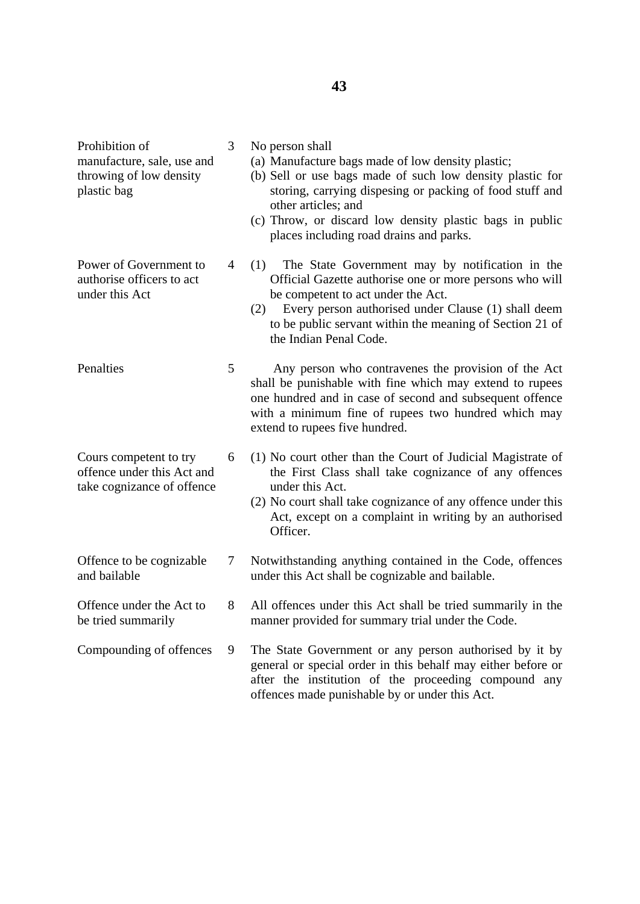| | | |
|---|---|---|
| Prohibition of manufacture, sale, use and throwing of low density plastic bag | 3 | No person shall<br>(a) Manufacture bags made of low density plastic;<br>(b) Sell or use bags made of such low density plastic for storing, carrying dispesing or packing of food stuff and other articles; and<br>(c) Throw, or discard low density plastic bags in public places including road drains and parks. |
| Power of Government to authorise officers to act under this Act | 4 | (1) The State Government may by notification in the Official Gazette authorise one or more persons who will be competent to act under the Act.<br>(2) Every person authorised under Clause (1) shall deem to be public servant within the meaning of Section 21 of the Indian Penal Code. |
| Penalties | 5 | Any person who contravenes the provision of the Act shall be punishable with fine which may extend to rupees one hundred and in case of second and subsequent offence with a minimum fine of rupees two hundred which may extend to rupees five hundred. |
| Cours competent to try offence under this Act and take cognizance of offence | 6 | (1) No court other than the Court of Judicial Magistrate of the First Class shall take cognizance of any offences under this Act.<br>(2) No court shall take cognizance of any offence under this Act, except on a complaint in writing by an authorised Officer. |
| Offence to be cognizable and bailable | 7 | Notwithstanding anything contained in the Code, offences under this Act shall be cognizable and bailable. |
| Offence under the Act to be tried summarily | 8 | All offences under this Act shall be tried summarily in the manner provided for summary trial under the Code. |
| Compounding of offences | 9 | The State Government or any person authorised by it by general or special order in this behalf may either before or after the institution of the proceeding compound any offences made punishable by or under this Act. |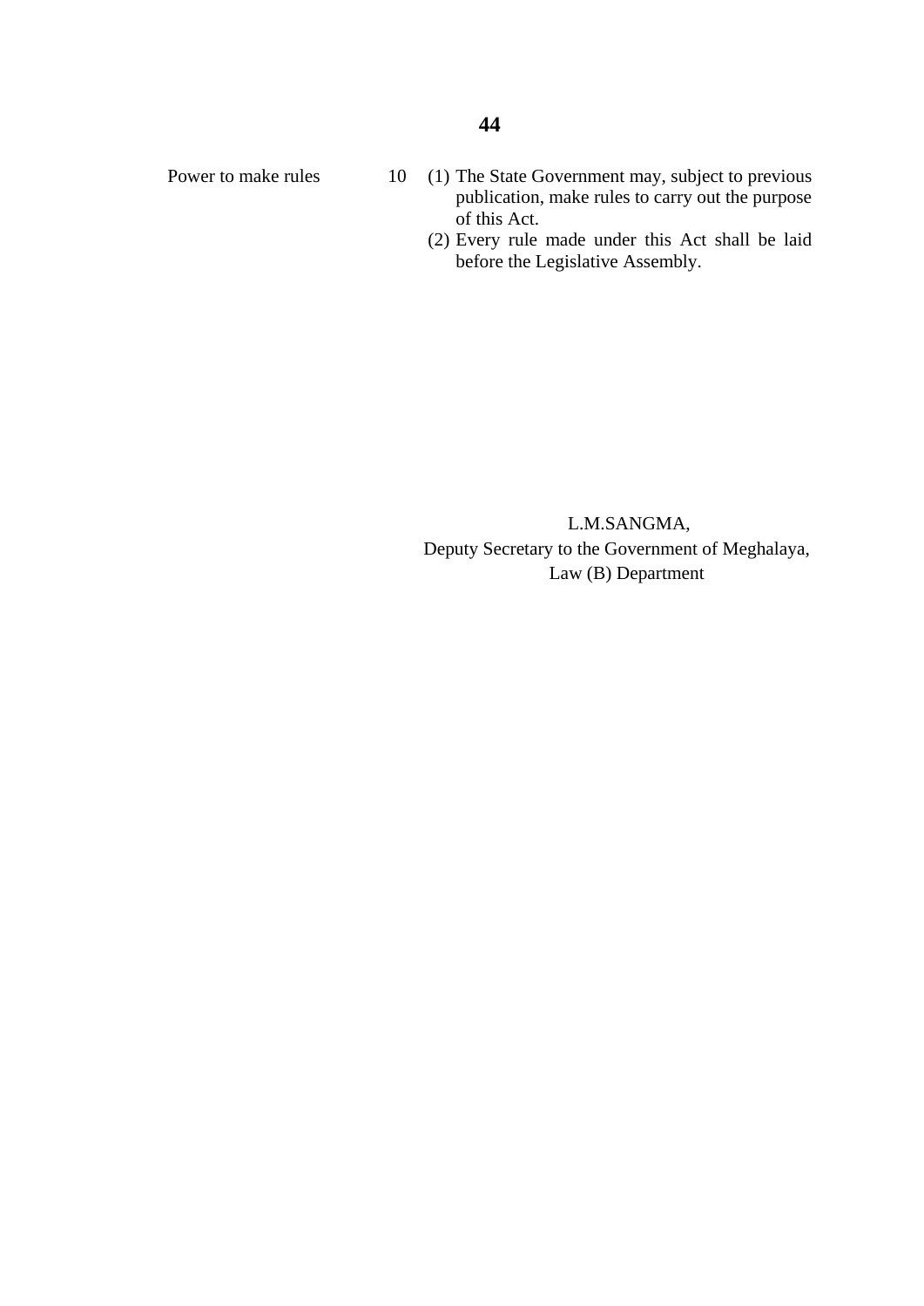Power to make rules

10 (1) The State Government may, subject to previous publication, make rules to carry out the purpose of this Act.

(2) Every rule made under this Act shall be laid before the Legislative Assembly.

L.M.SANGMA,
Deputy Secretary to the Government of Meghalaya,
Law (B) Department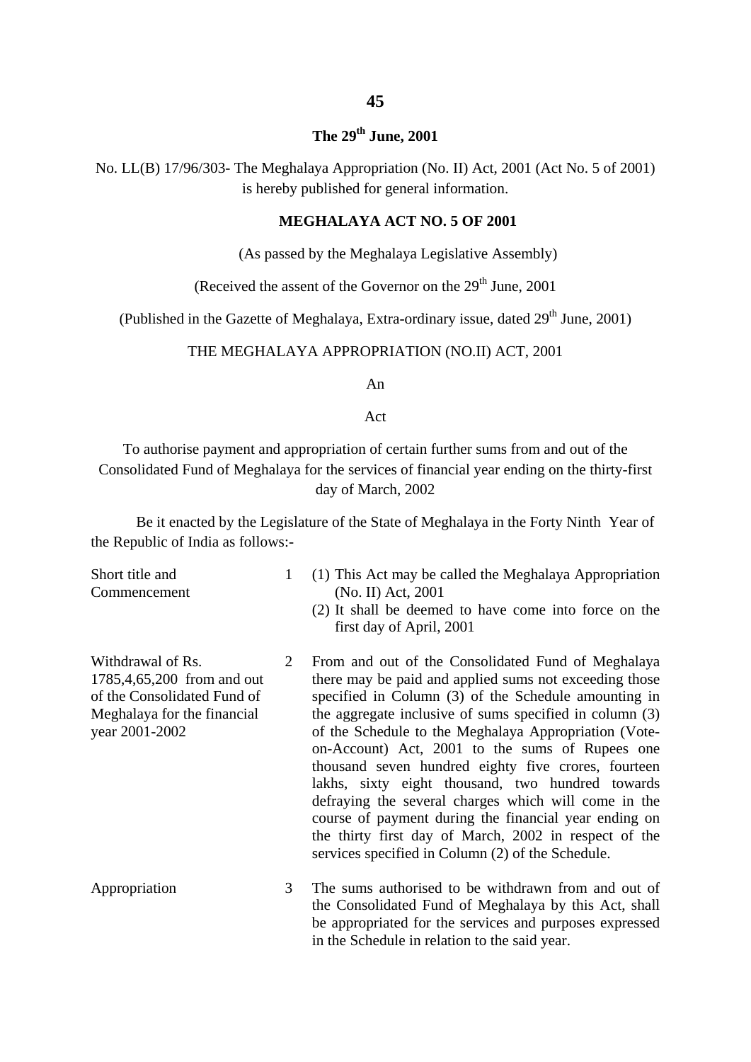**The 29th June, 2001**

No. LL(B) 17/96/303- The Meghalaya Appropriation (No. II) Act, 2001 (Act No. 5 of 2001) is hereby published for general information.

**MEGHALAYA ACT NO. 5 OF 2001**

(As passed by the Meghalaya Legislative Assembly)

(Received the assent of the Governor on the 29th June, 2001

(Published in the Gazette of Meghalaya, Extra-ordinary issue, dated 29th June, 2001)

THE MEGHALAYA APPROPRIATION (NO.II) ACT, 2001

An

Act

To authorise payment and appropriation of certain further sums from and out of the Consolidated Fund of Meghalaya for the services of financial year ending on the thirty-first day of March, 2002

Be it enacted by the Legislature of the State of Meghalaya in the Forty Ninth Year of the Republic of India as follows:-

| | | |
|---|---|---|
| Short title and Commencement | 1 | (1) This Act may be called the Meghalaya Appropriation (No. II) Act, 2001<br>(2) It shall be deemed to have come into force on the first day of April, 2001 |
| Withdrawal of Rs. 1785,4,65,200 from and out of the Consolidated Fund of Meghalaya for the financial year 2001-2002 | 2 | From and out of the Consolidated Fund of Meghalaya there may be paid and applied sums not exceeding those specified in Column (3) of the Schedule amounting in the aggregate inclusive of sums specified in column (3) of the Schedule to the Meghalaya Appropriation (Vote-on-Account) Act, 2001 to the sums of Rupees one thousand seven hundred eighty five crores, fourteen lakhs, sixty eight thousand, two hundred towards defraying the several charges which will come in the course of payment during the financial year ending on the thirty first day of March, 2002 in respect of the services specified in Column (2) of the Schedule. |
| Appropriation | 3 | The sums authorised to be withdrawn from and out of the Consolidated Fund of Meghalaya by this Act, shall be appropriated for the services and purposes expressed in the Schedule in relation to the said year. |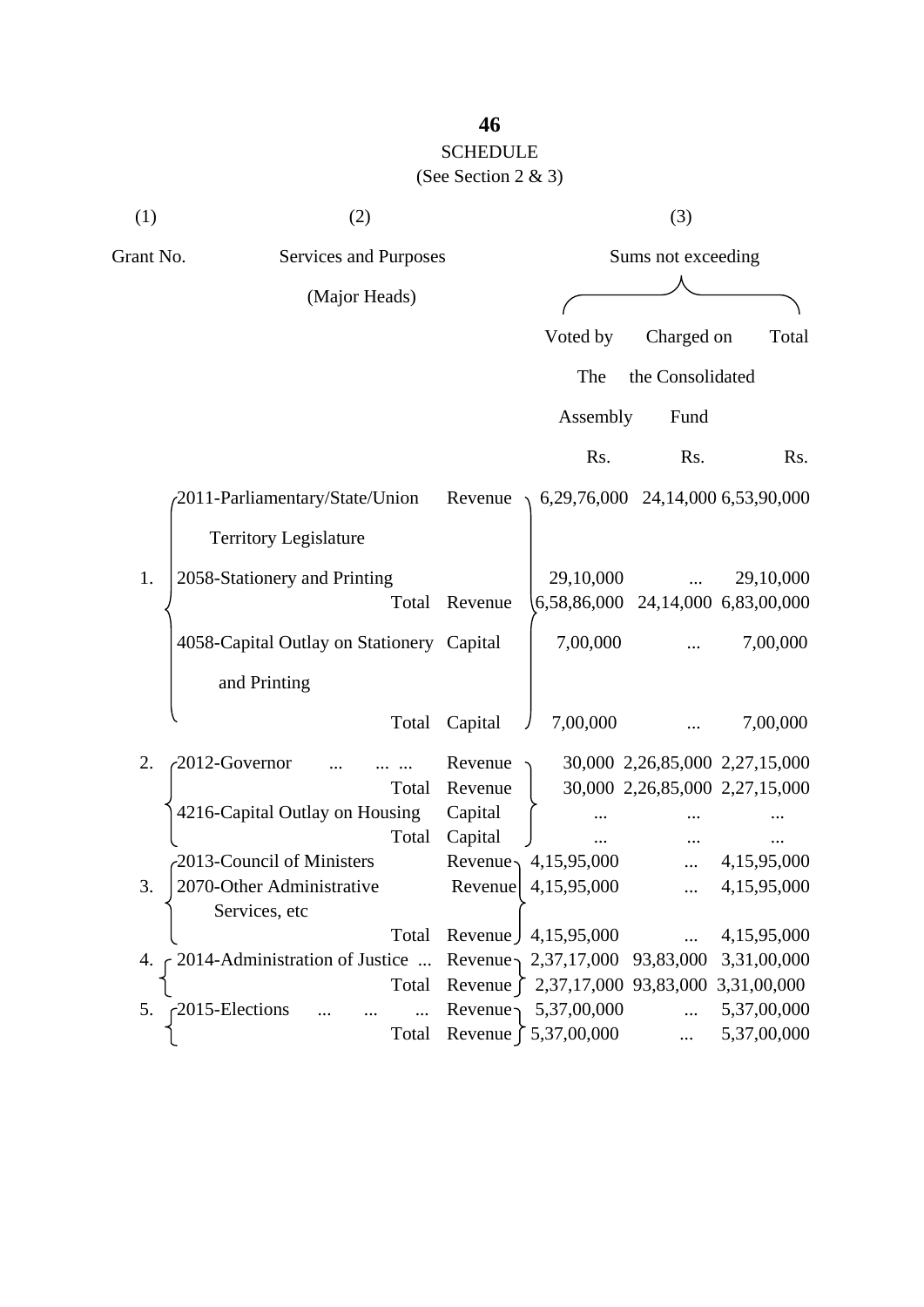## SCHEDULE

(See Section 2 & 3)

| (1) | (2) | | (3) | | |
|---|---|---|---|---|---|
| Grant No. | Services and Purposes (Major Heads) | | Sums not exceeding | | |
| | | | Voted by The Assembly | Charged on the Consolidated Fund | Total |
| | | | Rs. | Rs. | Rs. |
| 1. | 2011-Parliamentary/State/Union Territory Legislature | Revenue | 6,29,76,000 | 24,14,000 | 6,53,90,000 |
| | 2058-Stationery and Printing | | 29,10,000 | ... | 29,10,000 |
| | Total | Revenue | 6,58,86,000 | 24,14,000 | 6,83,00,000 |
| | 4058-Capital Outlay on Stationery and Printing | Capital | 7,00,000 | ... | 7,00,000 |
| | Total | Capital | 7,00,000 | ... | 7,00,000 |
| 2. | 2012-Governor ... ... ... | Revenue | 30,000 | 2,26,85,000 | 2,27,15,000 |
| | Total | Revenue | 30,000 | 2,26,85,000 | 2,27,15,000 |
| | 4216-Capital Outlay on Housing | Capital | ... | ... | ... |
| | Total | Capital | ... | ... | ... |
| 3. | 2013-Council of Ministers | Revenue | 4,15,95,000 | ... | 4,15,95,000 |
| | 2070-Other Administrative Services, etc | Revenue | 4,15,95,000 | ... | 4,15,95,000 |
| | Total | Revenue | 4,15,95,000 | ... | 4,15,95,000 |
| 4. | 2014-Administration of Justice ... | Revenue | 2,37,17,000 | 93,83,000 | 3,31,00,000 |
| | Total | Revenue | 2,37,17,000 | 93,83,000 | 3,31,00,000 |
| 5. | 2015-Elections ... ... ... | Revenue | 5,37,00,000 | ... | 5,37,00,000 |
| | Total | Revenue | 5,37,00,000 | ... | 5,37,00,000 |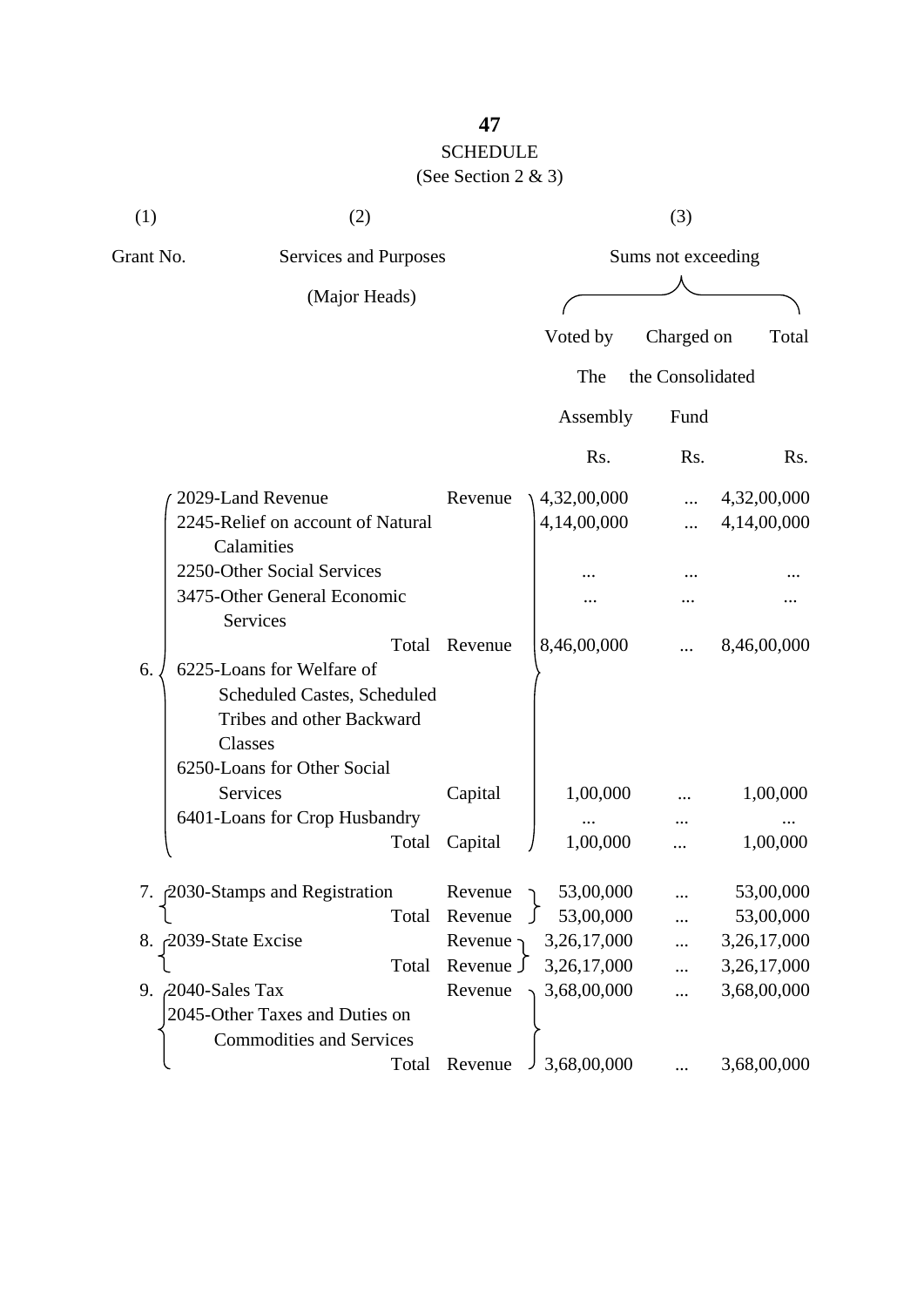# SCHEDULE

(See Section 2 & 3)

| (1) | (2) | | (3) | | |
|---|---|---|---|---|---|
| Grant No. | Services and Purposes (Major Heads) | | Sums not exceeding | | |
| | | | Voted by The Assembly | Charged on the Consolidated Fund | Total |
| | | | Rs. | Rs. | Rs. |
| 6. | 2029-Land Revenue | Revenue | 4,32,00,000 | ... | 4,32,00,000 |
| | 2245-Relief on account of Natural Calamities | | 4,14,00,000 | ... | 4,14,00,000 |
| | 2250-Other Social Services | | ... | ... | ... |
| | 3475-Other General Economic Services | | ... | ... | ... |
| | Total | Revenue | 8,46,00,000 | ... | 8,46,00,000 |
| | 6225-Loans for Welfare of Scheduled Castes, Scheduled Tribes and other Backward Classes | | | | |
| | 6250-Loans for Other Social Services | Capital | 1,00,000 | ... | 1,00,000 |
| | 6401-Loans for Crop Husbandry | | ... | ... | ... |
| | Total | Capital | 1,00,000 | ... | 1,00,000 |
| 7. | 2030-Stamps and Registration | Revenue | 53,00,000 | ... | 53,00,000 |
| | Total | Revenue | 53,00,000 | ... | 53,00,000 |
| 8. | 2039-State Excise | Revenue | 3,26,17,000 | ... | 3,26,17,000 |
| | Total | Revenue | 3,26,17,000 | ... | 3,26,17,000 |
| 9. | 2040-Sales Tax | Revenue | 3,68,00,000 | ... | 3,68,00,000 |
| | 2045-Other Taxes and Duties on Commodities and Services | | | | |
| | Total | Revenue | 3,68,00,000 | ... | 3,68,00,000 |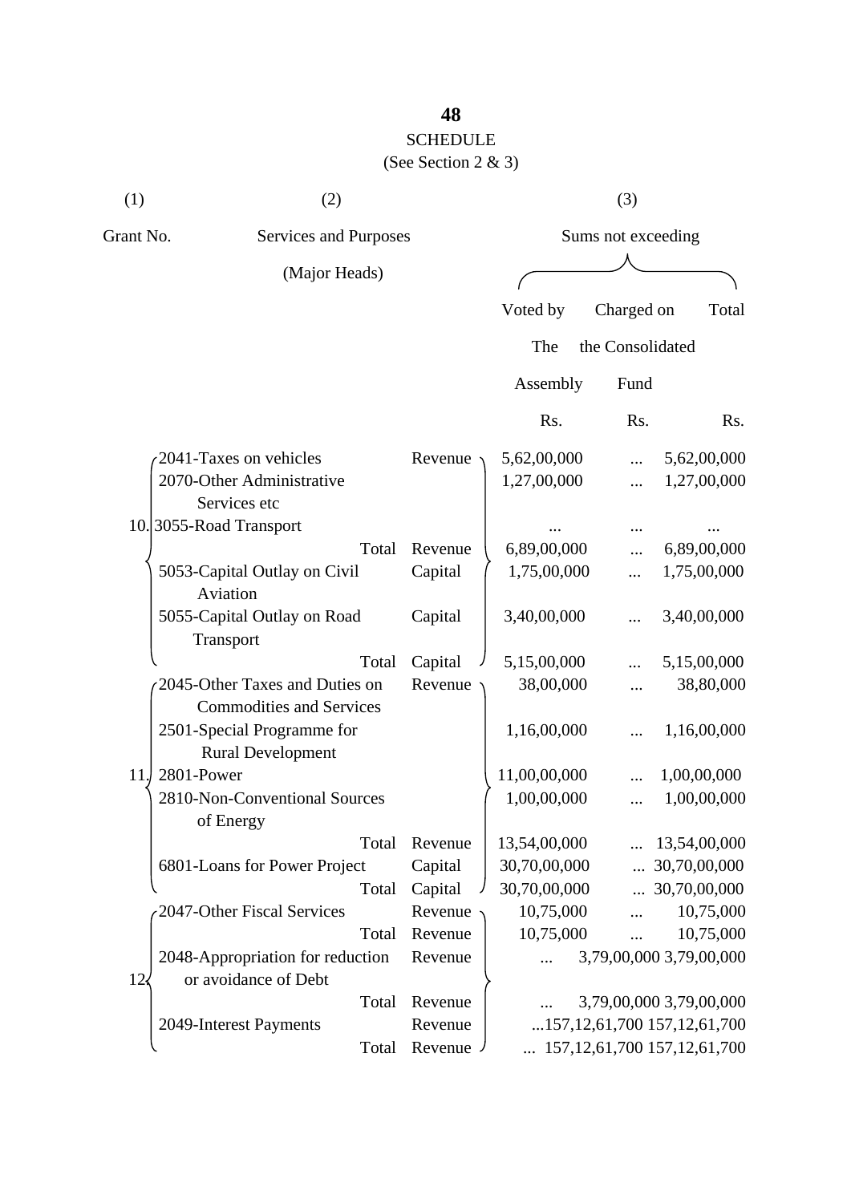SCHEDULE

(See Section 2 & 3)

| (1) | (2) | | (3) | | |
|---|---|---|---|---|---|
| Grant No. | Services and Purposes (Major Heads) | | Sums not exceeding | | |
| | | | Voted by The Assembly | Charged on the Consolidated Fund | Total |
| | | | Rs. | Rs. | Rs. |
| 10. | 2041-Taxes on vehicles | Revenue | 5,62,00,000 | ... | 5,62,00,000 |
| | 2070-Other Administrative Services etc | | 1,27,00,000 | ... | 1,27,00,000 |
| | 3055-Road Transport | | ... | ... | ... |
| | Total | Revenue | 6,89,00,000 | ... | 6,89,00,000 |
| | 5053-Capital Outlay on Civil Aviation | Capital | 1,75,00,000 | ... | 1,75,00,000 |
| | 5055-Capital Outlay on Road Transport | Capital | 3,40,00,000 | ... | 3,40,00,000 |
| | Total | Capital | 5,15,00,000 | ... | 5,15,00,000 |
| 11. | 2045-Other Taxes and Duties on Commodities and Services | Revenue | 38,00,000 | ... | 38,80,000 |
| | 2501-Special Programme for Rural Development | | 1,16,00,000 | ... | 1,16,00,000 |
| | 2801-Power | | 11,00,00,000 | ... | 1,00,00,000 |
| | 2810-Non-Conventional Sources of Energy | | 1,00,00,000 | ... | 1,00,00,000 |
| | Total | Revenue | 13,54,00,000 | ... | 13,54,00,000 |
| | 6801-Loans for Power Project | Capital | 30,70,00,000 | ... | 30,70,00,000 |
| | Total | Capital | 30,70,00,000 | ... | 30,70,00,000 |
| 12. | 2047-Other Fiscal Services | Revenue | 10,75,000 | ... | 10,75,000 |
| | Total | Revenue | 10,75,000 | ... | 10,75,000 |
| | 2048-Appropriation for reduction or avoidance of Debt | Revenue | ... | 3,79,00,000 | 3,79,00,000 |
| | Total | Revenue | ... | 3,79,00,000 | 3,79,00,000 |
| | 2049-Interest Payments | Revenue | ... | 157,12,61,700 | 157,12,61,700 |
| | Total | Revenue | ... | 157,12,61,700 | 157,12,61,700 |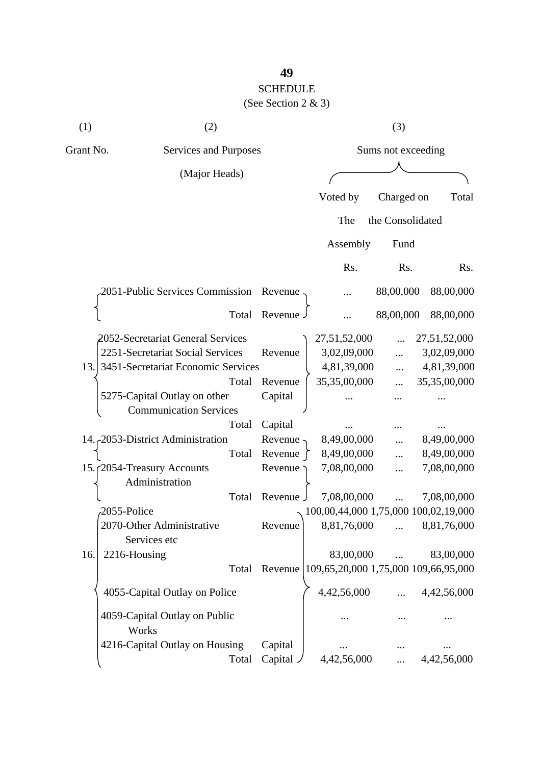## SCHEDULE

(See Section 2 & 3)

| (1) | (2) | | (3) | | |
|---|---|---|---|---|---|
| Grant No. | Services and Purposes (Major Heads) | | Sums not exceeding | | |
| | | | Voted by The Assembly | Charged on the Consolidated Fund | Total |
| | | | Rs. | Rs. | Rs. |
| | 2051-Public Services Commission | Revenue | ... | 88,00,000 | 88,00,000 |
| | Total | Revenue | ... | 88,00,000 | 88,00,000 |
| 13. | 2052-Secretariat General Services | | 27,51,52,000 | ... | 27,51,52,000 |
| | 2251-Secretariat Social Services | Revenue | 3,02,09,000 | ... | 3,02,09,000 |
| | 3451-Secretariat Economic Services | | 4,81,39,000 | ... | 4,81,39,000 |
| | Total | Revenue | 35,35,00,000 | ... | 35,35,00,000 |
| | 5275-Capital Outlay on other Communication Services | Capital | ... | ... | ... |
| | Total | Capital | ... | ... | ... |
| 14. | 2053-District Administration | Revenue | 8,49,00,000 | ... | 8,49,00,000 |
| | Total | Revenue | 8,49,00,000 | ... | 8,49,00,000 |
| 15. | 2054-Treasury Accounts Administration | Revenue | 7,08,00,000 | ... | 7,08,00,000 |
| | Total | Revenue | 7,08,00,000 | ... | 7,08,00,000 |
| 16. | 2055-Police | | 100,00,44,000 | 1,75,000 | 100,02,19,000 |
| | 2070-Other Administrative Services etc | Revenue | 8,81,76,000 | ... | 8,81,76,000 |
| | 2216-Housing | | 83,00,000 | ... | 83,00,000 |
| | Total | Revenue | 109,65,20,000 | 1,75,000 | 109,66,95,000 |
| | 4055-Capital Outlay on Police | | 4,42,56,000 | ... | 4,42,56,000 |
| | 4059-Capital Outlay on Public Works | | ... | ... | ... |
| | 4216-Capital Outlay on Housing | Capital | ... | ... | ... |
| | Total | Capital | 4,42,56,000 | ... | 4,42,56,000 |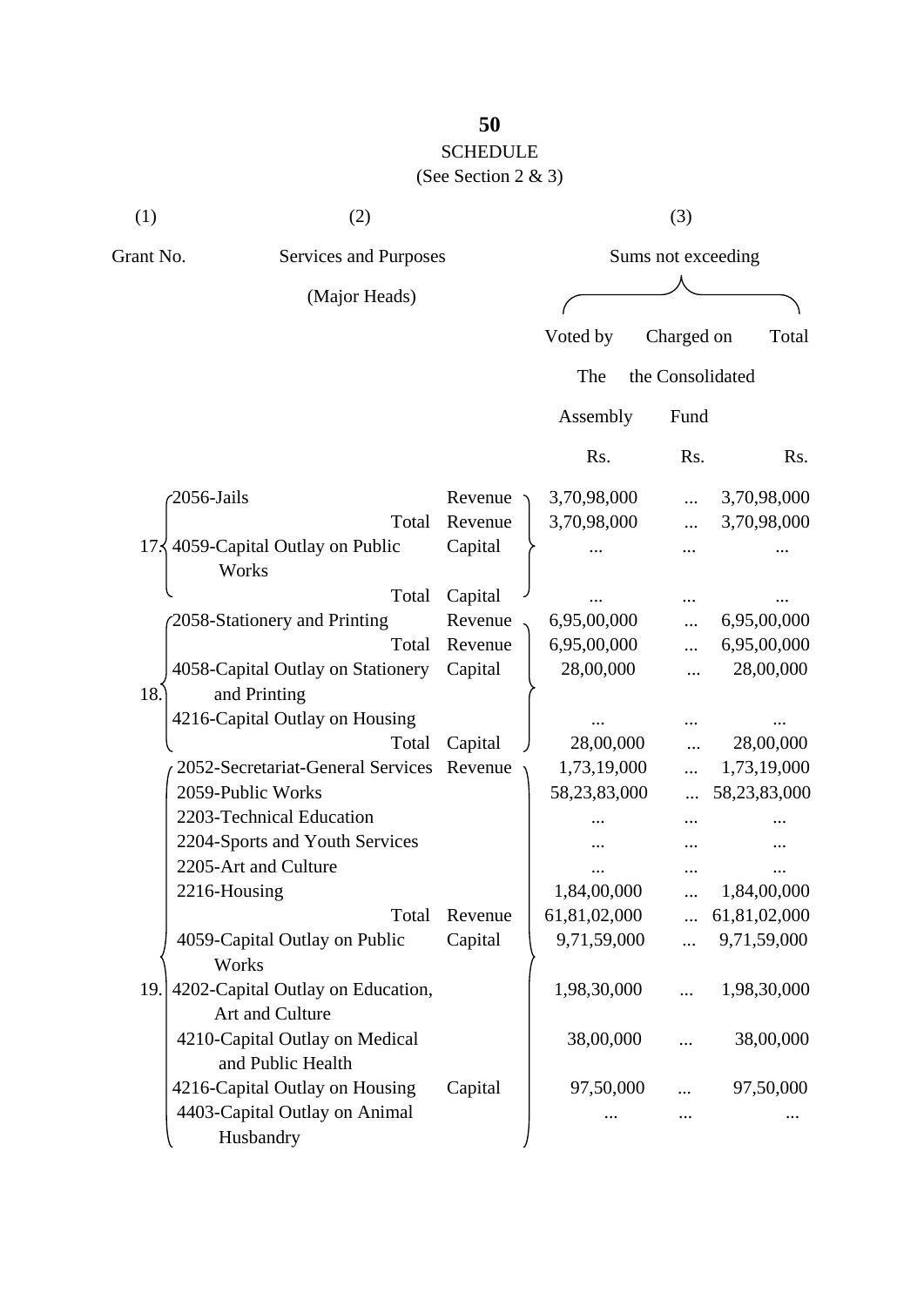## SCHEDULE

(See Section 2 & 3)

| (1) | (2) | | (3) | | |
|---|---|---|---|---|---|
| Grant No. | Services and Purposes (Major Heads) | | Sums not exceeding | | |
| | | | Voted by The Assembly | Charged on the Consolidated Fund | Total |
| | | | Rs. | Rs. | Rs. |
| 17. | 2056-Jails | Revenue | 3,70,98,000 | ... | 3,70,98,000 |
| | Total | Revenue | 3,70,98,000 | ... | 3,70,98,000 |
| | 4059-Capital Outlay on Public Works | Capital | ... | ... | ... |
| | Total | Capital | ... | ... | ... |
| 18. | 2058-Stationery and Printing | Revenue | 6,95,00,000 | ... | 6,95,00,000 |
| | Total | Revenue | 6,95,00,000 | ... | 6,95,00,000 |
| | 4058-Capital Outlay on Stationery and Printing | Capital | 28,00,000 | ... | 28,00,000 |
| | 4216-Capital Outlay on Housing | | ... | ... | ... |
| | Total | Capital | 28,00,000 | ... | 28,00,000 |
| 19. | 2052-Secretariat-General Services | Revenue | 1,73,19,000 | ... | 1,73,19,000 |
| | 2059-Public Works | | 58,23,83,000 | ... | 58,23,83,000 |
| | 2203-Technical Education | | ... | ... | ... |
| | 2204-Sports and Youth Services | | ... | ... | ... |
| | 2205-Art and Culture | | ... | ... | ... |
| | 2216-Housing | | 1,84,00,000 | ... | 1,84,00,000 |
| | Total | Revenue | 61,81,02,000 | ... | 61,81,02,000 |
| | 4059-Capital Outlay on Public Works | Capital | 9,71,59,000 | ... | 9,71,59,000 |
| | 4202-Capital Outlay on Education, Art and Culture | | 1,98,30,000 | ... | 1,98,30,000 |
| | 4210-Capital Outlay on Medical and Public Health | | 38,00,000 | ... | 38,00,000 |
| | 4216-Capital Outlay on Housing | Capital | 97,50,000 | ... | 97,50,000 |
| | 4403-Capital Outlay on Animal Husbandry | | ... | ... | ... |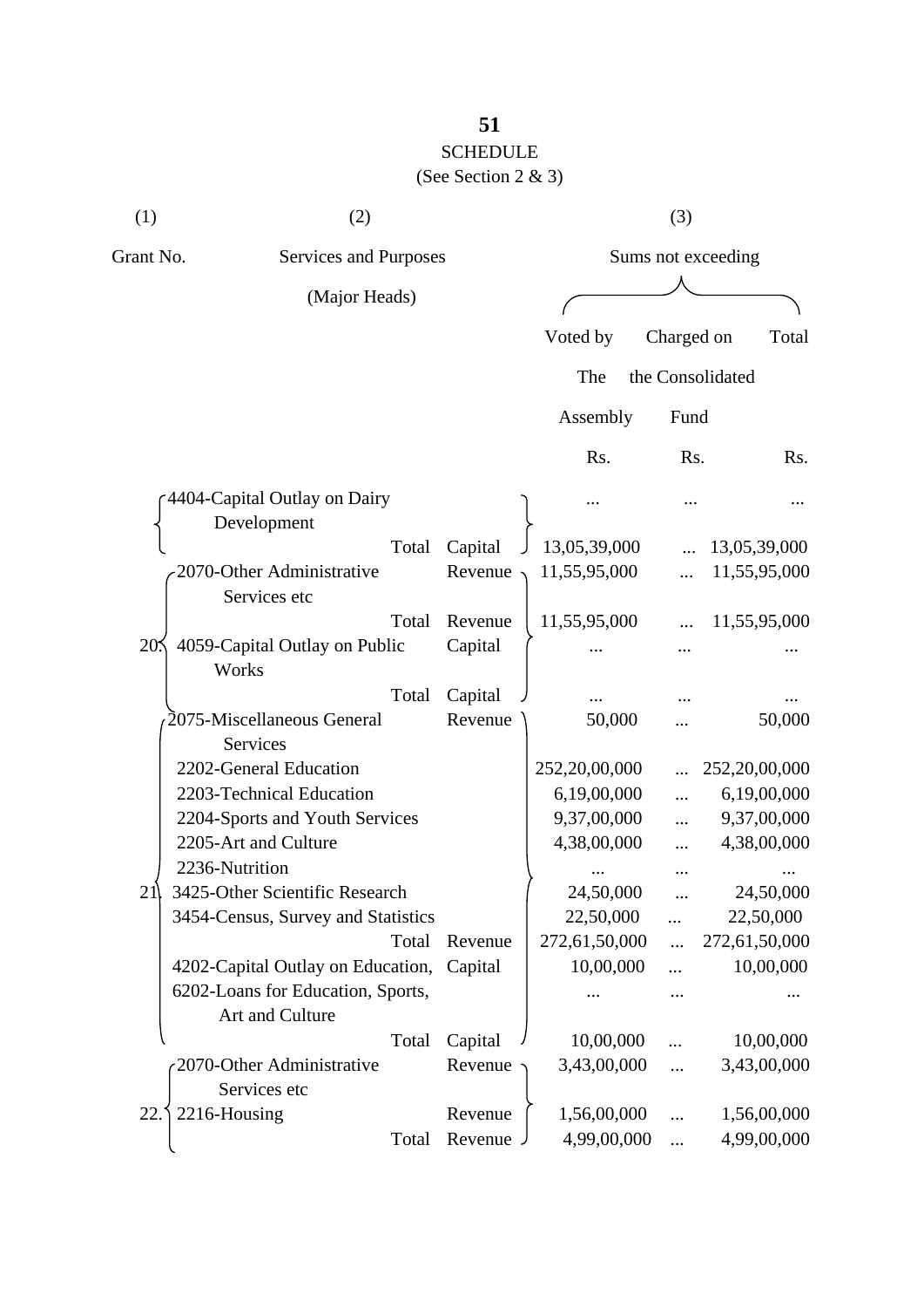## SCHEDULE

(See Section 2 & 3)

| (1) | (2) | | (3) | | |
|---|---|---|---|---|---|
| Grant No. | Services and Purposes (Major Heads) | | Sums not exceeding | | |
| | | | Voted by The Assembly | Charged on the Consolidated Fund | Total |
| | | | Rs. | Rs. | Rs. |
| | 4404-Capital Outlay on Dairy Development | | ... | ... | ... |
| | Total | Capital | 13,05,39,000 | ... | 13,05,39,000 |
| 20. | 2070-Other Administrative Services etc | Revenue | 11,55,95,000 | ... | 11,55,95,000 |
| | Total | Revenue | 11,55,95,000 | ... | 11,55,95,000 |
| | 4059-Capital Outlay on Public Works | Capital | ... | ... | ... |
| | Total | Capital | ... | ... | ... |
| 21. | 2075-Miscellaneous General Services | Revenue | 50,000 | ... | 50,000 |
| | 2202-General Education | | 252,20,00,000 | ... | 252,20,00,000 |
| | 2203-Technical Education | | 6,19,00,000 | ... | 6,19,00,000 |
| | 2204-Sports and Youth Services | | 9,37,00,000 | ... | 9,37,00,000 |
| | 2205-Art and Culture | | 4,38,00,000 | ... | 4,38,00,000 |
| | 2236-Nutrition | | ... | ... | ... |
| | 3425-Other Scientific Research | | 24,50,000 | ... | 24,50,000 |
| | 3454-Census, Survey and Statistics | | 22,50,000 | ... | 22,50,000 |
| | Total | Revenue | 272,61,50,000 | ... | 272,61,50,000 |
| | 4202-Capital Outlay on Education, | Capital | 10,00,000 | ... | 10,00,000 |
| | 6202-Loans for Education, Sports, Art and Culture | | ... | ... | ... |
| | Total | Capital | 10,00,000 | ... | 10,00,000 |
| 22. | 2070-Other Administrative Services etc | Revenue | 3,43,00,000 | ... | 3,43,00,000 |
| | 2216-Housing | Revenue | 1,56,00,000 | ... | 1,56,00,000 |
| | Total | Revenue | 4,99,00,000 | ... | 4,99,00,000 |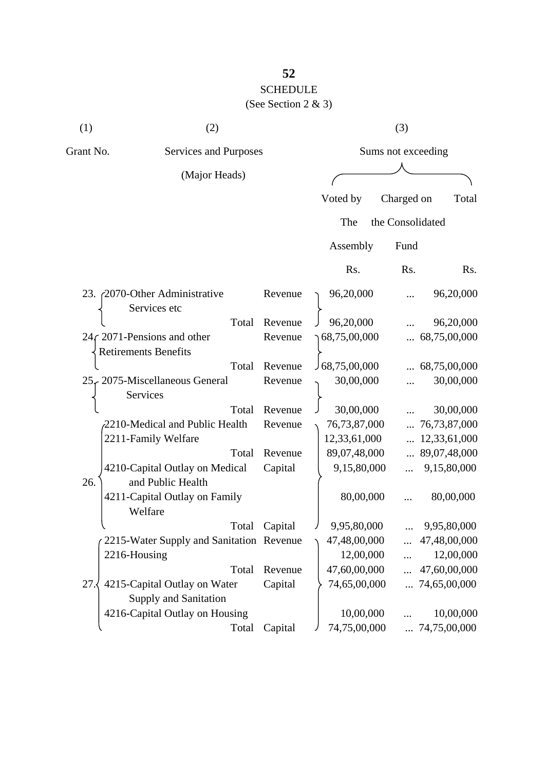## SCHEDULE

(See Section 2 & 3)

| (1) | (2) | | (3) | | |
|---|---|---|---|---|---|
| Grant No. | Services and Purposes (Major Heads) | | Sums not exceeding | | |
| | | | Voted by The Assembly | Charged on the Consolidated Fund | Total |
| | | | Rs. | Rs. | Rs. |
| 23. | 2070-Other Administrative Services etc | Revenue | 96,20,000 | ... | 96,20,000 |
| | Total | Revenue | 96,20,000 | ... | 96,20,000 |
| 24. | 2071-Pensions and other Retirements Benefits | Revenue | 68,75,00,000 | ... | 68,75,00,000 |
| | Total | Revenue | 68,75,00,000 | ... | 68,75,00,000 |
| 25. | 2075-Miscellaneous General Services | Revenue | 30,00,000 | ... | 30,00,000 |
| | Total | Revenue | 30,00,000 | ... | 30,00,000 |
| 26. | 2210-Medical and Public Health | Revenue | 76,73,87,000 | ... | 76,73,87,000 |
| | 2211-Family Welfare | | 12,33,61,000 | ... | 12,33,61,000 |
| | Total | Revenue | 89,07,48,000 | ... | 89,07,48,000 |
| | 4210-Capital Outlay on Medical and Public Health | Capital | 9,15,80,000 | ... | 9,15,80,000 |
| | 4211-Capital Outlay on Family Welfare | | 80,00,000 | ... | 80,00,000 |
| | Total | Capital | 9,95,80,000 | ... | 9,95,80,000 |
| 27. | 2215-Water Supply and Sanitation | Revenue | 47,48,00,000 | ... | 47,48,00,000 |
| | 2216-Housing | | 12,00,000 | ... | 12,00,000 |
| | Total | Revenue | 47,60,00,000 | ... | 47,60,00,000 |
| | 4215-Capital Outlay on Water Supply and Sanitation | Capital | 74,65,00,000 | ... | 74,65,00,000 |
| | 4216-Capital Outlay on Housing | | 10,00,000 | ... | 10,00,000 |
| | Total | Capital | 74,75,00,000 | ... | 74,75,00,000 |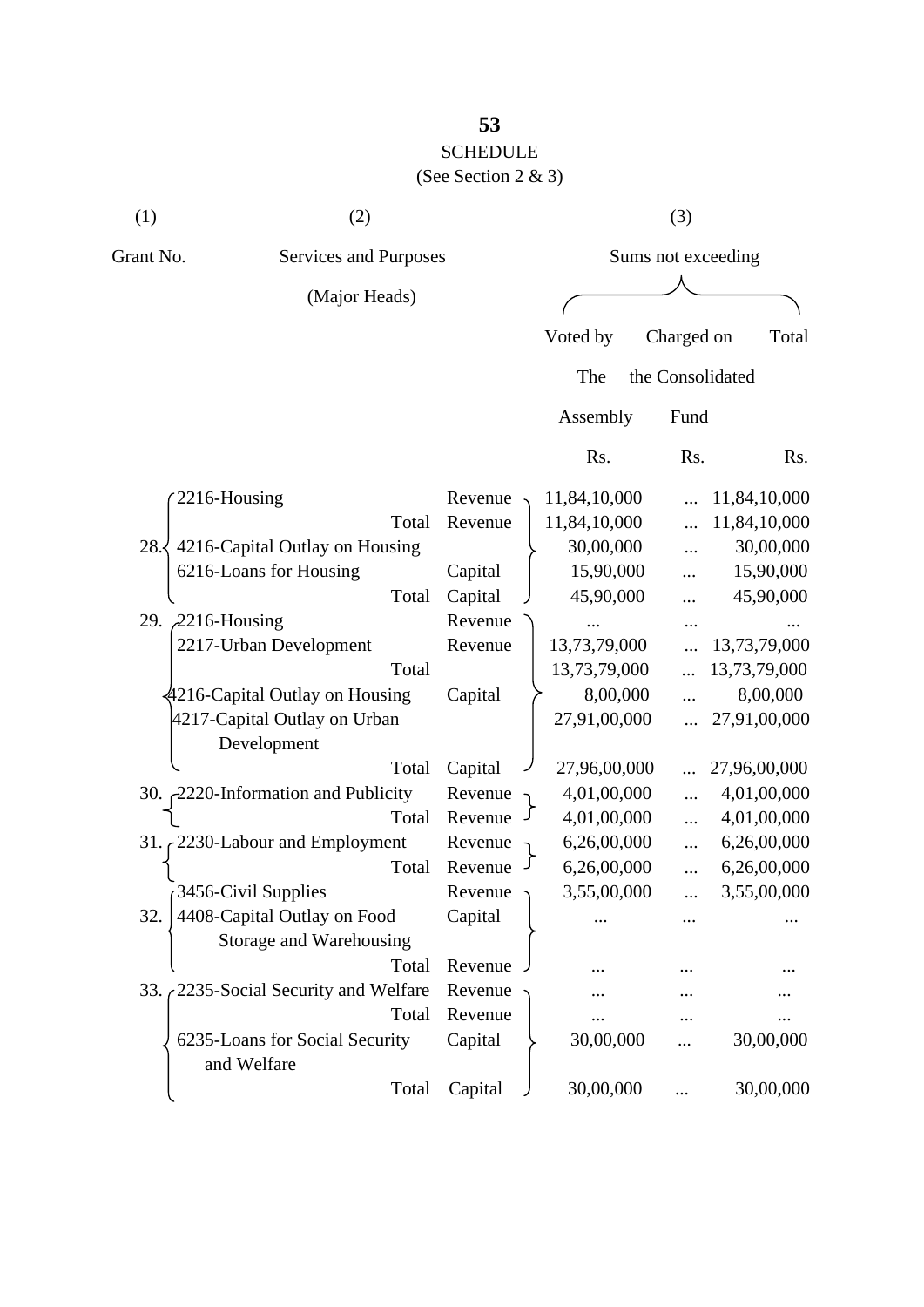## SCHEDULE

(See Section 2 & 3)

| (1) | (2) | | (3) | | |
|---|---|---|---|---|---|
| Grant No. | Services and Purposes (Major Heads) | | Sums not exceeding | | |
| | | | Voted by The Assembly | Charged on the Consolidated Fund | Total |
| | | | Rs. | Rs. | Rs. |
| 28. | 2216-Housing | Revenue | 11,84,10,000 | ... | 11,84,10,000 |
| | Total | Revenue | 11,84,10,000 | ... | 11,84,10,000 |
| | 4216-Capital Outlay on Housing | | 30,00,000 | ... | 30,00,000 |
| | 6216-Loans for Housing | Capital | 15,90,000 | ... | 15,90,000 |
| | Total | Capital | 45,90,000 | ... | 45,90,000 |
| 29. | 2216-Housing | Revenue | ... | ... | ... |
| | 2217-Urban Development | Revenue | 13,73,79,000 | ... | 13,73,79,000 |
| | Total | | 13,73,79,000 | ... | 13,73,79,000 |
| | 4216-Capital Outlay on Housing | Capital | 8,00,000 | ... | 8,00,000 |
| | 4217-Capital Outlay on Urban Development | | 27,91,00,000 | ... | 27,91,00,000 |
| | Total | Capital | 27,96,00,000 | ... | 27,96,00,000 |
| 30. | 2220-Information and Publicity | Revenue | 4,01,00,000 | ... | 4,01,00,000 |
| | Total | Revenue | 4,01,00,000 | ... | 4,01,00,000 |
| 31. | 2230-Labour and Employment | Revenue | 6,26,00,000 | ... | 6,26,00,000 |
| | Total | Revenue | 6,26,00,000 | ... | 6,26,00,000 |
| 32. | 3456-Civil Supplies | Revenue | 3,55,00,000 | ... | 3,55,00,000 |
| | 4408-Capital Outlay on Food Storage and Warehousing | Capital | ... | ... | ... |
| | Total | Revenue | ... | ... | ... |
| 33. | 2235-Social Security and Welfare | Revenue | ... | ... | ... |
| | Total | Revenue | ... | ... | ... |
| | 6235-Loans for Social Security and Welfare | Capital | 30,00,000 | ... | 30,00,000 |
| | Total | Capital | 30,00,000 | ... | 30,00,000 |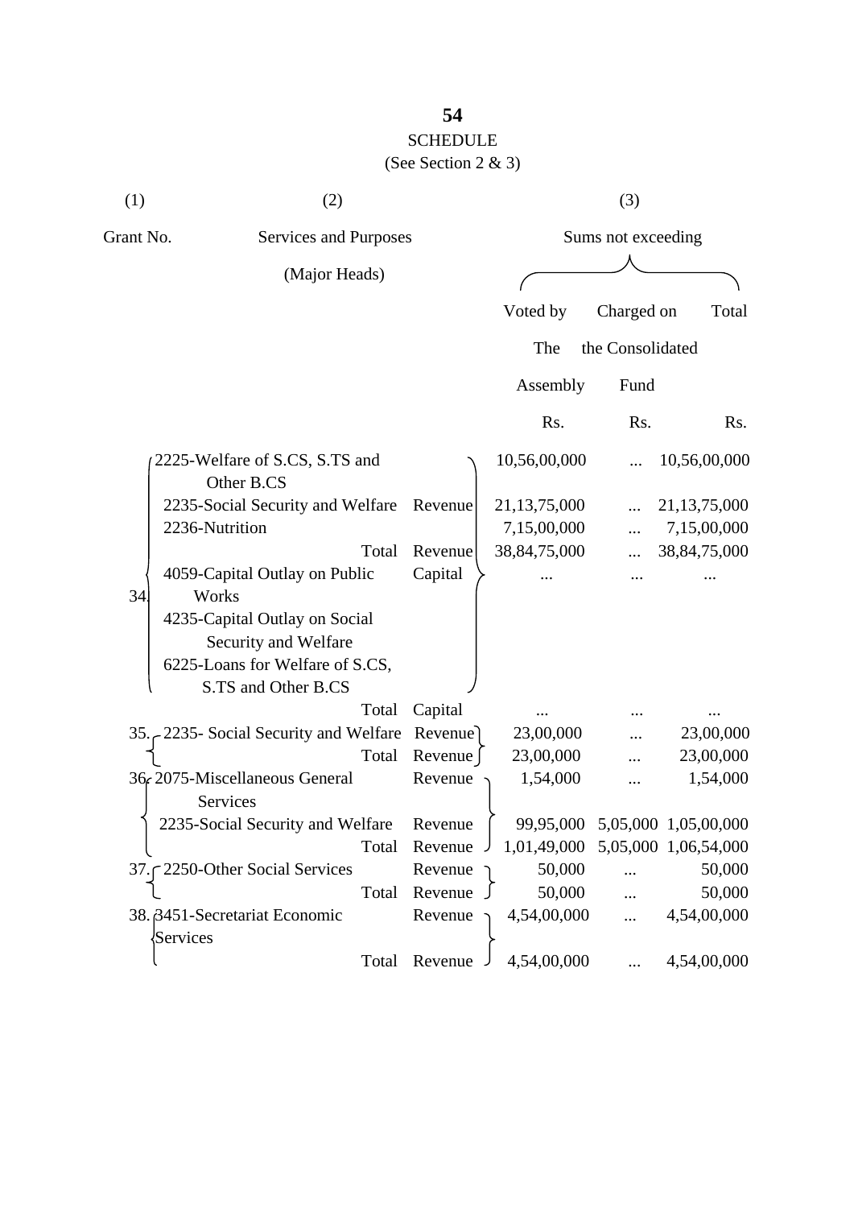# SCHEDULE

(See Section 2 & 3)

| (1) | (2) | | (3) | | |
|---|---|---|---|---|---|
| Grant No. | Services and Purposes (Major Heads) | | Sums not exceeding | | |
| | | | Voted by The Assembly | Charged on the Consolidated Fund | Total |
| | | | Rs. | Rs. | Rs. |
| 34. | 2225-Welfare of S.CS, S.TS and Other B.CS | | 10,56,00,000 | ... | 10,56,00,000 |
| | 2235-Social Security and Welfare | Revenue | 21,13,75,000 | ... | 21,13,75,000 |
| | 2236-Nutrition | | 7,15,00,000 | ... | 7,15,00,000 |
| | Total | Revenue | 38,84,75,000 | ... | 38,84,75,000 |
| | 4059-Capital Outlay on Public Works | Capital | ... | ... | ... |
| | 4235-Capital Outlay on Social Security and Welfare | | | | |
| | 6225-Loans for Welfare of S.CS, S.TS and Other B.CS | | | | |
| | Total | Capital | ... | ... | ... |
| 35. | 2235- Social Security and Welfare | Revenue | 23,00,000 | ... | 23,00,000 |
| | Total | Revenue | 23,00,000 | ... | 23,00,000 |
| 36. | 2075-Miscellaneous General Services | Revenue | 1,54,000 | ... | 1,54,000 |
| | 2235-Social Security and Welfare | Revenue | 99,95,000 | 5,05,000 | 1,05,00,000 |
| | Total | Revenue | 1,01,49,000 | 5,05,000 | 1,06,54,000 |
| 37. | 2250-Other Social Services | Revenue | 50,000 | ... | 50,000 |
| | Total | Revenue | 50,000 | ... | 50,000 |
| 38. | 3451-Secretariat Economic Services | Revenue | 4,54,00,000 | ... | 4,54,00,000 |
| | Total | Revenue | 4,54,00,000 | ... | 4,54,00,000 |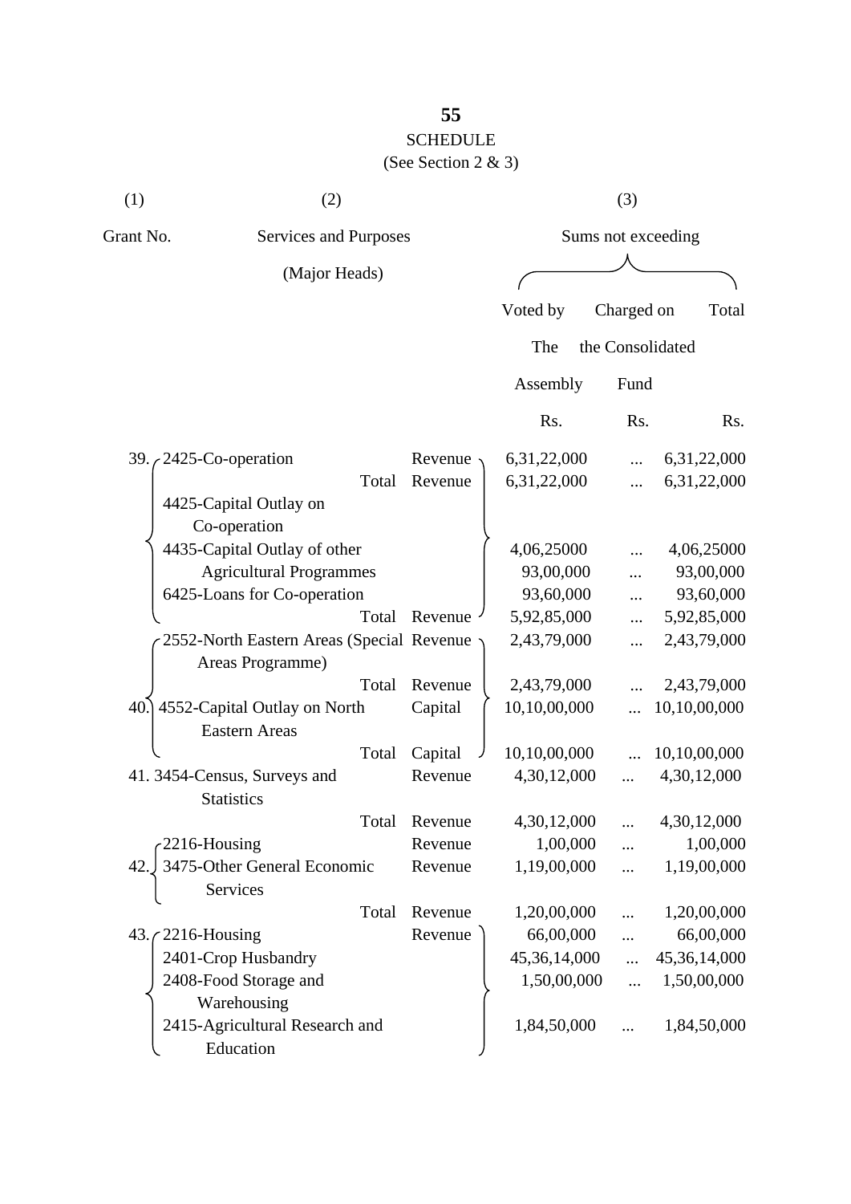# SCHEDULE

(See Section 2 & 3)

| (1) Grant No. | (2) Services and Purposes (Major Heads) | | (3) Sums not exceeding Voted by The Assembly Rs. | Charged on the Consolidated Fund Rs. | Total Rs. |
|---|---|---|---|---|---|
| 39. | 2425-Co-operation | Revenue | 6,31,22,000 | ... | 6,31,22,000 |
| | Total | Revenue | 6,31,22,000 | ... | 6,31,22,000 |
| | 4425-Capital Outlay on Co-operation | | | | |
| | 4435-Capital Outlay of other Agricultural Programmes | | 4,06,25000 | ... | 4,06,25000 |
| | | | 93,00,000 | ... | 93,00,000 |
| | 6425-Loans for Co-operation | | 93,60,000 | ... | 93,60,000 |
| | Total | Revenue | 5,92,85,000 | ... | 5,92,85,000 |
| 40. | 2552-North Eastern Areas (Special Areas Programme) | Revenue | 2,43,79,000 | ... | 2,43,79,000 |
| | Total | Revenue | 2,43,79,000 | ... | 2,43,79,000 |
| | 4552-Capital Outlay on North Eastern Areas | Capital | 10,10,00,000 | ... | 10,10,00,000 |
| | Total | Capital | 10,10,00,000 | ... | 10,10,00,000 |
| 41. | 3454-Census, Surveys and Statistics | Revenue | 4,30,12,000 | ... | 4,30,12,000 |
| | Total | Revenue | 4,30,12,000 | ... | 4,30,12,000 |
| 42. | 2216-Housing | Revenue | 1,00,000 | ... | 1,00,000 |
| | 3475-Other General Economic Services | Revenue | 1,19,00,000 | ... | 1,19,00,000 |
| | Total | Revenue | 1,20,00,000 | ... | 1,20,00,000 |
| 43. | 2216-Housing | Revenue | 66,00,000 | ... | 66,00,000 |
| | 2401-Crop Husbandry | | 45,36,14,000 | ... | 45,36,14,000 |
| | 2408-Food Storage and Warehousing | | 1,50,00,000 | ... | 1,50,00,000 |
| | 2415-Agricultural Research and Education | | 1,84,50,000 | ... | 1,84,50,000 |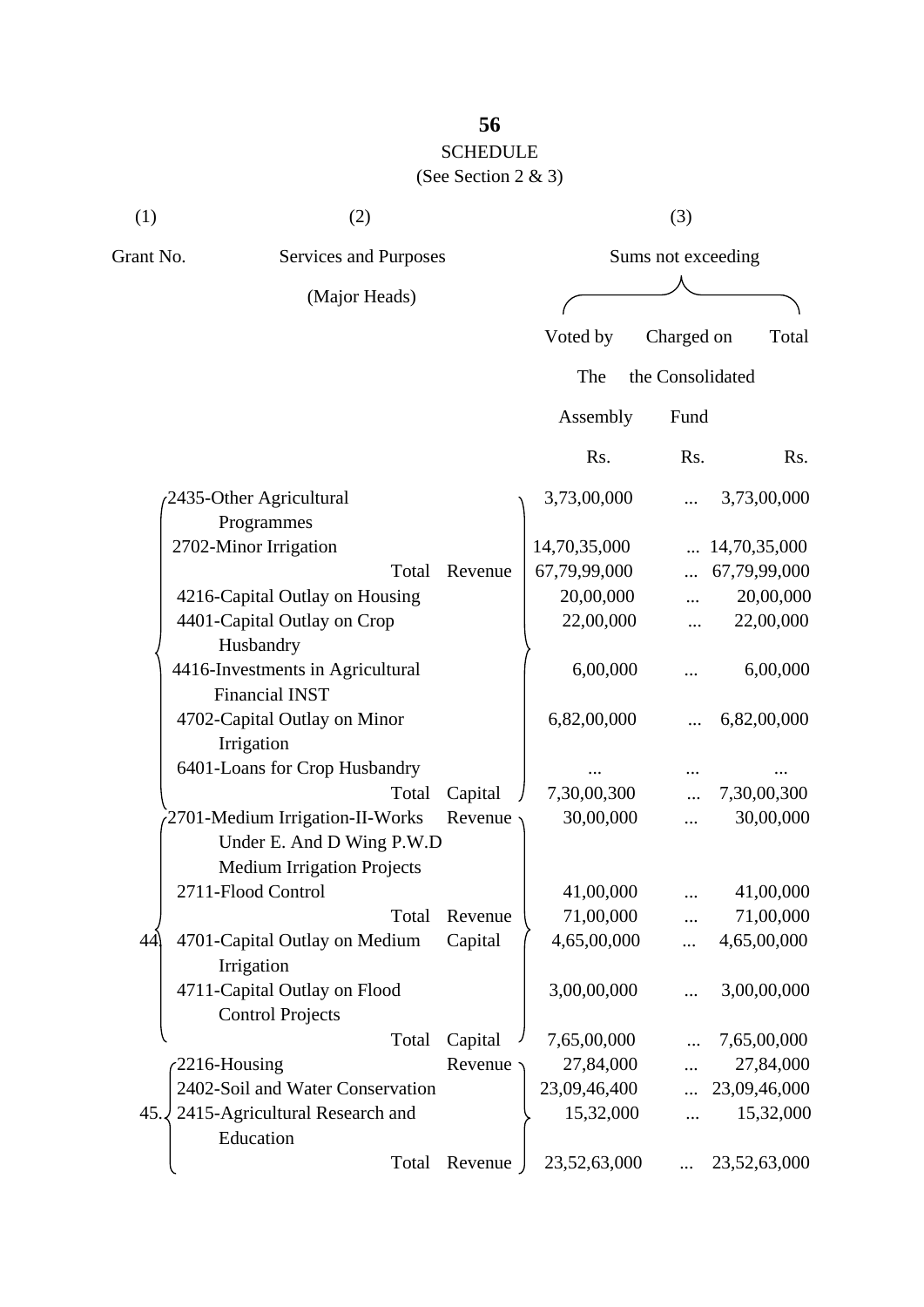SCHEDULE

(See Section 2 & 3)

| (1) Grant No. | (2) Services and Purposes (Major Heads) | | (3) Sums not exceeding Voted by The Assembly Rs. | Charged on the Consolidated Fund Rs. | Total Rs. |
|---|---|---|---|---|---|
| | 2435-Other Agricultural Programmes | | 3,73,00,000 | ... | 3,73,00,000 |
| | 2702-Minor Irrigation | | 14,70,35,000 | ... | 14,70,35,000 |
| | Total | Revenue | 67,79,99,000 | ... | 67,79,99,000 |
| | 4216-Capital Outlay on Housing | | 20,00,000 | ... | 20,00,000 |
| | 4401-Capital Outlay on Crop Husbandry | | 22,00,000 | ... | 22,00,000 |
| | 4416-Investments in Agricultural Financial INST | | 6,00,000 | ... | 6,00,000 |
| | 4702-Capital Outlay on Minor Irrigation | | 6,82,00,000 | ... | 6,82,00,000 |
| | 6401-Loans for Crop Husbandry | | ... | ... | ... |
| | Total | Capital | 7,30,00,300 | ... | 7,30,00,300 |
| 44. | 2701-Medium Irrigation-II-Works Under E. And D Wing P.W.D Medium Irrigation Projects | Revenue | 30,00,000 | ... | 30,00,000 |
| | 2711-Flood Control | | 41,00,000 | ... | 41,00,000 |
| | Total | Revenue | 71,00,000 | ... | 71,00,000 |
| | 4701-Capital Outlay on Medium Irrigation | Capital | 4,65,00,000 | ... | 4,65,00,000 |
| | 4711-Capital Outlay on Flood Control Projects | | 3,00,00,000 | ... | 3,00,00,000 |
| | Total | Capital | 7,65,00,000 | ... | 7,65,00,000 |
| 45. | 2216-Housing | Revenue | 27,84,000 | ... | 27,84,000 |
| | 2402-Soil and Water Conservation | | 23,09,46,400 | ... | 23,09,46,000 |
| | 2415-Agricultural Research and Education | | 15,32,000 | ... | 15,32,000 |
| | Total | Revenue | 23,52,63,000 | ... | 23,52,63,000 |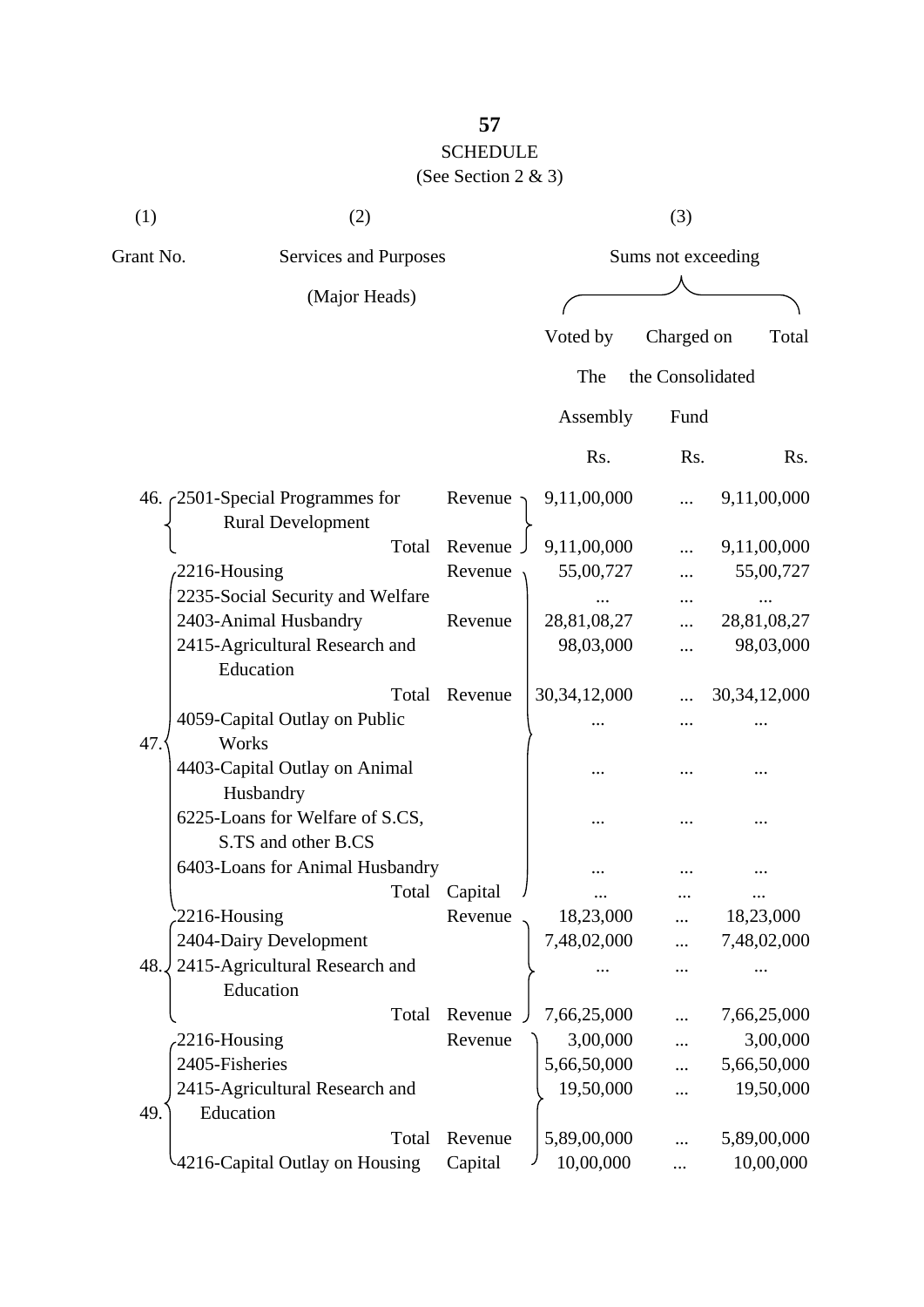## SCHEDULE

(See Section 2 & 3)

| (1) | (2) | | (3) | | |
|---|---|---|---|---|---|
| Grant No. | Services and Purposes (Major Heads) | | Sums not exceeding | | |
| | | | Voted by The Assembly | Charged on the Consolidated Fund | Total |
| | | | Rs. | Rs. | Rs. |
| 46. | 2501-Special Programmes for Rural Development | Revenue | 9,11,00,000 | ... | 9,11,00,000 |
| | Total | Revenue | 9,11,00,000 | ... | 9,11,00,000 |
| 47. | 2216-Housing | Revenue | 55,00,727 | ... | 55,00,727 |
| | 2235-Social Security and Welfare | | ... | ... | ... |
| | 2403-Animal Husbandry | Revenue | 28,81,08,27 | ... | 28,81,08,27 |
| | 2415-Agricultural Research and Education | | 98,03,000 | ... | 98,03,000 |
| | Total | Revenue | 30,34,12,000 | ... | 30,34,12,000 |
| | 4059-Capital Outlay on Public Works | | ... | ... | ... |
| | 4403-Capital Outlay on Animal Husbandry | | ... | ... | ... |
| | 6225-Loans for Welfare of S.CS, S.TS and other B.CS | | ... | ... | ... |
| | 6403-Loans for Animal Husbandry | | ... | ... | ... |
| | Total | Capital | ... | ... | ... |
| 48. | 2216-Housing | Revenue | 18,23,000 | ... | 18,23,000 |
| | 2404-Dairy Development | | 7,48,02,000 | ... | 7,48,02,000 |
| | 2415-Agricultural Research and Education | | ... | ... | ... |
| | Total | Revenue | 7,66,25,000 | ... | 7,66,25,000 |
| 49. | 2216-Housing | Revenue | 3,00,000 | ... | 3,00,000 |
| | 2405-Fisheries | | 5,66,50,000 | ... | 5,66,50,000 |
| | 2415-Agricultural Research and Education | | 19,50,000 | ... | 19,50,000 |
| | Total | Revenue | 5,89,00,000 | ... | 5,89,00,000 |
| | 4216-Capital Outlay on Housing | Capital | 10,00,000 | ... | 10,00,000 |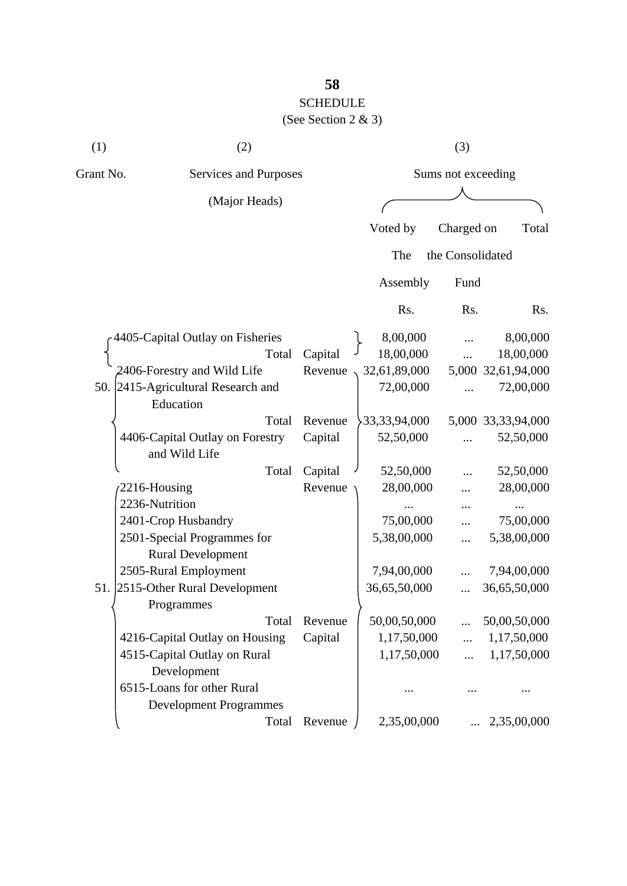**58**

SCHEDULE

(See Section 2 & 3)

| (1) | (2) | | (3) | | |
|---|---|---|---|---|---|
| Grant No. | Services and Purposes (Major Heads) | | Sums not exceeding | | |
| | | | Voted by The Assembly | Charged on the Consolidated Fund | Total |
| | | | Rs. | Rs. | Rs. |
| | 4405-Capital Outlay on Fisheries | | 8,00,000 | ... | 8,00,000 |
| | Total | Capital | 18,00,000 | ... | 18,00,000 |
| 50. | 2406-Forestry and Wild Life | Revenue | 32,61,89,000 | 5,000 | 32,61,94,000 |
| | 2415-Agricultural Research and Education | | 72,00,000 | ... | 72,00,000 |
| | Total | Revenue | 33,33,94,000 | 5,000 | 33,33,94,000 |
| | 4406-Capital Outlay on Forestry and Wild Life | Capital | 52,50,000 | ... | 52,50,000 |
| | Total | Capital | 52,50,000 | ... | 52,50,000 |
| 51. | 2216-Housing | Revenue | 28,00,000 | ... | 28,00,000 |
| | 2236-Nutrition | | ... | ... | ... |
| | 2401-Crop Husbandry | | 75,00,000 | ... | 75,00,000 |
| | 2501-Special Programmes for Rural Development | | 5,38,00,000 | ... | 5,38,00,000 |
| | 2505-Rural Employment | | 7,94,00,000 | ... | 7,94,00,000 |
| | 2515-Other Rural Development Programmes | | 36,65,50,000 | ... | 36,65,50,000 |
| | Total | Revenue | 50,00,50,000 | ... | 50,00,50,000 |
| | 4216-Capital Outlay on Housing | Capital | 1,17,50,000 | ... | 1,17,50,000 |
| | 4515-Capital Outlay on Rural Development | | 1,17,50,000 | ... | 1,17,50,000 |
| | 6515-Loans for other Rural Development Programmes | | ... | ... | ... |
| | Total | Revenue | 2,35,00,000 | ... | 2,35,00,000 |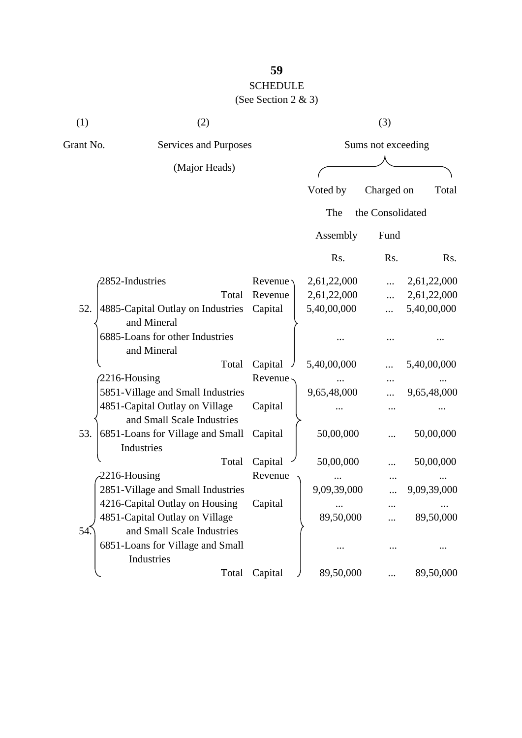SCHEDULE
(See Section 2 & 3)

| (1) | (2) | | (3) | | |
|---|---|---|---|---|---|
| Grant No. | Services and Purposes (Major Heads) | | Sums not exceeding | | |
| | | | Voted by The Assembly | Charged on the Consolidated Fund | Total |
| | | | Rs. | Rs. | Rs. |
| 52. | 2852-Industries | Revenue | 2,61,22,000 | ... | 2,61,22,000 |
| | Total | Revenue | 2,61,22,000 | ... | 2,61,22,000 |
| | 4885-Capital Outlay on Industries and Mineral | Capital | 5,40,00,000 | ... | 5,40,00,000 |
| | 6885-Loans for other Industries and Mineral | | ... | ... | ... |
| | Total | Capital | 5,40,00,000 | ... | 5,40,00,000 |
| 53. | 2216-Housing | Revenue | ... | ... | ... |
| | 5851-Village and Small Industries | | 9,65,48,000 | ... | 9,65,48,000 |
| | 4851-Capital Outlay on Village and Small Scale Industries | Capital | ... | ... | ... |
| | 6851-Loans for Village and Small Industries | Capital | 50,00,000 | ... | 50,00,000 |
| | Total | Capital | 50,00,000 | ... | 50,00,000 |
| 54. | 2216-Housing | Revenue | ... | ... | ... |
| | 2851-Village and Small Industries | | 9,09,39,000 | ... | 9,09,39,000 |
| | 4216-Capital Outlay on Housing | Capital | ... | ... | ... |
| | 4851-Capital Outlay on Village and Small Scale Industries | | 89,50,000 | ... | 89,50,000 |
| | 6851-Loans for Village and Small Industries | | ... | ... | ... |
| | Total | Capital | 89,50,000 | ... | 89,50,000 |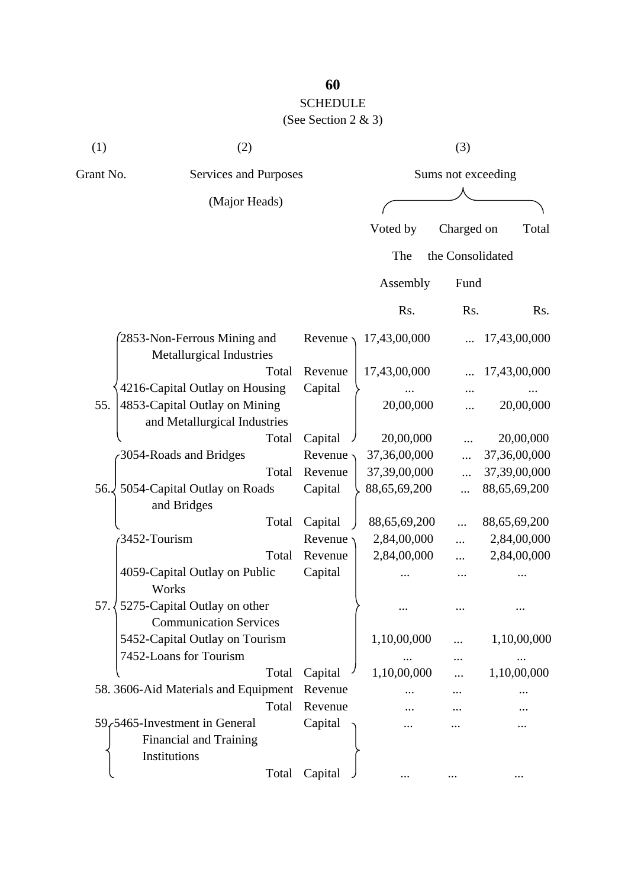## SCHEDULE

(See Section 2 & 3)

| (1) | (2) | | (3) | | |
|---|---|---|---|---|---|
| Grant No. | Services and Purposes (Major Heads) | | Sums not exceeding | | |
| | | | Voted by The Assembly | Charged on the Consolidated Fund | Total |
| | | | Rs. | Rs. | Rs. |
| 55. | 2853-Non-Ferrous Mining and Metallurgical Industries | Revenue | 17,43,00,000 | ... | 17,43,00,000 |
| | Total | Revenue | 17,43,00,000 | ... | 17,43,00,000 |
| | 4216-Capital Outlay on Housing | Capital | ... | ... | ... |
| | 4853-Capital Outlay on Mining and Metallurgical Industries | | 20,00,000 | ... | 20,00,000 |
| | Total | Capital | 20,00,000 | ... | 20,00,000 |
| 56. | 3054-Roads and Bridges | Revenue | 37,36,00,000 | ... | 37,36,00,000 |
| | Total | Revenue | 37,39,00,000 | ... | 37,39,00,000 |
| | 5054-Capital Outlay on Roads and Bridges | Capital | 88,65,69,200 | ... | 88,65,69,200 |
| | Total | Capital | 88,65,69,200 | ... | 88,65,69,200 |
| 57. | 3452-Tourism | Revenue | 2,84,00,000 | ... | 2,84,00,000 |
| | Total | Revenue | 2,84,00,000 | ... | 2,84,00,000 |
| | 4059-Capital Outlay on Public Works | Capital | ... | ... | ... |
| | 5275-Capital Outlay on other Communication Services | | ... | ... | ... |
| | 5452-Capital Outlay on Tourism | | 1,10,00,000 | ... | 1,10,00,000 |
| | 7452-Loans for Tourism | | ... | ... | ... |
| | Total | Capital | 1,10,00,000 | ... | 1,10,00,000 |
| 58. | 3606-Aid Materials and Equipment | Revenue | ... | ... | ... |
| | Total | Revenue | ... | ... | ... |
| 59. | 5465-Investment in General Financial and Training Institutions | Capital | ... | ... | ... |
| | Total | Capital | ... | ... | ... |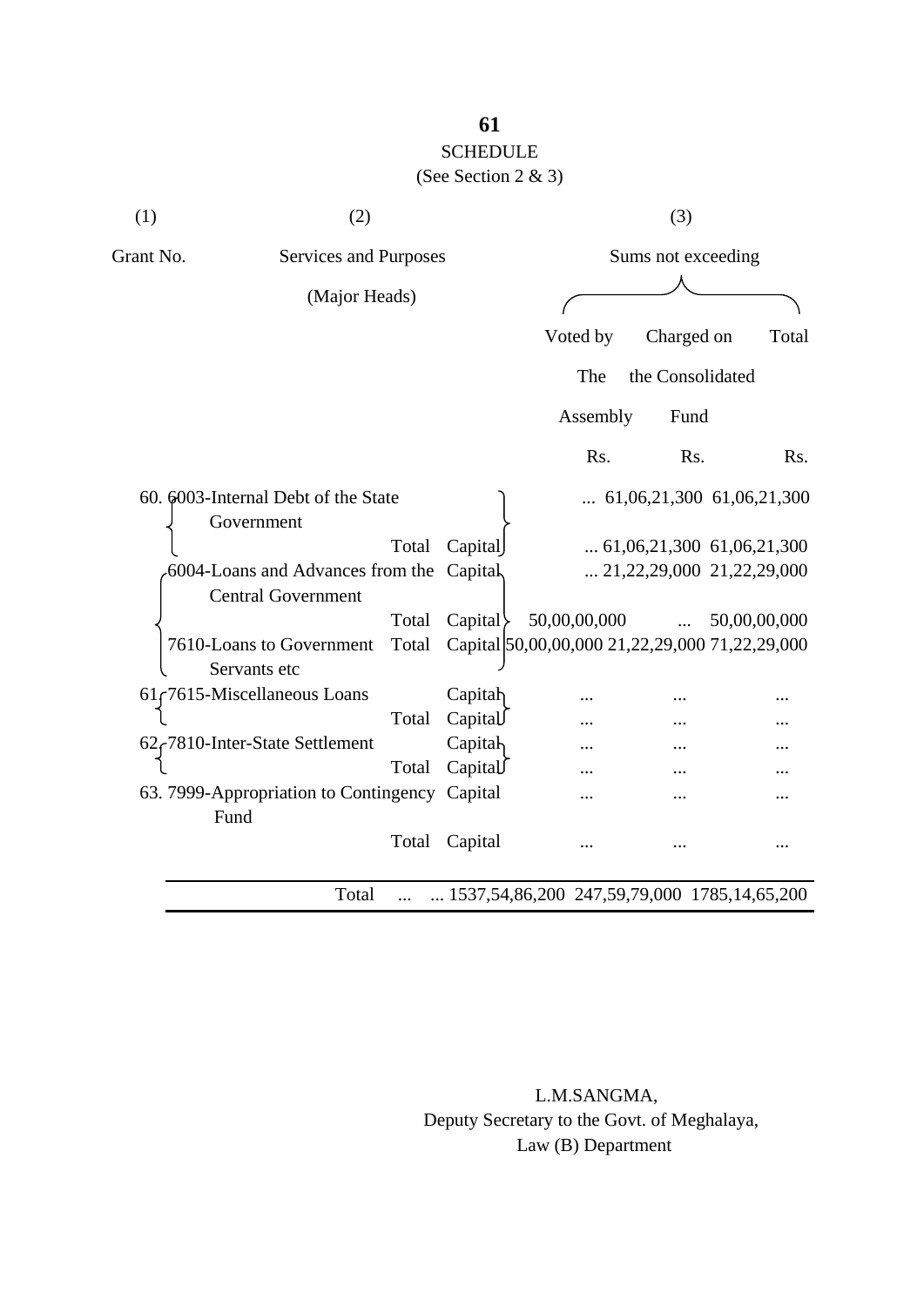**61**

SCHEDULE

(See Section 2 & 3)

| (1) | (2) | | (3) | | |
|---|---|---|---|---|---|
| Grant No. | Services and Purposes (Major Heads) | | Sums not exceeding | | |
| | | | Voted by The Assembly | Charged on the Consolidated Fund | Total |
| | | | Rs. | Rs. | Rs. |
| 60. | 6003-Internal Debt of the State Government | | ... | 61,06,21,300 | 61,06,21,300 |
| | Total | Capital | ... | 61,06,21,300 | 61,06,21,300 |
| | 6004-Loans and Advances from the Central Government | Capital | ... | 21,22,29,000 | 21,22,29,000 |
| | Total | Capital | 50,00,00,000 | ... | 50,00,00,000 |
| | 7610-Loans to Government Servants etc Total | Capital | 50,00,00,000 | 21,22,29,000 | 71,22,29,000 |
| 61 | 7615-Miscellaneous Loans | Capital | ... | ... | ... |
| | Total | Capital | ... | ... | ... |
| 62 | 7810-Inter-State Settlement | Capital | ... | ... | ... |
| | Total | Capital | ... | ... | ... |
| 63. | 7999-Appropriation to Contingency Fund | Capital | ... | ... | ... |
| | Total | Capital | ... | ... | ... |
| | Total ... | ... | 1537,54,86,200 | 247,59,79,000 | 1785,14,65,200 |

L.M.SANGMA,
Deputy Secretary to the Govt. of Meghalaya,
Law (B) Department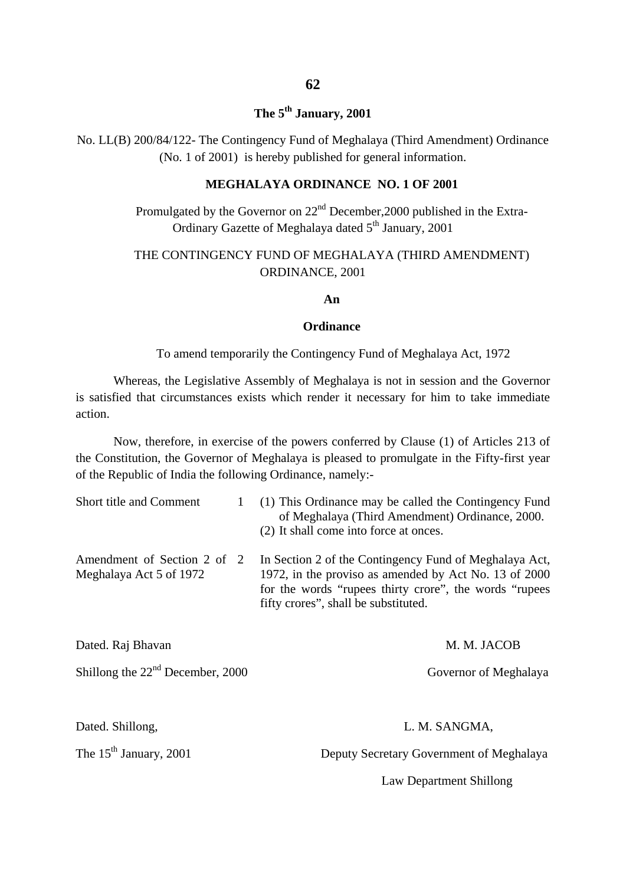**The 5th January, 2001**

No. LL(B) 200/84/122- The Contingency Fund of Meghalaya (Third Amendment) Ordinance (No. 1 of 2001) is hereby published for general information.

**MEGHALAYA ORDINANCE NO. 1 OF 2001**

Promulgated by the Governor on 22nd December,2000 published in the Extra-Ordinary Gazette of Meghalaya dated 5th January, 2001

THE CONTINGENCY FUND OF MEGHALAYA (THIRD AMENDMENT) ORDINANCE, 2001

**An**

**Ordinance**

To amend temporarily the Contingency Fund of Meghalaya Act, 1972

Whereas, the Legislative Assembly of Meghalaya is not in session and the Governor is satisfied that circumstances exists which render it necessary for him to take immediate action.

Now, therefore, in exercise of the powers conferred by Clause (1) of Articles 213 of the Constitution, the Governor of Meghalaya is pleased to promulgate in the Fifty-first year of the Republic of India the following Ordinance, namely:-

| | | |
|---|---|---|
| Short title and Comment | 1 | (1) This Ordinance may be called the Contingency Fund of Meghalaya (Third Amendment) Ordinance, 2000.<br>(2) It shall come into force at onces. |
| Amendment of Section 2 of Meghalaya Act 5 of 1972 | 2 | In Section 2 of the Contingency Fund of Meghalaya Act, 1972, in the proviso as amended by Act No. 13 of 2000 for the words "rupees thirty crore", the words "rupees fifty crores", shall be substituted. |

Dated. Raj Bhavan

Shillong the 22nd December, 2000

M. M. JACOB

Governor of Meghalaya

Dated. Shillong,

The 15th January, 2001

L. M. SANGMA,

Deputy Secretary Government of Meghalaya

Law Department Shillong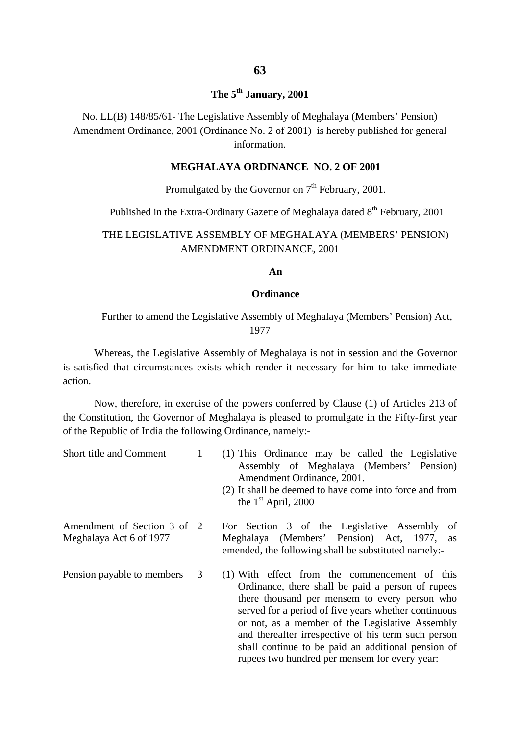**The 5th January, 2001**

No. LL(B) 148/85/61- The Legislative Assembly of Meghalaya (Members' Pension) Amendment Ordinance, 2001 (Ordinance No. 2 of 2001) is hereby published for general information.

**MEGHALAYA ORDINANCE NO. 2 OF 2001**

Promulgated by the Governor on 7th February, 2001.

Published in the Extra-Ordinary Gazette of Meghalaya dated 8th February, 2001

THE LEGISLATIVE ASSEMBLY OF MEGHALAYA (MEMBERS' PENSION) AMENDMENT ORDINANCE, 2001

**An**

**Ordinance**

Further to amend the Legislative Assembly of Meghalaya (Members' Pension) Act, 1977

Whereas, the Legislative Assembly of Meghalaya is not in session and the Governor is satisfied that circumstances exists which render it necessary for him to take immediate action.

Now, therefore, in exercise of the powers conferred by Clause (1) of Articles 213 of the Constitution, the Governor of Meghalaya is pleased to promulgate in the Fifty-first year of the Republic of India the following Ordinance, namely:-

Short title and Comment — 1 (1) This Ordinance may be called the Legislative Assembly of Meghalaya (Members' Pension) Amendment Ordinance, 2001.

(2) It shall be deemed to have come into force and from the 1st April, 2000

Amendment of Section 3 of Meghalaya Act 6 of 1977 — 2 For Section 3 of the Legislative Assembly of Meghalaya (Members' Pension) Act, 1977, as emended, the following shall be substituted namely:-

Pension payable to members — 3 (1) With effect from the commencement of this Ordinance, there shall be paid a person of rupees there thousand per mensem to every person who served for a period of five years whether continuous or not, as a member of the Legislative Assembly and thereafter irrespective of his term such person shall continue to be paid an additional pension of rupees two hundred per mensem for every year: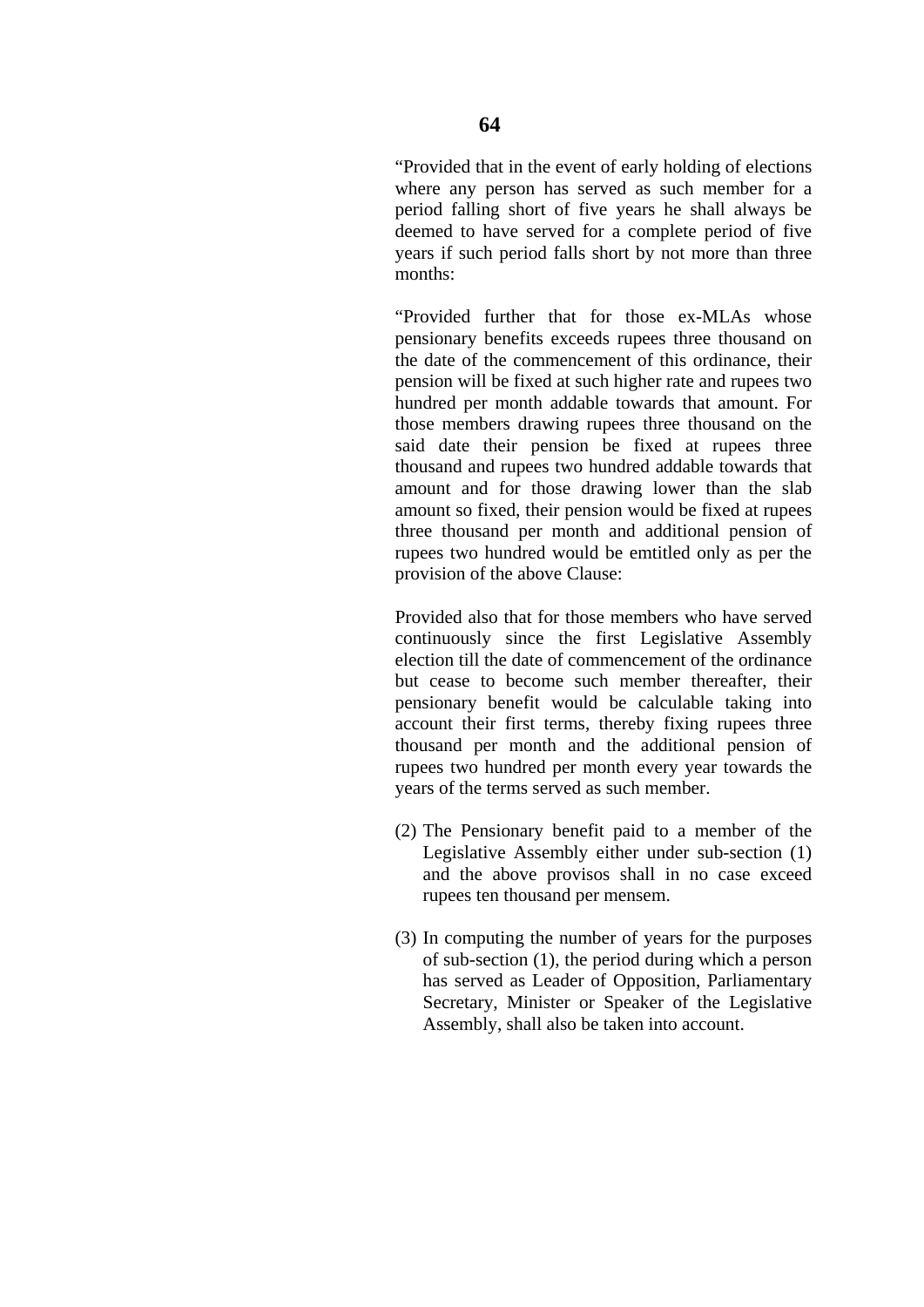"Provided that in the event of early holding of elections where any person has served as such member for a period falling short of five years he shall always be deemed to have served for a complete period of five years if such period falls short by not more than three months:

"Provided further that for those ex-MLAs whose pensionary benefits exceeds rupees three thousand on the date of the commencement of this ordinance, their pension will be fixed at such higher rate and rupees two hundred per month addable towards that amount. For those members drawing rupees three thousand on the said date their pension be fixed at rupees three thousand and rupees two hundred addable towards that amount and for those drawing lower than the slab amount so fixed, their pension would be fixed at rupees three thousand per month and additional pension of rupees two hundred would be emtitled only as per the provision of the above Clause:

Provided also that for those members who have served continuously since the first Legislative Assembly election till the date of commencement of the ordinance but cease to become such member thereafter, their pensionary benefit would be calculable taking into account their first terms, thereby fixing rupees three thousand per month and the additional pension of rupees two hundred per month every year towards the years of the terms served as such member.

(2) The Pensionary benefit paid to a member of the Legislative Assembly either under sub-section (1) and the above provisos shall in no case exceed rupees ten thousand per mensem.

(3) In computing the number of years for the purposes of sub-section (1), the period during which a person has served as Leader of Opposition, Parliamentary Secretary, Minister or Speaker of the Legislative Assembly, shall also be taken into account.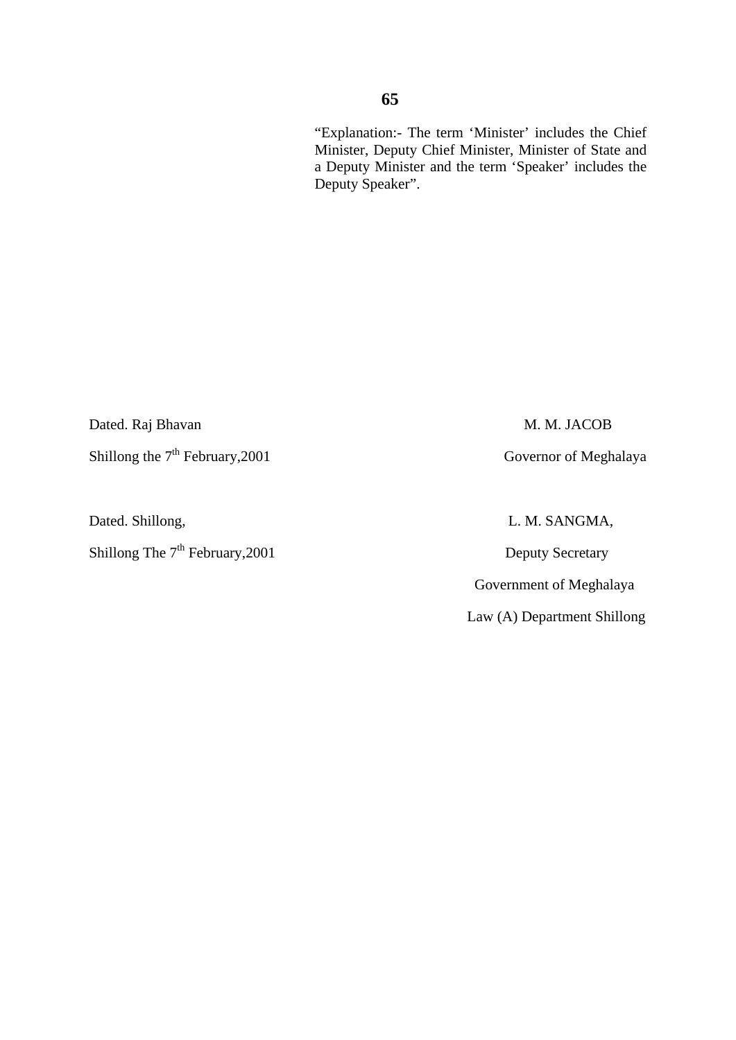"Explanation:- The term 'Minister' includes the Chief Minister, Deputy Chief Minister, Minister of State and a Deputy Minister and the term 'Speaker' includes the Deputy Speaker".

Dated. Raj Bhavan

Shillong the 7th February,2001

M. M. JACOB

Governor of Meghalaya

Dated. Shillong,

Shillong The 7th February,2001

L. M. SANGMA,

Deputy Secretary

Government of Meghalaya

Law (A) Department Shillong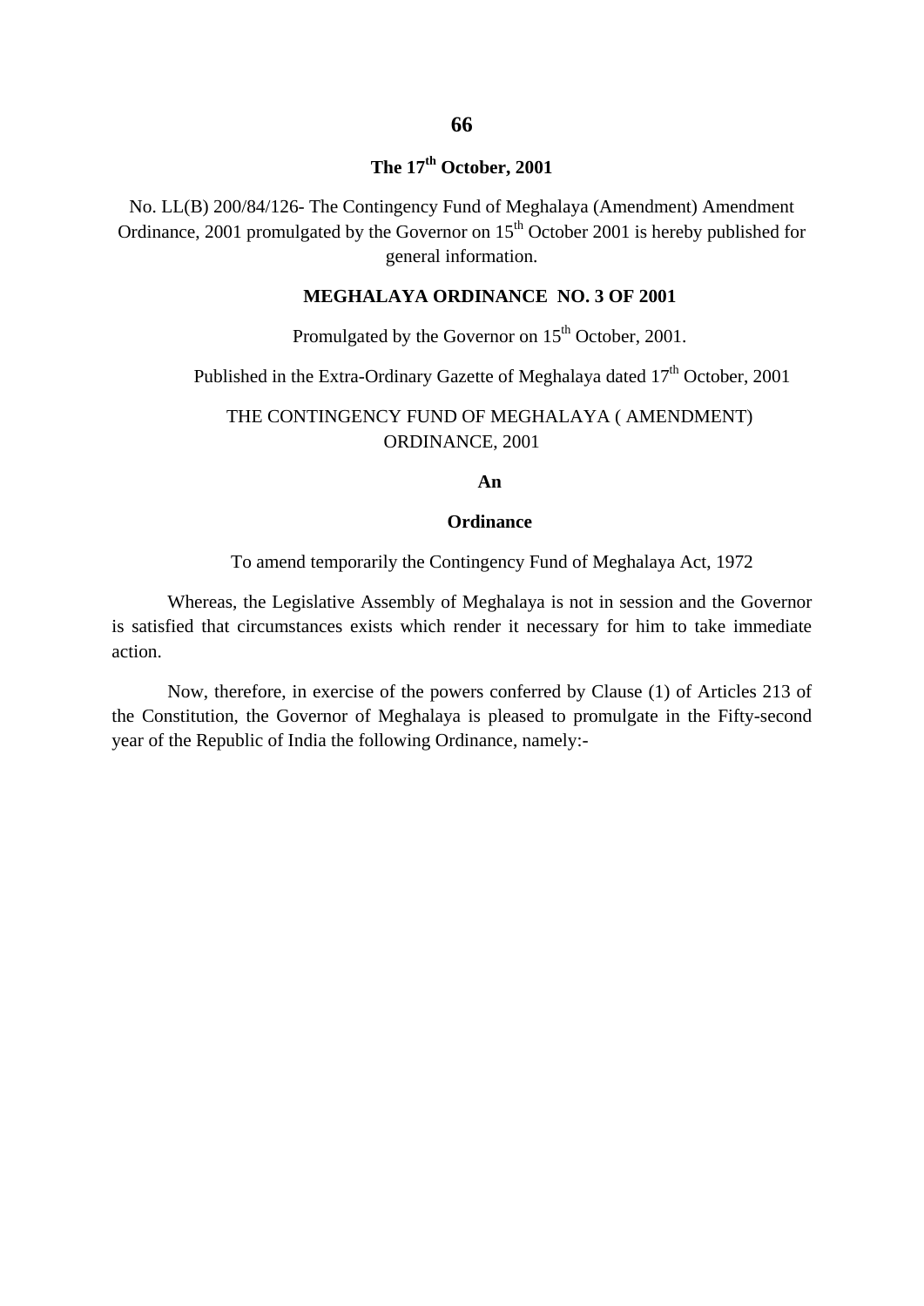**The 17th October, 2001**

No. LL(B) 200/84/126- The Contingency Fund of Meghalaya (Amendment) Amendment Ordinance, 2001 promulgated by the Governor on 15th October 2001 is hereby published for general information.

**MEGHALAYA ORDINANCE NO. 3 OF 2001**

Promulgated by the Governor on 15th October, 2001.

Published in the Extra-Ordinary Gazette of Meghalaya dated 17th October, 2001

THE CONTINGENCY FUND OF MEGHALAYA ( AMENDMENT) ORDINANCE, 2001

**An**

**Ordinance**

To amend temporarily the Contingency Fund of Meghalaya Act, 1972

Whereas, the Legislative Assembly of Meghalaya is not in session and the Governor is satisfied that circumstances exists which render it necessary for him to take immediate action.

Now, therefore, in exercise of the powers conferred by Clause (1) of Articles 213 of the Constitution, the Governor of Meghalaya is pleased to promulgate in the Fifty-second year of the Republic of India the following Ordinance, namely:-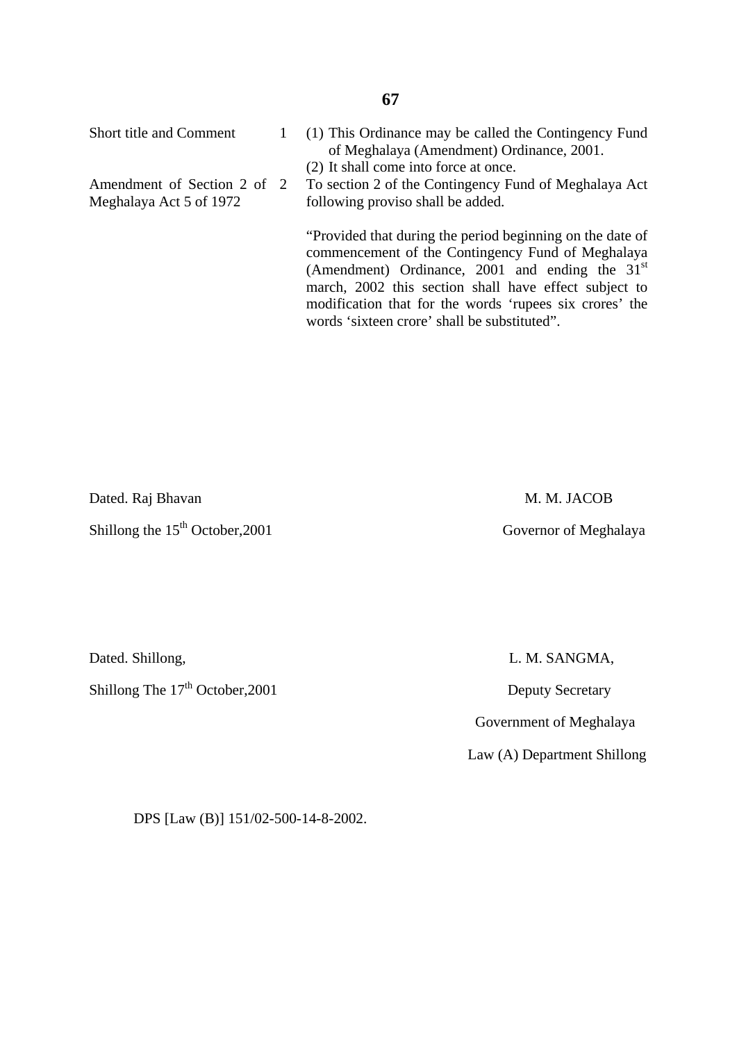| Short title and Comment | 1 | (1) This Ordinance may be called the Contingency Fund of Meghalaya (Amendment) Ordinance, 2001.<br>(2) It shall come into force at once. |
|---|---|---|
| Amendment of Section 2 of Meghalaya Act 5 of 1972 | 2 | To section 2 of the Contingency Fund of Meghalaya Act following proviso shall be added.<br><br>"Provided that during the period beginning on the date of commencement of the Contingency Fund of Meghalaya (Amendment) Ordinance, 2001 and ending the 31st march, 2002 this section shall have effect subject to modification that for the words 'rupees six crores' the words 'sixteen crore' shall be substituted". |

Dated. Raj Bhavan

Shillong the 15th October,2001

M. M. JACOB

Governor of Meghalaya

Dated. Shillong,

Shillong The 17th October,2001

L. M. SANGMA,

Deputy Secretary

Government of Meghalaya

Law (A) Department Shillong

DPS [Law (B)] 151/02-500-14-8-2002.